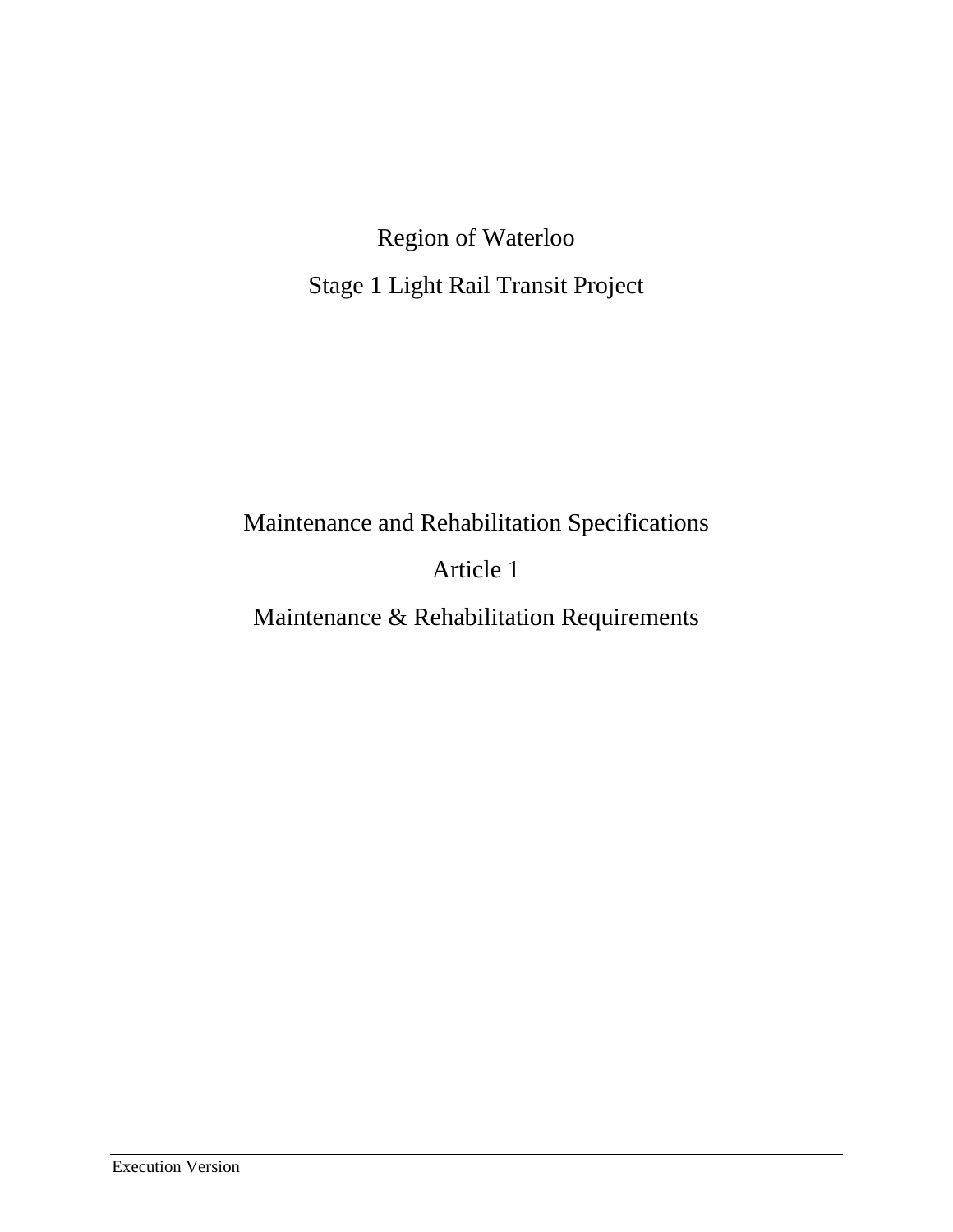# Region of Waterloo

# Stage 1 Light Rail Transit Project

## Maintenance and Rehabilitation Specifications

## Article 1

## Maintenance & Rehabilitation Requirements

Execution Version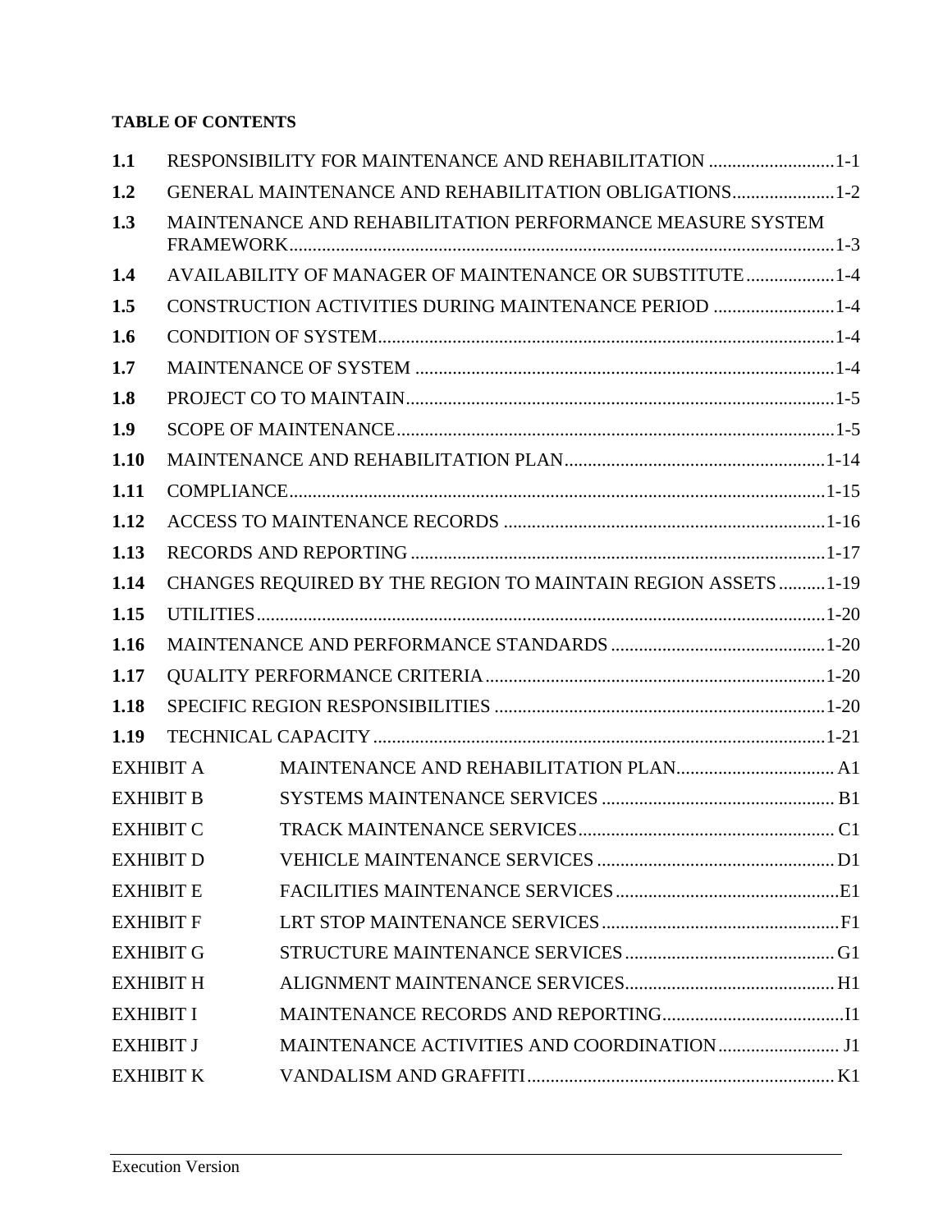**TABLE OF CONTENTS**

| | | |
|---|---|---|
| **1.1** | RESPONSIBILITY FOR MAINTENANCE AND REHABILITATION | 1-1 |
| **1.2** | GENERAL MAINTENANCE AND REHABILITATION OBLIGATIONS | 1-2 |
| **1.3** | MAINTENANCE AND REHABILITATION PERFORMANCE MEASURE SYSTEM FRAMEWORK | 1-3 |
| **1.4** | AVAILABILITY OF MANAGER OF MAINTENANCE OR SUBSTITUTE | 1-4 |
| **1.5** | CONSTRUCTION ACTIVITIES DURING MAINTENANCE PERIOD | 1-4 |
| **1.6** | CONDITION OF SYSTEM | 1-4 |
| **1.7** | MAINTENANCE OF SYSTEM | 1-4 |
| **1.8** | PROJECT CO TO MAINTAIN | 1-5 |
| **1.9** | SCOPE OF MAINTENANCE | 1-5 |
| **1.10** | MAINTENANCE AND REHABILITATION PLAN | 1-14 |
| **1.11** | COMPLIANCE | 1-15 |
| **1.12** | ACCESS TO MAINTENANCE RECORDS | 1-16 |
| **1.13** | RECORDS AND REPORTING | 1-17 |
| **1.14** | CHANGES REQUIRED BY THE REGION TO MAINTAIN REGION ASSETS | 1-19 |
| **1.15** | UTILITIES | 1-20 |
| **1.16** | MAINTENANCE AND PERFORMANCE STANDARDS | 1-20 |
| **1.17** | QUALITY PERFORMANCE CRITERIA | 1-20 |
| **1.18** | SPECIFIC REGION RESPONSIBILITIES | 1-20 |
| **1.19** | TECHNICAL CAPACITY | 1-21 |
| EXHIBIT A | MAINTENANCE AND REHABILITATION PLAN | A1 |
| EXHIBIT B | SYSTEMS MAINTENANCE SERVICES | B1 |
| EXHIBIT C | TRACK MAINTENANCE SERVICES | C1 |
| EXHIBIT D | VEHICLE MAINTENANCE SERVICES | D1 |
| EXHIBIT E | FACILITIES MAINTENANCE SERVICES | E1 |
| EXHIBIT F | LRT STOP MAINTENANCE SERVICES | F1 |
| EXHIBIT G | STRUCTURE MAINTENANCE SERVICES | G1 |
| EXHIBIT H | ALIGNMENT MAINTENANCE SERVICES | H1 |
| EXHIBIT I | MAINTENANCE RECORDS AND REPORTING | I1 |
| EXHIBIT J | MAINTENANCE ACTIVITIES AND COORDINATION | J1 |
| EXHIBIT K | VANDALISM AND GRAFFITI | K1 |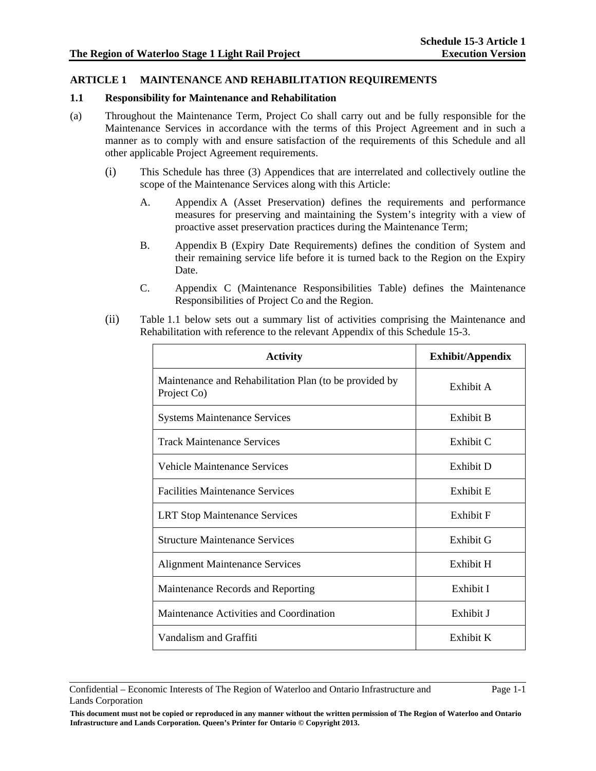# ARTICLE 1 MAINTENANCE AND REHABILITATION REQUIREMENTS

## 1.1 Responsibility for Maintenance and Rehabilitation

(a) Throughout the Maintenance Term, Project Co shall carry out and be fully responsible for the Maintenance Services in accordance with the terms of this Project Agreement and in such a manner as to comply with and ensure satisfaction of the requirements of this Schedule and all other applicable Project Agreement requirements.

(i) This Schedule has three (3) Appendices that are interrelated and collectively outline the scope of the Maintenance Services along with this Article:

A. Appendix A (Asset Preservation) defines the requirements and performance measures for preserving and maintaining the System's integrity with a view of proactive asset preservation practices during the Maintenance Term;

B. Appendix B (Expiry Date Requirements) defines the condition of System and their remaining service life before it is turned back to the Region on the Expiry Date.

C. Appendix C (Maintenance Responsibilities Table) defines the Maintenance Responsibilities of Project Co and the Region.

(ii) Table 1.1 below sets out a summary list of activities comprising the Maintenance and Rehabilitation with reference to the relevant Appendix of this Schedule 15-3.

| Activity | Exhibit/Appendix |
|---|---|
| Maintenance and Rehabilitation Plan (to be provided by Project Co) | Exhibit A |
| Systems Maintenance Services | Exhibit B |
| Track Maintenance Services | Exhibit C |
| Vehicle Maintenance Services | Exhibit D |
| Facilities Maintenance Services | Exhibit E |
| LRT Stop Maintenance Services | Exhibit F |
| Structure Maintenance Services | Exhibit G |
| Alignment Maintenance Services | Exhibit H |
| Maintenance Records and Reporting | Exhibit I |
| Maintenance Activities and Coordination | Exhibit J |
| Vandalism and Graffiti | Exhibit K |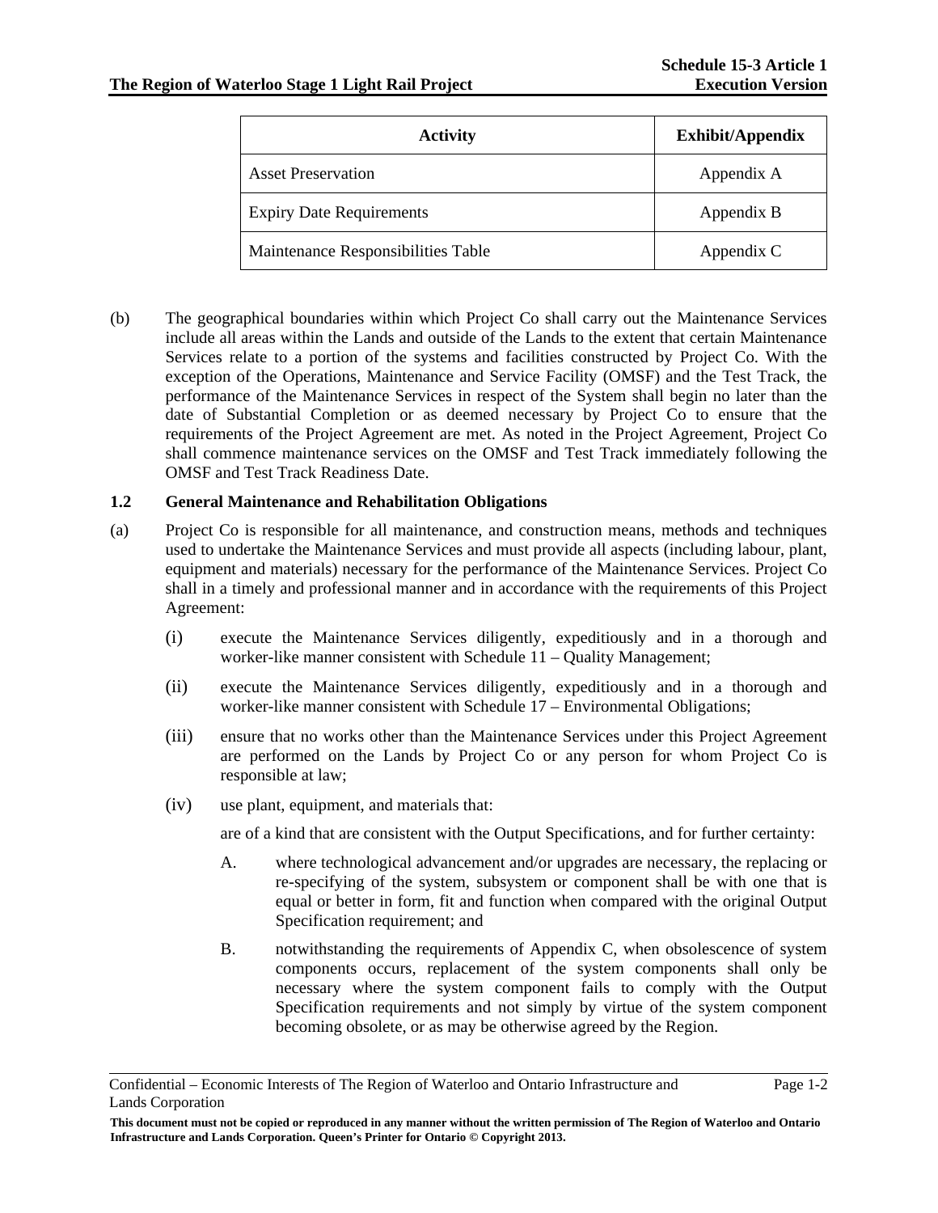| Activity | Exhibit/Appendix |
| --- | --- |
| Asset Preservation | Appendix A |
| Expiry Date Requirements | Appendix B |
| Maintenance Responsibilities Table | Appendix C |

(b) The geographical boundaries within which Project Co shall carry out the Maintenance Services include all areas within the Lands and outside of the Lands to the extent that certain Maintenance Services relate to a portion of the systems and facilities constructed by Project Co. With the exception of the Operations, Maintenance and Service Facility (OMSF) and the Test Track, the performance of the Maintenance Services in respect of the System shall begin no later than the date of Substantial Completion or as deemed necessary by Project Co to ensure that the requirements of the Project Agreement are met. As noted in the Project Agreement, Project Co shall commence maintenance services on the OMSF and Test Track immediately following the OMSF and Test Track Readiness Date.

### 1.2 General Maintenance and Rehabilitation Obligations

(a) Project Co is responsible for all maintenance, and construction means, methods and techniques used to undertake the Maintenance Services and must provide all aspects (including labour, plant, equipment and materials) necessary for the performance of the Maintenance Services. Project Co shall in a timely and professional manner and in accordance with the requirements of this Project Agreement:

(i) execute the Maintenance Services diligently, expeditiously and in a thorough and worker-like manner consistent with Schedule 11 – Quality Management;

(ii) execute the Maintenance Services diligently, expeditiously and in a thorough and worker-like manner consistent with Schedule 17 – Environmental Obligations;

(iii) ensure that no works other than the Maintenance Services under this Project Agreement are performed on the Lands by Project Co or any person for whom Project Co is responsible at law;

(iv) use plant, equipment, and materials that:

are of a kind that are consistent with the Output Specifications, and for further certainty:

A. where technological advancement and/or upgrades are necessary, the replacing or re-specifying of the system, subsystem or component shall be with one that is equal or better in form, fit and function when compared with the original Output Specification requirement; and

B. notwithstanding the requirements of Appendix C, when obsolescence of system components occurs, replacement of the system components shall only be necessary where the system component fails to comply with the Output Specification requirements and not simply by virtue of the system component becoming obsolete, or as may be otherwise agreed by the Region.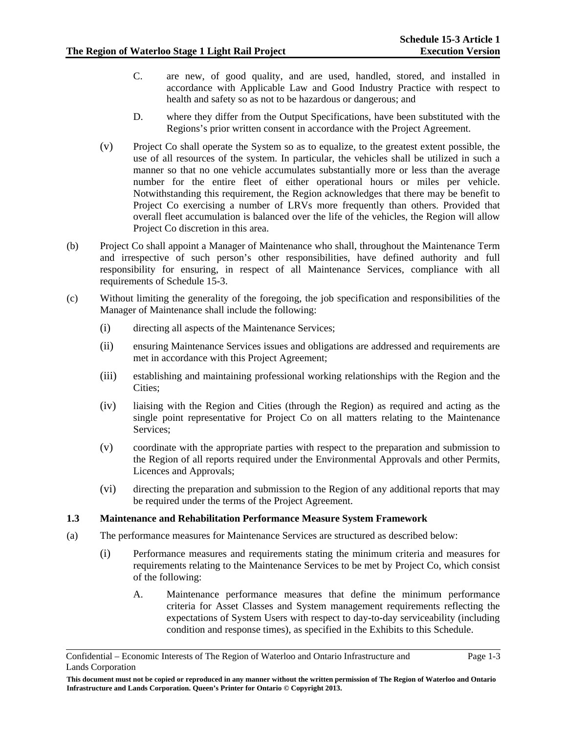C. are new, of good quality, and are used, handled, stored, and installed in accordance with Applicable Law and Good Industry Practice with respect to health and safety so as not to be hazardous or dangerous; and

D. where they differ from the Output Specifications, have been substituted with the Regions's prior written consent in accordance with the Project Agreement.

(v) Project Co shall operate the System so as to equalize, to the greatest extent possible, the use of all resources of the system. In particular, the vehicles shall be utilized in such a manner so that no one vehicle accumulates substantially more or less than the average number for the entire fleet of either operational hours or miles per vehicle. Notwithstanding this requirement, the Region acknowledges that there may be benefit to Project Co exercising a number of LRVs more frequently than others. Provided that overall fleet accumulation is balanced over the life of the vehicles, the Region will allow Project Co discretion in this area.

(b) Project Co shall appoint a Manager of Maintenance who shall, throughout the Maintenance Term and irrespective of such person's other responsibilities, have defined authority and full responsibility for ensuring, in respect of all Maintenance Services, compliance with all requirements of Schedule 15-3.

(c) Without limiting the generality of the foregoing, the job specification and responsibilities of the Manager of Maintenance shall include the following:

(i) directing all aspects of the Maintenance Services;

(ii) ensuring Maintenance Services issues and obligations are addressed and requirements are met in accordance with this Project Agreement;

(iii) establishing and maintaining professional working relationships with the Region and the Cities;

(iv) liaising with the Region and Cities (through the Region) as required and acting as the single point representative for Project Co on all matters relating to the Maintenance Services;

(v) coordinate with the appropriate parties with respect to the preparation and submission to the Region of all reports required under the Environmental Approvals and other Permits, Licences and Approvals;

(vi) directing the preparation and submission to the Region of any additional reports that may be required under the terms of the Project Agreement.

### 1.3 Maintenance and Rehabilitation Performance Measure System Framework

(a) The performance measures for Maintenance Services are structured as described below:

(i) Performance measures and requirements stating the minimum criteria and measures for requirements relating to the Maintenance Services to be met by Project Co, which consist of the following:

A. Maintenance performance measures that define the minimum performance criteria for Asset Classes and System management requirements reflecting the expectations of System Users with respect to day-to-day serviceability (including condition and response times), as specified in the Exhibits to this Schedule.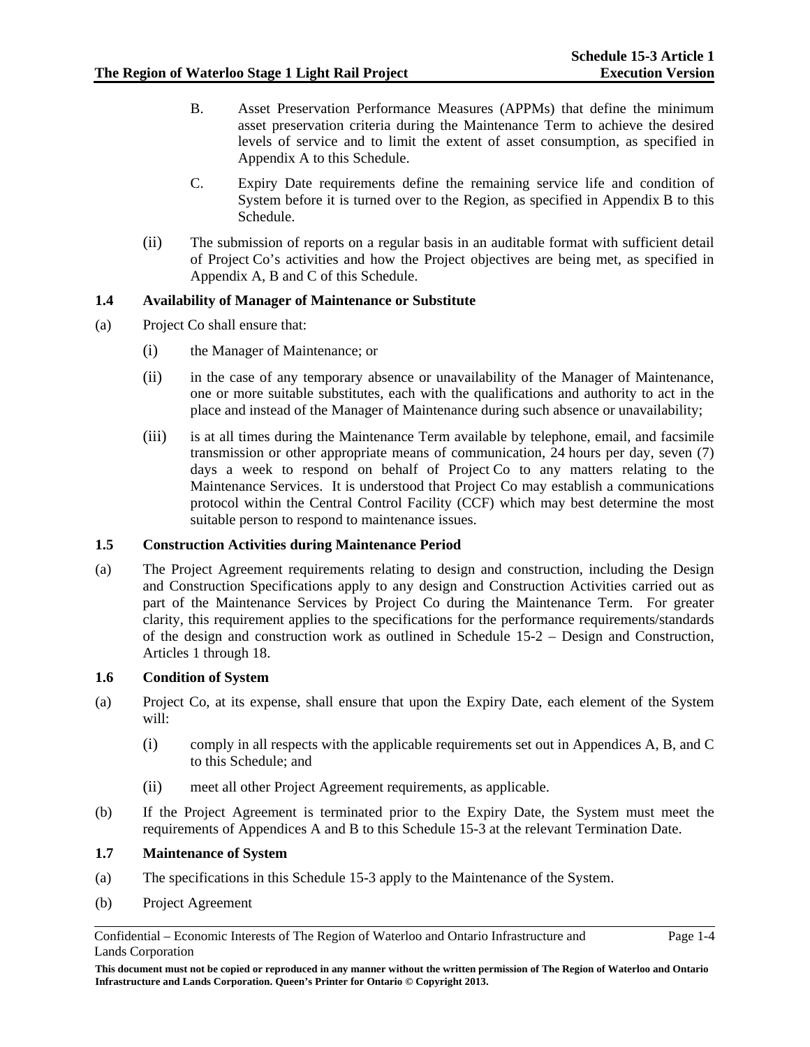B. Asset Preservation Performance Measures (APPMs) that define the minimum asset preservation criteria during the Maintenance Term to achieve the desired levels of service and to limit the extent of asset consumption, as specified in Appendix A to this Schedule.

C. Expiry Date requirements define the remaining service life and condition of System before it is turned over to the Region, as specified in Appendix B to this Schedule.

(ii) The submission of reports on a regular basis in an auditable format with sufficient detail of Project Co's activities and how the Project objectives are being met, as specified in Appendix A, B and C of this Schedule.

### 1.4 Availability of Manager of Maintenance or Substitute

(a) Project Co shall ensure that:

(i) the Manager of Maintenance; or

(ii) in the case of any temporary absence or unavailability of the Manager of Maintenance, one or more suitable substitutes, each with the qualifications and authority to act in the place and instead of the Manager of Maintenance during such absence or unavailability;

(iii) is at all times during the Maintenance Term available by telephone, email, and facsimile transmission or other appropriate means of communication, 24 hours per day, seven (7) days a week to respond on behalf of Project Co to any matters relating to the Maintenance Services. It is understood that Project Co may establish a communications protocol within the Central Control Facility (CCF) which may best determine the most suitable person to respond to maintenance issues.

### 1.5 Construction Activities during Maintenance Period

(a) The Project Agreement requirements relating to design and construction, including the Design and Construction Specifications apply to any design and Construction Activities carried out as part of the Maintenance Services by Project Co during the Maintenance Term. For greater clarity, this requirement applies to the specifications for the performance requirements/standards of the design and construction work as outlined in Schedule 15-2 – Design and Construction, Articles 1 through 18.

### 1.6 Condition of System

(a) Project Co, at its expense, shall ensure that upon the Expiry Date, each element of the System will:

(i) comply in all respects with the applicable requirements set out in Appendices A, B, and C to this Schedule; and

(ii) meet all other Project Agreement requirements, as applicable.

(b) If the Project Agreement is terminated prior to the Expiry Date, the System must meet the requirements of Appendices A and B to this Schedule 15-3 at the relevant Termination Date.

### 1.7 Maintenance of System

(a) The specifications in this Schedule 15-3 apply to the Maintenance of the System.

(b) Project Agreement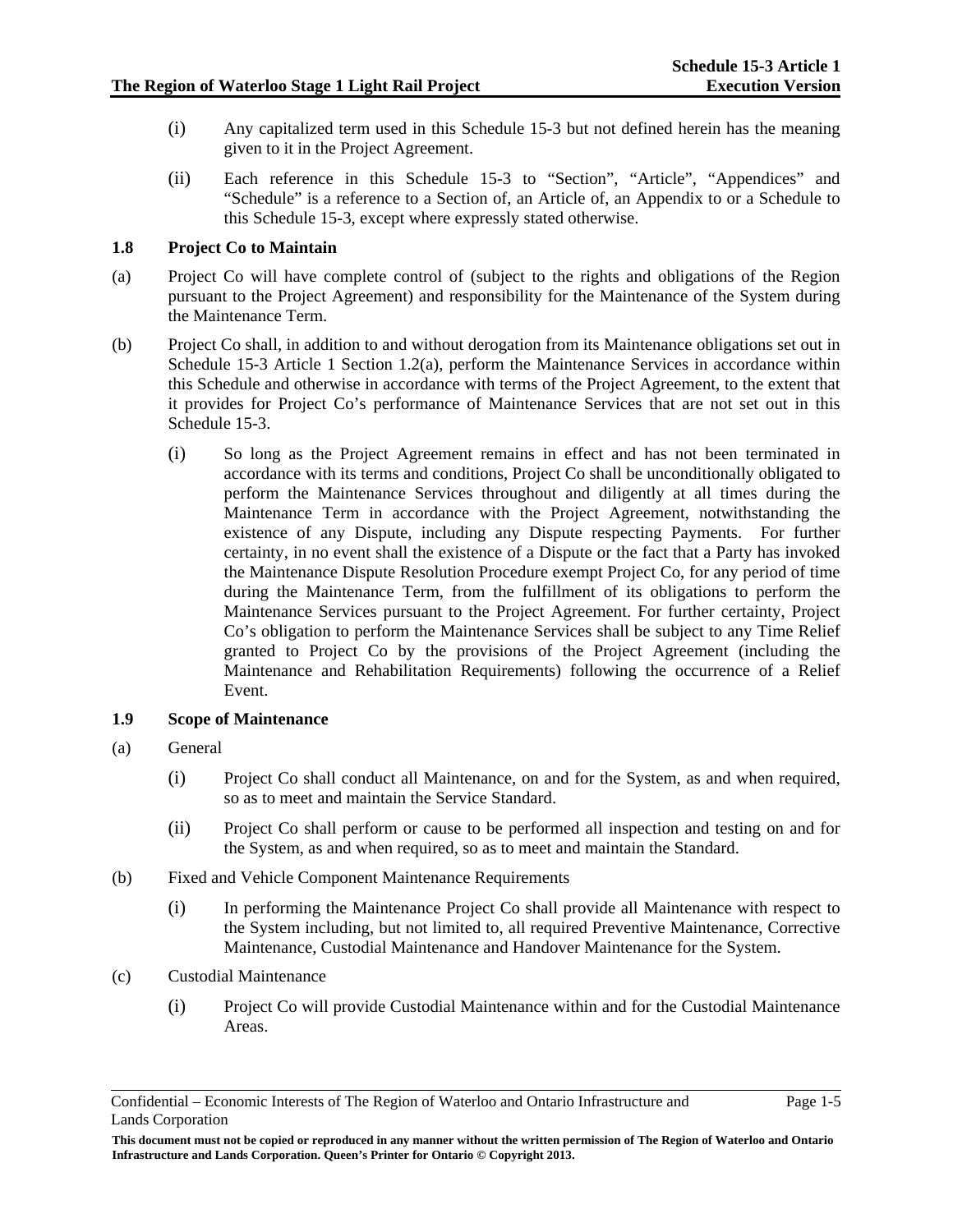(i) Any capitalized term used in this Schedule 15-3 but not defined herein has the meaning given to it in the Project Agreement.

(ii) Each reference in this Schedule 15-3 to "Section", "Article", "Appendices" and "Schedule" is a reference to a Section of, an Article of, an Appendix to or a Schedule to this Schedule 15-3, except where expressly stated otherwise.

### 1.8 Project Co to Maintain

(a) Project Co will have complete control of (subject to the rights and obligations of the Region pursuant to the Project Agreement) and responsibility for the Maintenance of the System during the Maintenance Term.

(b) Project Co shall, in addition to and without derogation from its Maintenance obligations set out in Schedule 15-3 Article 1 Section 1.2(a), perform the Maintenance Services in accordance within this Schedule and otherwise in accordance with terms of the Project Agreement, to the extent that it provides for Project Co's performance of Maintenance Services that are not set out in this Schedule 15-3.

  (i) So long as the Project Agreement remains in effect and has not been terminated in accordance with its terms and conditions, Project Co shall be unconditionally obligated to perform the Maintenance Services throughout and diligently at all times during the Maintenance Term in accordance with the Project Agreement, notwithstanding the existence of any Dispute, including any Dispute respecting Payments. For further certainty, in no event shall the existence of a Dispute or the fact that a Party has invoked the Maintenance Dispute Resolution Procedure exempt Project Co, for any period of time during the Maintenance Term, from the fulfillment of its obligations to perform the Maintenance Services pursuant to the Project Agreement. For further certainty, Project Co's obligation to perform the Maintenance Services shall be subject to any Time Relief granted to Project Co by the provisions of the Project Agreement (including the Maintenance and Rehabilitation Requirements) following the occurrence of a Relief Event.

### 1.9 Scope of Maintenance

(a) General

  (i) Project Co shall conduct all Maintenance, on and for the System, as and when required, so as to meet and maintain the Service Standard.

  (ii) Project Co shall perform or cause to be performed all inspection and testing on and for the System, as and when required, so as to meet and maintain the Standard.

(b) Fixed and Vehicle Component Maintenance Requirements

  (i) In performing the Maintenance Project Co shall provide all Maintenance with respect to the System including, but not limited to, all required Preventive Maintenance, Corrective Maintenance, Custodial Maintenance and Handover Maintenance for the System.

(c) Custodial Maintenance

  (i) Project Co will provide Custodial Maintenance within and for the Custodial Maintenance Areas.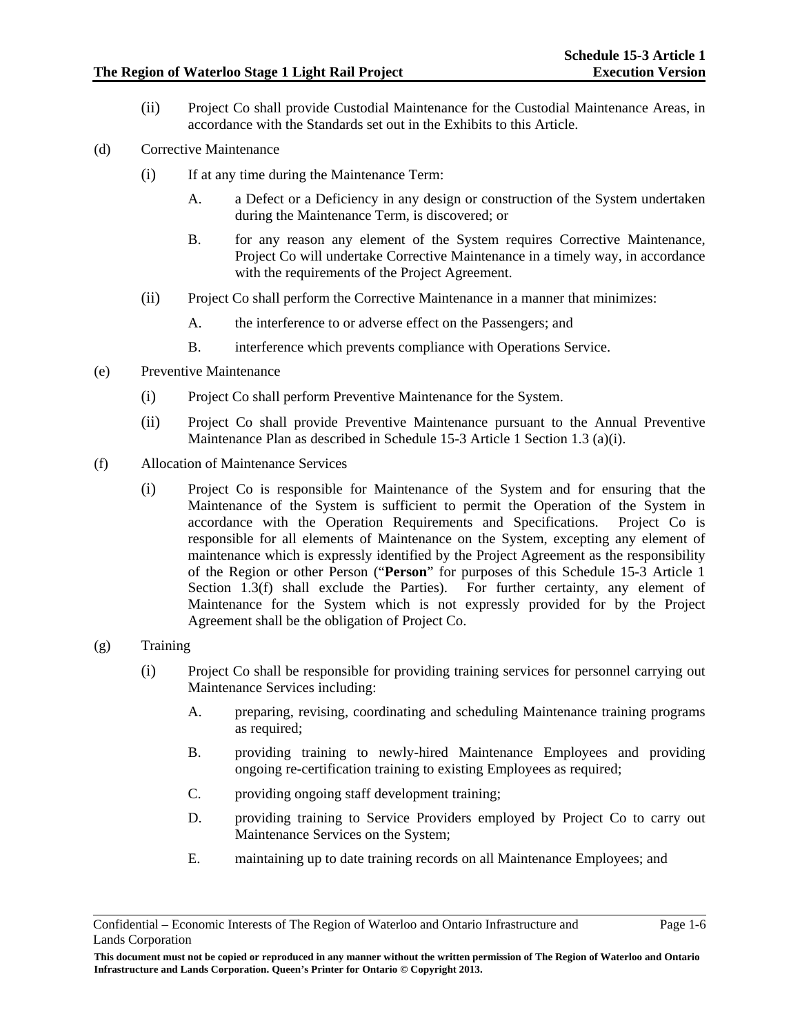(ii) Project Co shall provide Custodial Maintenance for the Custodial Maintenance Areas, in accordance with the Standards set out in the Exhibits to this Article.

(d) Corrective Maintenance

(i) If at any time during the Maintenance Term:

A. a Defect or a Deficiency in any design or construction of the System undertaken during the Maintenance Term, is discovered; or

B. for any reason any element of the System requires Corrective Maintenance, Project Co will undertake Corrective Maintenance in a timely way, in accordance with the requirements of the Project Agreement.

(ii) Project Co shall perform the Corrective Maintenance in a manner that minimizes:

A. the interference to or adverse effect on the Passengers; and

B. interference which prevents compliance with Operations Service.

(e) Preventive Maintenance

(i) Project Co shall perform Preventive Maintenance for the System.

(ii) Project Co shall provide Preventive Maintenance pursuant to the Annual Preventive Maintenance Plan as described in Schedule 15-3 Article 1 Section 1.3 (a)(i).

(f) Allocation of Maintenance Services

(i) Project Co is responsible for Maintenance of the System and for ensuring that the Maintenance of the System is sufficient to permit the Operation of the System in accordance with the Operation Requirements and Specifications. Project Co is responsible for all elements of Maintenance on the System, excepting any element of maintenance which is expressly identified by the Project Agreement as the responsibility of the Region or other Person ("**Person**" for purposes of this Schedule 15-3 Article 1 Section 1.3(f) shall exclude the Parties). For further certainty, any element of Maintenance for the System which is not expressly provided for by the Project Agreement shall be the obligation of Project Co.

(g) Training

(i) Project Co shall be responsible for providing training services for personnel carrying out Maintenance Services including:

A. preparing, revising, coordinating and scheduling Maintenance training programs as required;

B. providing training to newly-hired Maintenance Employees and providing ongoing re-certification training to existing Employees as required;

C. providing ongoing staff development training;

D. providing training to Service Providers employed by Project Co to carry out Maintenance Services on the System;

E. maintaining up to date training records on all Maintenance Employees; and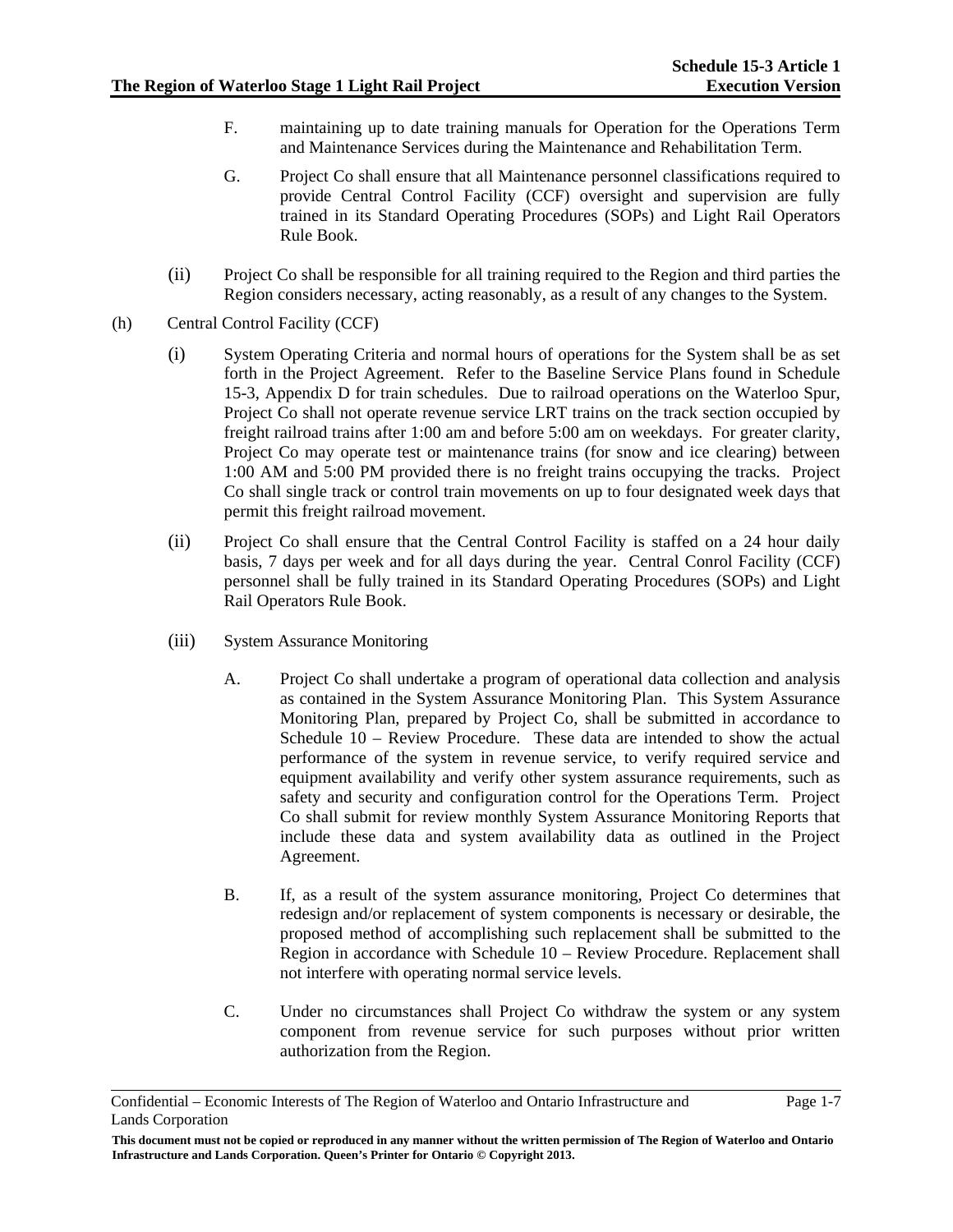F. maintaining up to date training manuals for Operation for the Operations Term and Maintenance Services during the Maintenance and Rehabilitation Term.

G. Project Co shall ensure that all Maintenance personnel classifications required to provide Central Control Facility (CCF) oversight and supervision are fully trained in its Standard Operating Procedures (SOPs) and Light Rail Operators Rule Book.

(ii) Project Co shall be responsible for all training required to the Region and third parties the Region considers necessary, acting reasonably, as a result of any changes to the System.

(h) Central Control Facility (CCF)

(i) System Operating Criteria and normal hours of operations for the System shall be as set forth in the Project Agreement. Refer to the Baseline Service Plans found in Schedule 15-3, Appendix D for train schedules. Due to railroad operations on the Waterloo Spur, Project Co shall not operate revenue service LRT trains on the track section occupied by freight railroad trains after 1:00 am and before 5:00 am on weekdays. For greater clarity, Project Co may operate test or maintenance trains (for snow and ice clearing) between 1:00 AM and 5:00 PM provided there is no freight trains occupying the tracks. Project Co shall single track or control train movements on up to four designated week days that permit this freight railroad movement.

(ii) Project Co shall ensure that the Central Control Facility is staffed on a 24 hour daily basis, 7 days per week and for all days during the year. Central Conrol Facility (CCF) personnel shall be fully trained in its Standard Operating Procedures (SOPs) and Light Rail Operators Rule Book.

(iii) System Assurance Monitoring

A. Project Co shall undertake a program of operational data collection and analysis as contained in the System Assurance Monitoring Plan. This System Assurance Monitoring Plan, prepared by Project Co, shall be submitted in accordance to Schedule 10 – Review Procedure. These data are intended to show the actual performance of the system in revenue service, to verify required service and equipment availability and verify other system assurance requirements, such as safety and security and configuration control for the Operations Term. Project Co shall submit for review monthly System Assurance Monitoring Reports that include these data and system availability data as outlined in the Project Agreement.

B. If, as a result of the system assurance monitoring, Project Co determines that redesign and/or replacement of system components is necessary or desirable, the proposed method of accomplishing such replacement shall be submitted to the Region in accordance with Schedule 10 – Review Procedure. Replacement shall not interfere with operating normal service levels.

C. Under no circumstances shall Project Co withdraw the system or any system component from revenue service for such purposes without prior written authorization from the Region.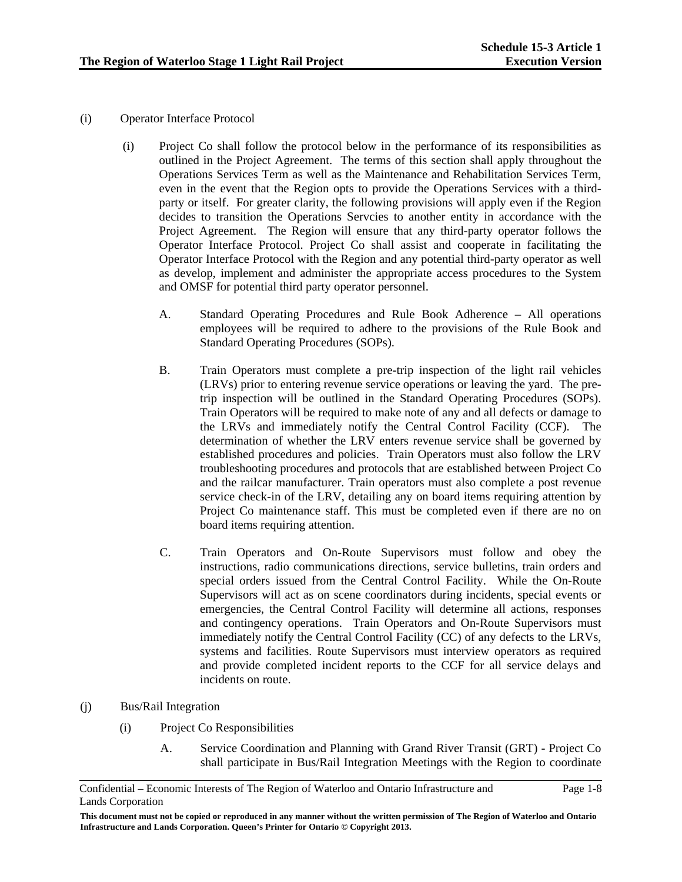(i) Operator Interface Protocol

(i) Project Co shall follow the protocol below in the performance of its responsibilities as outlined in the Project Agreement. The terms of this section shall apply throughout the Operations Services Term as well as the Maintenance and Rehabilitation Services Term, even in the event that the Region opts to provide the Operations Services with a third-party or itself. For greater clarity, the following provisions will apply even if the Region decides to transition the Operations Servcies to another entity in accordance with the Project Agreement. The Region will ensure that any third-party operator follows the Operator Interface Protocol. Project Co shall assist and cooperate in facilitating the Operator Interface Protocol with the Region and any potential third-party operator as well as develop, implement and administer the appropriate access procedures to the System and OMSF for potential third party operator personnel.

A. Standard Operating Procedures and Rule Book Adherence – All operations employees will be required to adhere to the provisions of the Rule Book and Standard Operating Procedures (SOPs).

B. Train Operators must complete a pre-trip inspection of the light rail vehicles (LRVs) prior to entering revenue service operations or leaving the yard. The pre-trip inspection will be outlined in the Standard Operating Procedures (SOPs). Train Operators will be required to make note of any and all defects or damage to the LRVs and immediately notify the Central Control Facility (CCF). The determination of whether the LRV enters revenue service shall be governed by established procedures and policies. Train Operators must also follow the LRV troubleshooting procedures and protocols that are established between Project Co and the railcar manufacturer. Train operators must also complete a post revenue service check-in of the LRV, detailing any on board items requiring attention by Project Co maintenance staff. This must be completed even if there are no on board items requiring attention.

C. Train Operators and On-Route Supervisors must follow and obey the instructions, radio communications directions, service bulletins, train orders and special orders issued from the Central Control Facility. While the On-Route Supervisors will act as on scene coordinators during incidents, special events or emergencies, the Central Control Facility will determine all actions, responses and contingency operations. Train Operators and On-Route Supervisors must immediately notify the Central Control Facility (CC) of any defects to the LRVs, systems and facilities. Route Supervisors must interview operators as required and provide completed incident reports to the CCF for all service delays and incidents on route.

(j) Bus/Rail Integration

(i) Project Co Responsibilities

A. Service Coordination and Planning with Grand River Transit (GRT) - Project Co shall participate in Bus/Rail Integration Meetings with the Region to coordinate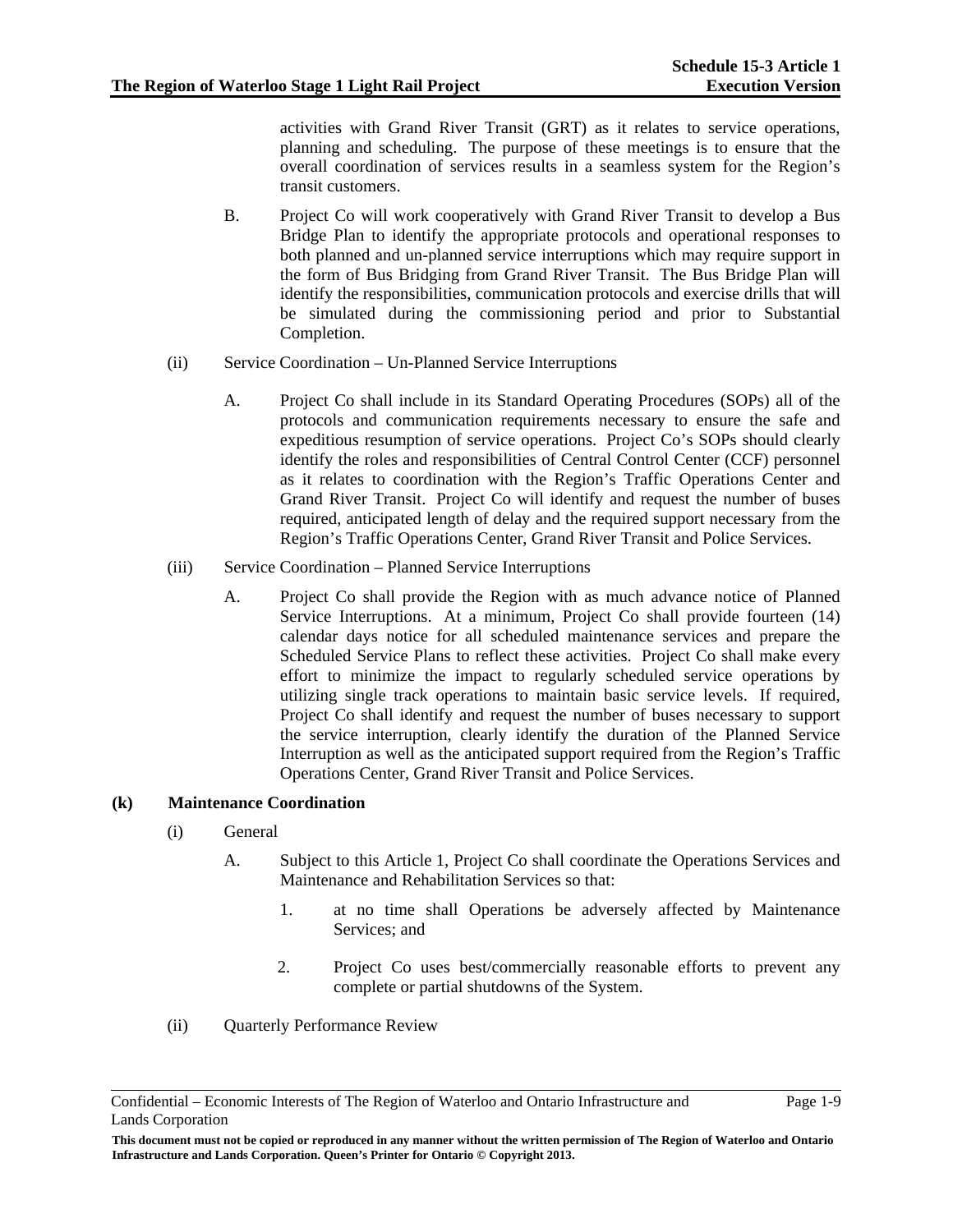activities with Grand River Transit (GRT) as it relates to service operations, planning and scheduling. The purpose of these meetings is to ensure that the overall coordination of services results in a seamless system for the Region's transit customers.

B. Project Co will work cooperatively with Grand River Transit to develop a Bus Bridge Plan to identify the appropriate protocols and operational responses to both planned and un-planned service interruptions which may require support in the form of Bus Bridging from Grand River Transit. The Bus Bridge Plan will identify the responsibilities, communication protocols and exercise drills that will be simulated during the commissioning period and prior to Substantial Completion.

(ii) Service Coordination – Un-Planned Service Interruptions

A. Project Co shall include in its Standard Operating Procedures (SOPs) all of the protocols and communication requirements necessary to ensure the safe and expeditious resumption of service operations. Project Co's SOPs should clearly identify the roles and responsibilities of Central Control Center (CCF) personnel as it relates to coordination with the Region's Traffic Operations Center and Grand River Transit. Project Co will identify and request the number of buses required, anticipated length of delay and the required support necessary from the Region's Traffic Operations Center, Grand River Transit and Police Services.

(iii) Service Coordination – Planned Service Interruptions

A. Project Co shall provide the Region with as much advance notice of Planned Service Interruptions. At a minimum, Project Co shall provide fourteen (14) calendar days notice for all scheduled maintenance services and prepare the Scheduled Service Plans to reflect these activities. Project Co shall make every effort to minimize the impact to regularly scheduled service operations by utilizing single track operations to maintain basic service levels. If required, Project Co shall identify and request the number of buses necessary to support the service interruption, clearly identify the duration of the Planned Service Interruption as well as the anticipated support required from the Region's Traffic Operations Center, Grand River Transit and Police Services.

**(k) Maintenance Coordination**

(i) General

A. Subject to this Article 1, Project Co shall coordinate the Operations Services and Maintenance and Rehabilitation Services so that:

1. at no time shall Operations be adversely affected by Maintenance Services; and

2. Project Co uses best/commercially reasonable efforts to prevent any complete or partial shutdowns of the System.

(ii) Quarterly Performance Review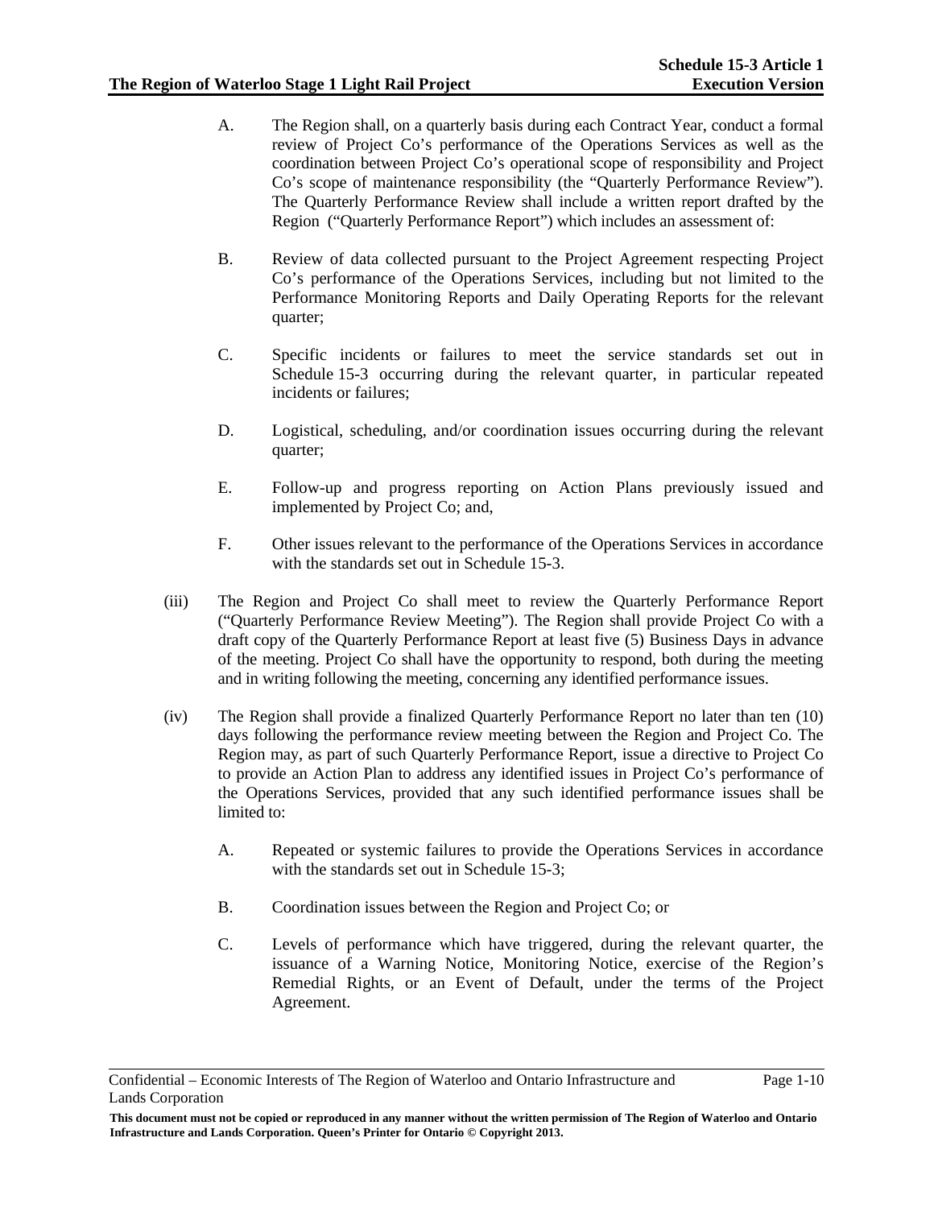A. The Region shall, on a quarterly basis during each Contract Year, conduct a formal review of Project Co's performance of the Operations Services as well as the coordination between Project Co's operational scope of responsibility and Project Co's scope of maintenance responsibility (the "Quarterly Performance Review"). The Quarterly Performance Review shall include a written report drafted by the Region ("Quarterly Performance Report") which includes an assessment of:

B. Review of data collected pursuant to the Project Agreement respecting Project Co's performance of the Operations Services, including but not limited to the Performance Monitoring Reports and Daily Operating Reports for the relevant quarter;

C. Specific incidents or failures to meet the service standards set out in Schedule 15-3 occurring during the relevant quarter, in particular repeated incidents or failures;

D. Logistical, scheduling, and/or coordination issues occurring during the relevant quarter;

E. Follow-up and progress reporting on Action Plans previously issued and implemented by Project Co; and,

F. Other issues relevant to the performance of the Operations Services in accordance with the standards set out in Schedule 15-3.

(iii) The Region and Project Co shall meet to review the Quarterly Performance Report ("Quarterly Performance Review Meeting"). The Region shall provide Project Co with a draft copy of the Quarterly Performance Report at least five (5) Business Days in advance of the meeting. Project Co shall have the opportunity to respond, both during the meeting and in writing following the meeting, concerning any identified performance issues.

(iv) The Region shall provide a finalized Quarterly Performance Report no later than ten (10) days following the performance review meeting between the Region and Project Co. The Region may, as part of such Quarterly Performance Report, issue a directive to Project Co to provide an Action Plan to address any identified issues in Project Co's performance of the Operations Services, provided that any such identified performance issues shall be limited to:

A. Repeated or systemic failures to provide the Operations Services in accordance with the standards set out in Schedule 15-3;

B. Coordination issues between the Region and Project Co; or

C. Levels of performance which have triggered, during the relevant quarter, the issuance of a Warning Notice, Monitoring Notice, exercise of the Region's Remedial Rights, or an Event of Default, under the terms of the Project Agreement.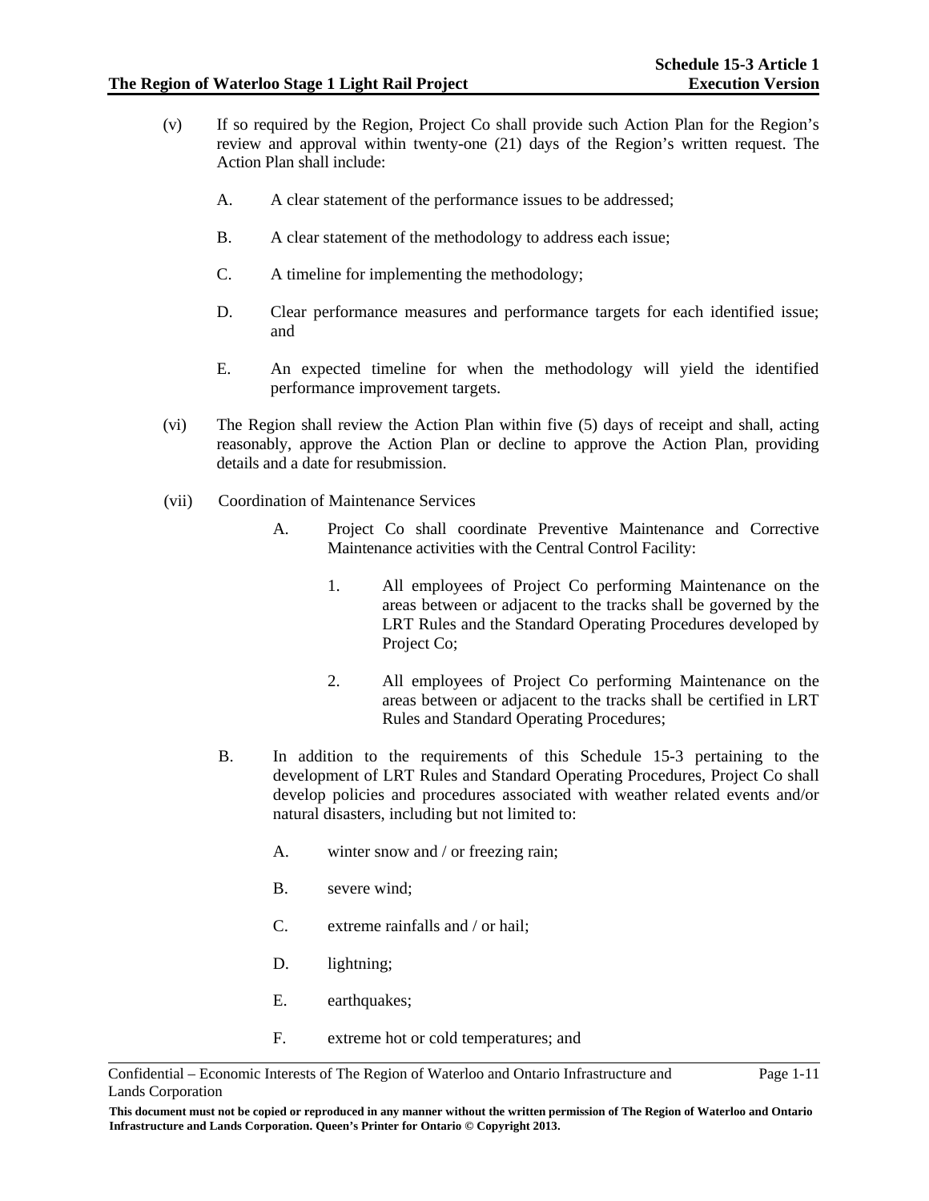(v) If so required by the Region, Project Co shall provide such Action Plan for the Region's review and approval within twenty-one (21) days of the Region's written request. The Action Plan shall include:

  A. A clear statement of the performance issues to be addressed;

  B. A clear statement of the methodology to address each issue;

  C. A timeline for implementing the methodology;

  D. Clear performance measures and performance targets for each identified issue; and

  E. An expected timeline for when the methodology will yield the identified performance improvement targets.

(vi) The Region shall review the Action Plan within five (5) days of receipt and shall, acting reasonably, approve the Action Plan or decline to approve the Action Plan, providing details and a date for resubmission.

(vii) Coordination of Maintenance Services

  A. Project Co shall coordinate Preventive Maintenance and Corrective Maintenance activities with the Central Control Facility:

    1. All employees of Project Co performing Maintenance on the areas between or adjacent to the tracks shall be governed by the LRT Rules and the Standard Operating Procedures developed by Project Co;

    2. All employees of Project Co performing Maintenance on the areas between or adjacent to the tracks shall be certified in LRT Rules and Standard Operating Procedures;

  B. In addition to the requirements of this Schedule 15-3 pertaining to the development of LRT Rules and Standard Operating Procedures, Project Co shall develop policies and procedures associated with weather related events and/or natural disasters, including but not limited to:

    A. winter snow and / or freezing rain;

    B. severe wind;

    C. extreme rainfalls and / or hail;

    D. lightning;

    E. earthquakes;

    F. extreme hot or cold temperatures; and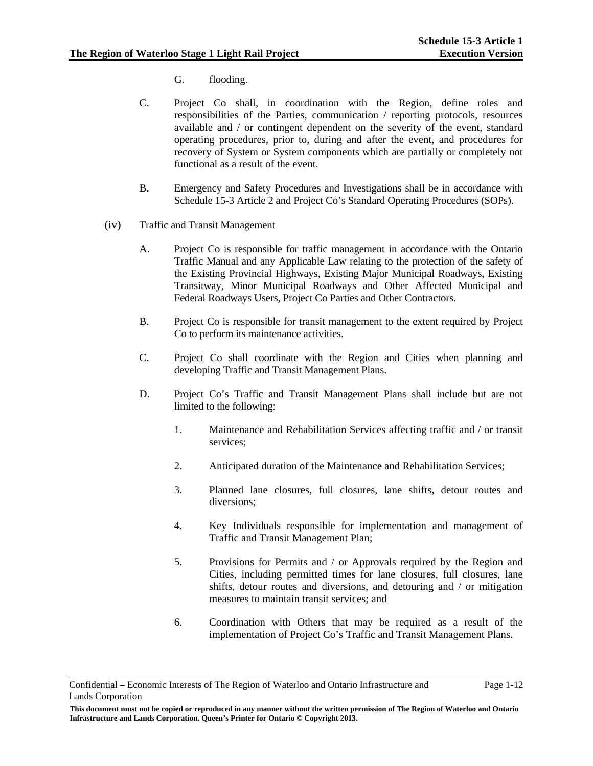G. flooding.

C. Project Co shall, in coordination with the Region, define roles and responsibilities of the Parties, communication / reporting protocols, resources available and / or contingent dependent on the severity of the event, standard operating procedures, prior to, during and after the event, and procedures for recovery of System or System components which are partially or completely not functional as a result of the event.

B. Emergency and Safety Procedures and Investigations shall be in accordance with Schedule 15-3 Article 2 and Project Co's Standard Operating Procedures (SOPs).

(iv) Traffic and Transit Management

A. Project Co is responsible for traffic management in accordance with the Ontario Traffic Manual and any Applicable Law relating to the protection of the safety of the Existing Provincial Highways, Existing Major Municipal Roadways, Existing Transitway, Minor Municipal Roadways and Other Affected Municipal and Federal Roadways Users, Project Co Parties and Other Contractors.

B. Project Co is responsible for transit management to the extent required by Project Co to perform its maintenance activities.

C. Project Co shall coordinate with the Region and Cities when planning and developing Traffic and Transit Management Plans.

D. Project Co's Traffic and Transit Management Plans shall include but are not limited to the following:

1. Maintenance and Rehabilitation Services affecting traffic and / or transit services;

2. Anticipated duration of the Maintenance and Rehabilitation Services;

3. Planned lane closures, full closures, lane shifts, detour routes and diversions;

4. Key Individuals responsible for implementation and management of Traffic and Transit Management Plan;

5. Provisions for Permits and / or Approvals required by the Region and Cities, including permitted times for lane closures, full closures, lane shifts, detour routes and diversions, and detouring and / or mitigation measures to maintain transit services; and

6. Coordination with Others that may be required as a result of the implementation of Project Co's Traffic and Transit Management Plans.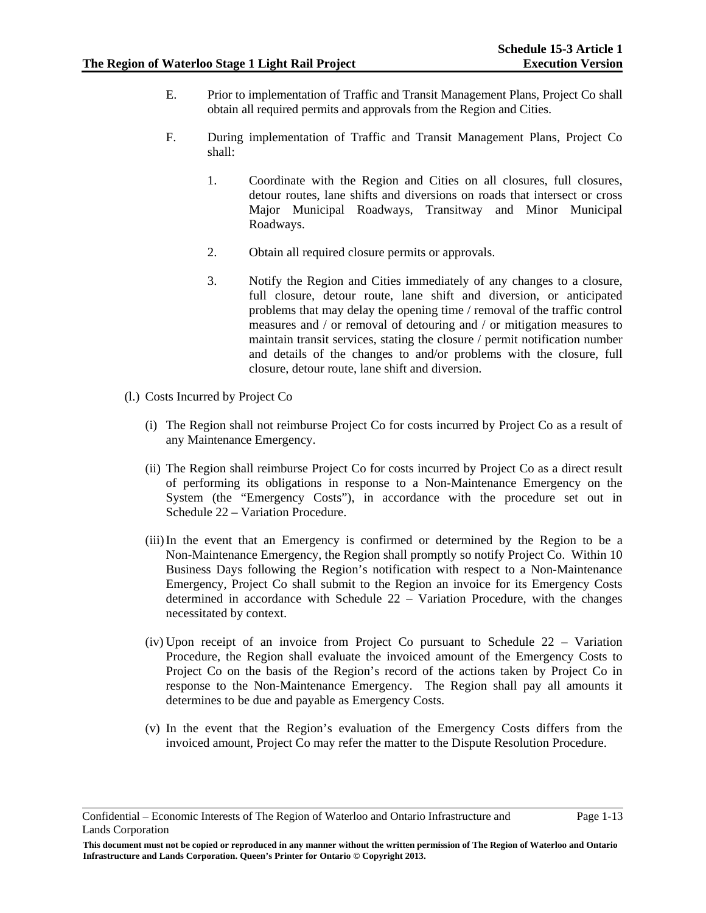E. Prior to implementation of Traffic and Transit Management Plans, Project Co shall obtain all required permits and approvals from the Region and Cities.

F. During implementation of Traffic and Transit Management Plans, Project Co shall:

1. Coordinate with the Region and Cities on all closures, full closures, detour routes, lane shifts and diversions on roads that intersect or cross Major Municipal Roadways, Transitway and Minor Municipal Roadways.

2. Obtain all required closure permits or approvals.

3. Notify the Region and Cities immediately of any changes to a closure, full closure, detour route, lane shift and diversion, or anticipated problems that may delay the opening time / removal of the traffic control measures and / or removal of detouring and / or mitigation measures to maintain transit services, stating the closure / permit notification number and details of the changes to and/or problems with the closure, full closure, detour route, lane shift and diversion.

(l.) Costs Incurred by Project Co

(i) The Region shall not reimburse Project Co for costs incurred by Project Co as a result of any Maintenance Emergency.

(ii) The Region shall reimburse Project Co for costs incurred by Project Co as a direct result of performing its obligations in response to a Non-Maintenance Emergency on the System (the "Emergency Costs"), in accordance with the procedure set out in Schedule 22 – Variation Procedure.

(iii) In the event that an Emergency is confirmed or determined by the Region to be a Non-Maintenance Emergency, the Region shall promptly so notify Project Co. Within 10 Business Days following the Region's notification with respect to a Non-Maintenance Emergency, Project Co shall submit to the Region an invoice for its Emergency Costs determined in accordance with Schedule 22 – Variation Procedure, with the changes necessitated by context.

(iv) Upon receipt of an invoice from Project Co pursuant to Schedule 22 – Variation Procedure, the Region shall evaluate the invoiced amount of the Emergency Costs to Project Co on the basis of the Region's record of the actions taken by Project Co in response to the Non-Maintenance Emergency. The Region shall pay all amounts it determines to be due and payable as Emergency Costs.

(v) In the event that the Region's evaluation of the Emergency Costs differs from the invoiced amount, Project Co may refer the matter to the Dispute Resolution Procedure.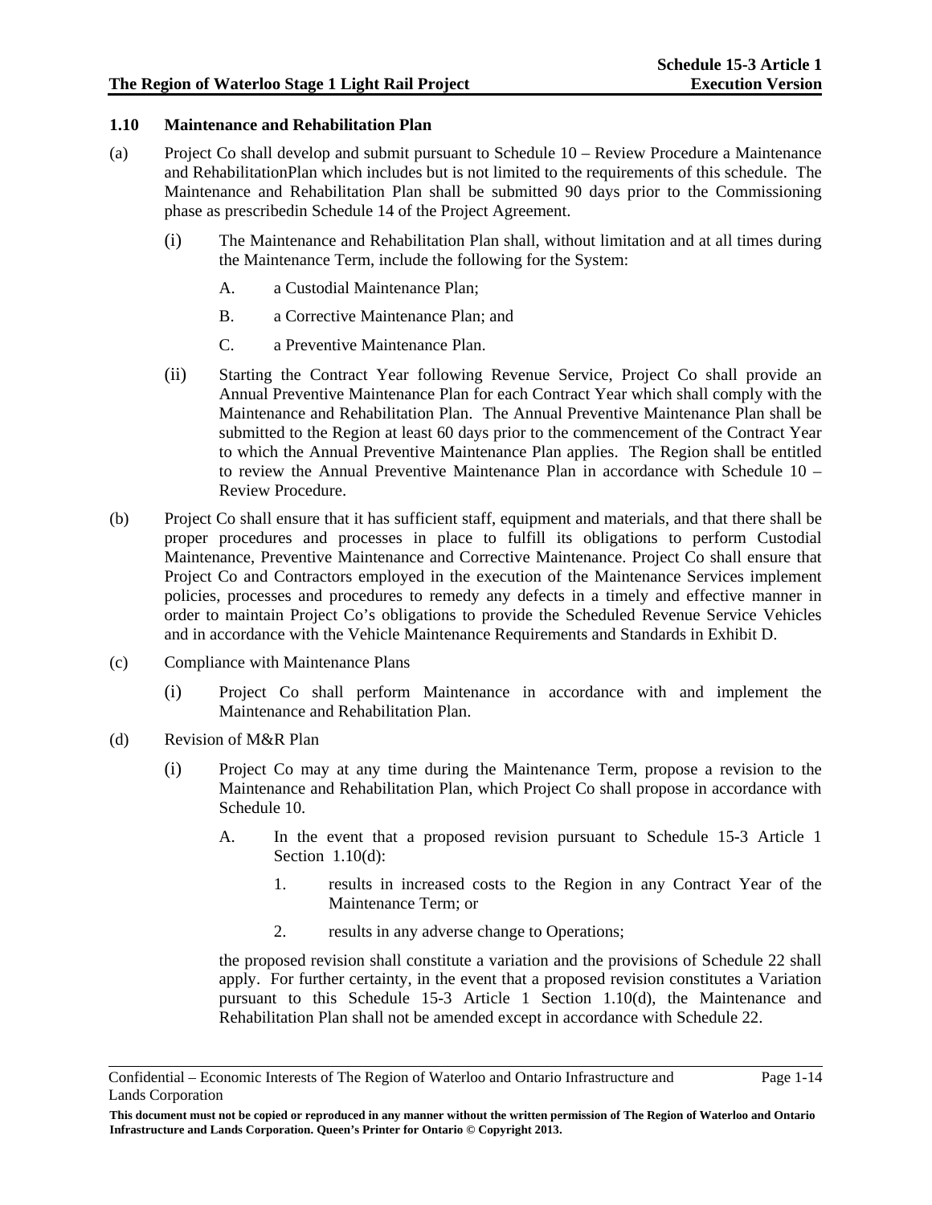### 1.10 Maintenance and Rehabilitation Plan

(a) Project Co shall develop and submit pursuant to Schedule 10 – Review Procedure a Maintenance and RehabilitationPlan which includes but is not limited to the requirements of this schedule. The Maintenance and Rehabilitation Plan shall be submitted 90 days prior to the Commissioning phase as prescribedin Schedule 14 of the Project Agreement.

  (i) The Maintenance and Rehabilitation Plan shall, without limitation and at all times during the Maintenance Term, include the following for the System:

    A. a Custodial Maintenance Plan;

    B. a Corrective Maintenance Plan; and

    C. a Preventive Maintenance Plan.

  (ii) Starting the Contract Year following Revenue Service, Project Co shall provide an Annual Preventive Maintenance Plan for each Contract Year which shall comply with the Maintenance and Rehabilitation Plan. The Annual Preventive Maintenance Plan shall be submitted to the Region at least 60 days prior to the commencement of the Contract Year to which the Annual Preventive Maintenance Plan applies. The Region shall be entitled to review the Annual Preventive Maintenance Plan in accordance with Schedule 10 – Review Procedure.

(b) Project Co shall ensure that it has sufficient staff, equipment and materials, and that there shall be proper procedures and processes in place to fulfill its obligations to perform Custodial Maintenance, Preventive Maintenance and Corrective Maintenance. Project Co shall ensure that Project Co and Contractors employed in the execution of the Maintenance Services implement policies, processes and procedures to remedy any defects in a timely and effective manner in order to maintain Project Co's obligations to provide the Scheduled Revenue Service Vehicles and in accordance with the Vehicle Maintenance Requirements and Standards in Exhibit D.

(c) Compliance with Maintenance Plans

  (i) Project Co shall perform Maintenance in accordance with and implement the Maintenance and Rehabilitation Plan.

(d) Revision of M&R Plan

  (i) Project Co may at any time during the Maintenance Term, propose a revision to the Maintenance and Rehabilitation Plan, which Project Co shall propose in accordance with Schedule 10.

    A. In the event that a proposed revision pursuant to Schedule 15-3 Article 1 Section 1.10(d):

      1. results in increased costs to the Region in any Contract Year of the Maintenance Term; or

      2. results in any adverse change to Operations;

    the proposed revision shall constitute a variation and the provisions of Schedule 22 shall apply. For further certainty, in the event that a proposed revision constitutes a Variation pursuant to this Schedule 15-3 Article 1 Section 1.10(d), the Maintenance and Rehabilitation Plan shall not be amended except in accordance with Schedule 22.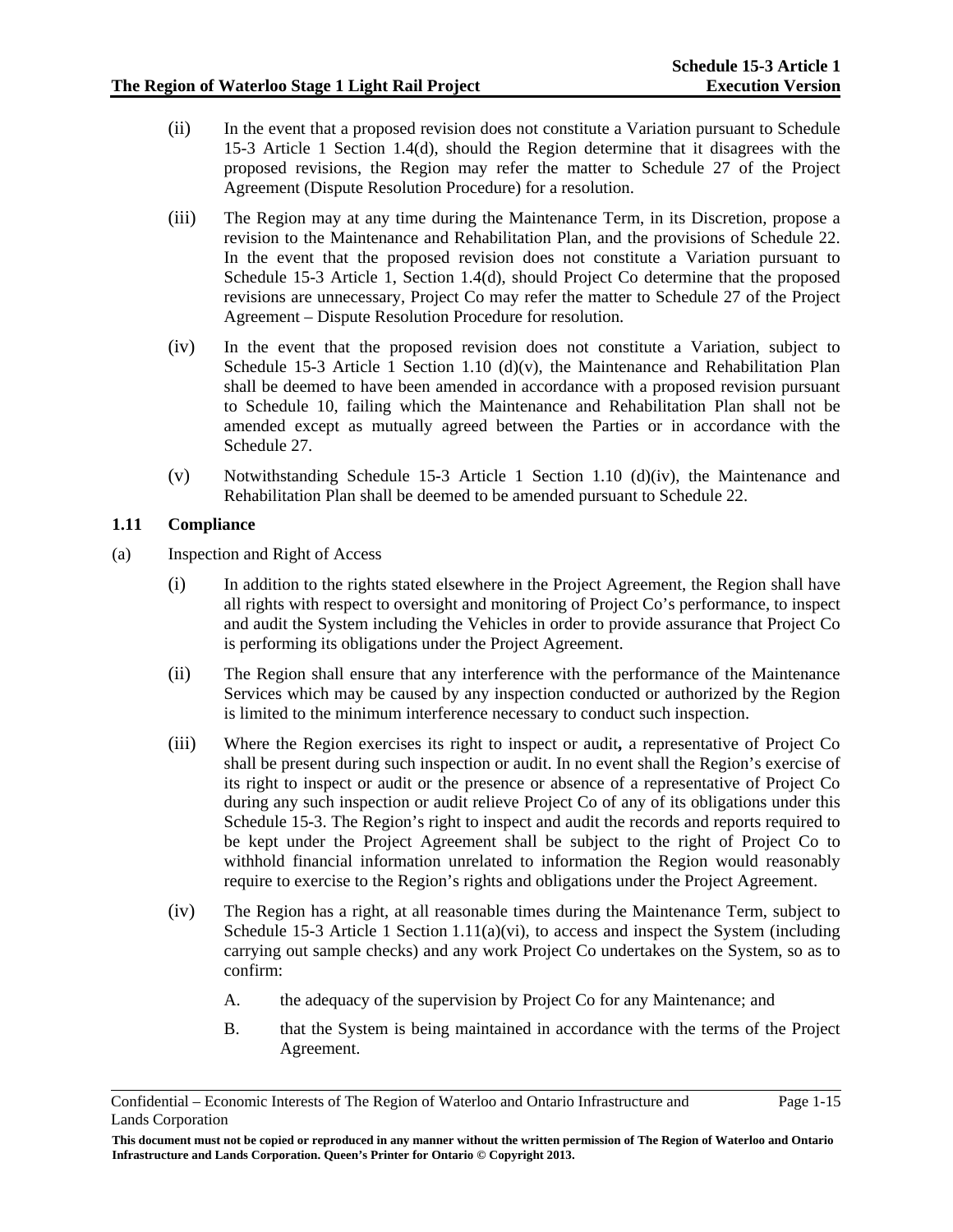(ii) In the event that a proposed revision does not constitute a Variation pursuant to Schedule 15-3 Article 1 Section 1.4(d), should the Region determine that it disagrees with the proposed revisions, the Region may refer the matter to Schedule 27 of the Project Agreement (Dispute Resolution Procedure) for a resolution.

(iii) The Region may at any time during the Maintenance Term, in its Discretion, propose a revision to the Maintenance and Rehabilitation Plan, and the provisions of Schedule 22. In the event that the proposed revision does not constitute a Variation pursuant to Schedule 15-3 Article 1, Section 1.4(d), should Project Co determine that the proposed revisions are unnecessary, Project Co may refer the matter to Schedule 27 of the Project Agreement – Dispute Resolution Procedure for resolution.

(iv) In the event that the proposed revision does not constitute a Variation, subject to Schedule 15-3 Article 1 Section 1.10 (d)(v), the Maintenance and Rehabilitation Plan shall be deemed to have been amended in accordance with a proposed revision pursuant to Schedule 10, failing which the Maintenance and Rehabilitation Plan shall not be amended except as mutually agreed between the Parties or in accordance with the Schedule 27.

(v) Notwithstanding Schedule 15-3 Article 1 Section 1.10 (d)(iv), the Maintenance and Rehabilitation Plan shall be deemed to be amended pursuant to Schedule 22.

### 1.11 Compliance

(a) Inspection and Right of Access

(i) In addition to the rights stated elsewhere in the Project Agreement, the Region shall have all rights with respect to oversight and monitoring of Project Co's performance, to inspect and audit the System including the Vehicles in order to provide assurance that Project Co is performing its obligations under the Project Agreement.

(ii) The Region shall ensure that any interference with the performance of the Maintenance Services which may be caused by any inspection conducted or authorized by the Region is limited to the minimum interference necessary to conduct such inspection.

(iii) Where the Region exercises its right to inspect or audit**,** a representative of Project Co shall be present during such inspection or audit. In no event shall the Region's exercise of its right to inspect or audit or the presence or absence of a representative of Project Co during any such inspection or audit relieve Project Co of any of its obligations under this Schedule 15-3. The Region's right to inspect and audit the records and reports required to be kept under the Project Agreement shall be subject to the right of Project Co to withhold financial information unrelated to information the Region would reasonably require to exercise to the Region's rights and obligations under the Project Agreement.

(iv) The Region has a right, at all reasonable times during the Maintenance Term, subject to Schedule 15-3 Article 1 Section 1.11(a)(vi), to access and inspect the System (including carrying out sample checks) and any work Project Co undertakes on the System, so as to confirm:

A. the adequacy of the supervision by Project Co for any Maintenance; and

B. that the System is being maintained in accordance with the terms of the Project Agreement.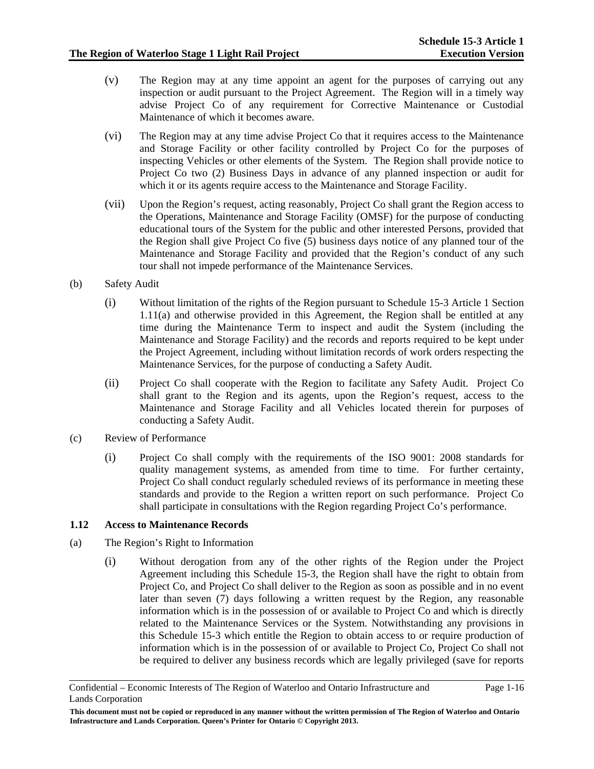(v) The Region may at any time appoint an agent for the purposes of carrying out any inspection or audit pursuant to the Project Agreement. The Region will in a timely way advise Project Co of any requirement for Corrective Maintenance or Custodial Maintenance of which it becomes aware.

(vi) The Region may at any time advise Project Co that it requires access to the Maintenance and Storage Facility or other facility controlled by Project Co for the purposes of inspecting Vehicles or other elements of the System. The Region shall provide notice to Project Co two (2) Business Days in advance of any planned inspection or audit for which it or its agents require access to the Maintenance and Storage Facility.

(vii) Upon the Region's request, acting reasonably, Project Co shall grant the Region access to the Operations, Maintenance and Storage Facility (OMSF) for the purpose of conducting educational tours of the System for the public and other interested Persons, provided that the Region shall give Project Co five (5) business days notice of any planned tour of the Maintenance and Storage Facility and provided that the Region's conduct of any such tour shall not impede performance of the Maintenance Services.

(b) Safety Audit

(i) Without limitation of the rights of the Region pursuant to Schedule 15-3 Article 1 Section 1.11(a) and otherwise provided in this Agreement, the Region shall be entitled at any time during the Maintenance Term to inspect and audit the System (including the Maintenance and Storage Facility) and the records and reports required to be kept under the Project Agreement, including without limitation records of work orders respecting the Maintenance Services, for the purpose of conducting a Safety Audit.

(ii) Project Co shall cooperate with the Region to facilitate any Safety Audit. Project Co shall grant to the Region and its agents, upon the Region's request, access to the Maintenance and Storage Facility and all Vehicles located therein for purposes of conducting a Safety Audit.

(c) Review of Performance

(i) Project Co shall comply with the requirements of the ISO 9001: 2008 standards for quality management systems, as amended from time to time. For further certainty, Project Co shall conduct regularly scheduled reviews of its performance in meeting these standards and provide to the Region a written report on such performance. Project Co shall participate in consultations with the Region regarding Project Co's performance.

### 1.12 Access to Maintenance Records

(a) The Region's Right to Information

(i) Without derogation from any of the other rights of the Region under the Project Agreement including this Schedule 15-3, the Region shall have the right to obtain from Project Co, and Project Co shall deliver to the Region as soon as possible and in no event later than seven (7) days following a written request by the Region, any reasonable information which is in the possession of or available to Project Co and which is directly related to the Maintenance Services or the System. Notwithstanding any provisions in this Schedule 15-3 which entitle the Region to obtain access to or require production of information which is in the possession of or available to Project Co, Project Co shall not be required to deliver any business records which are legally privileged (save for reports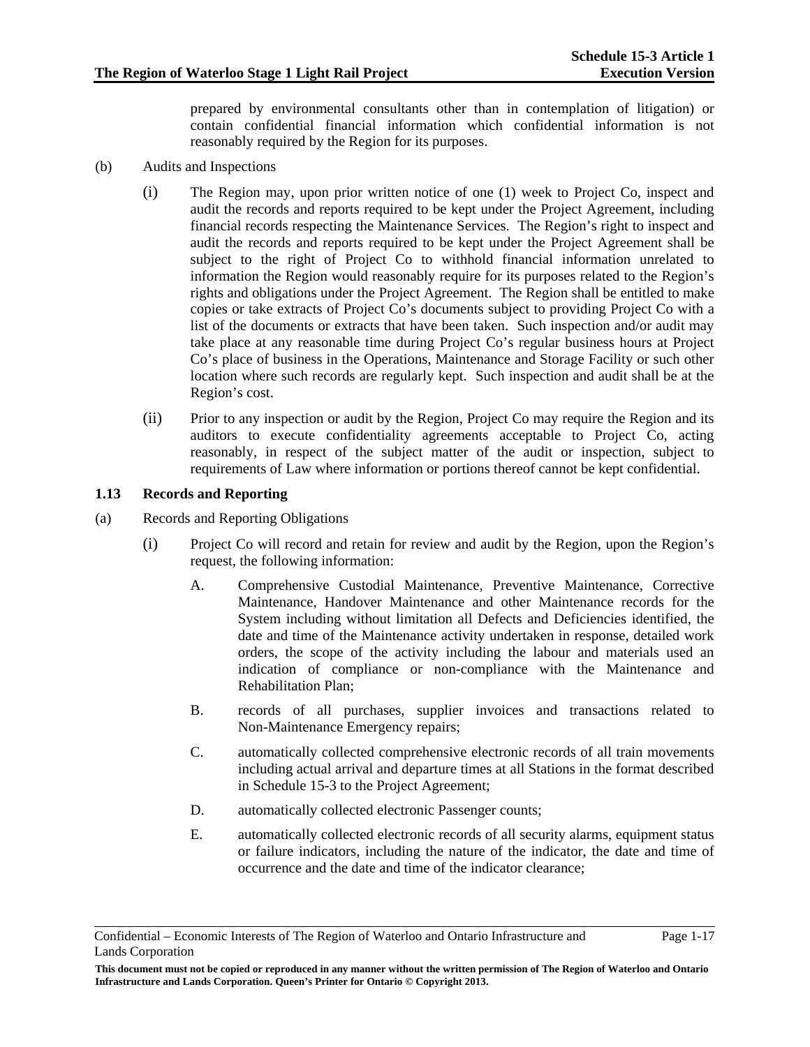prepared by environmental consultants other than in contemplation of litigation) or contain confidential financial information which confidential information is not reasonably required by the Region for its purposes.

(b) Audits and Inspections

(i) The Region may, upon prior written notice of one (1) week to Project Co, inspect and audit the records and reports required to be kept under the Project Agreement, including financial records respecting the Maintenance Services. The Region's right to inspect and audit the records and reports required to be kept under the Project Agreement shall be subject to the right of Project Co to withhold financial information unrelated to information the Region would reasonably require for its purposes related to the Region's rights and obligations under the Project Agreement. The Region shall be entitled to make copies or take extracts of Project Co's documents subject to providing Project Co with a list of the documents or extracts that have been taken. Such inspection and/or audit may take place at any reasonable time during Project Co's regular business hours at Project Co's place of business in the Operations, Maintenance and Storage Facility or such other location where such records are regularly kept. Such inspection and audit shall be at the Region's cost.

(ii) Prior to any inspection or audit by the Region, Project Co may require the Region and its auditors to execute confidentiality agreements acceptable to Project Co, acting reasonably, in respect of the subject matter of the audit or inspection, subject to requirements of Law where information or portions thereof cannot be kept confidential.

### 1.13 Records and Reporting

(a) Records and Reporting Obligations

(i) Project Co will record and retain for review and audit by the Region, upon the Region's request, the following information:

A. Comprehensive Custodial Maintenance, Preventive Maintenance, Corrective Maintenance, Handover Maintenance and other Maintenance records for the System including without limitation all Defects and Deficiencies identified, the date and time of the Maintenance activity undertaken in response, detailed work orders, the scope of the activity including the labour and materials used an indication of compliance or non-compliance with the Maintenance and Rehabilitation Plan;

B. records of all purchases, supplier invoices and transactions related to Non-Maintenance Emergency repairs;

C. automatically collected comprehensive electronic records of all train movements including actual arrival and departure times at all Stations in the format described in Schedule 15-3 to the Project Agreement;

D. automatically collected electronic Passenger counts;

E. automatically collected electronic records of all security alarms, equipment status or failure indicators, including the nature of the indicator, the date and time of occurrence and the date and time of the indicator clearance;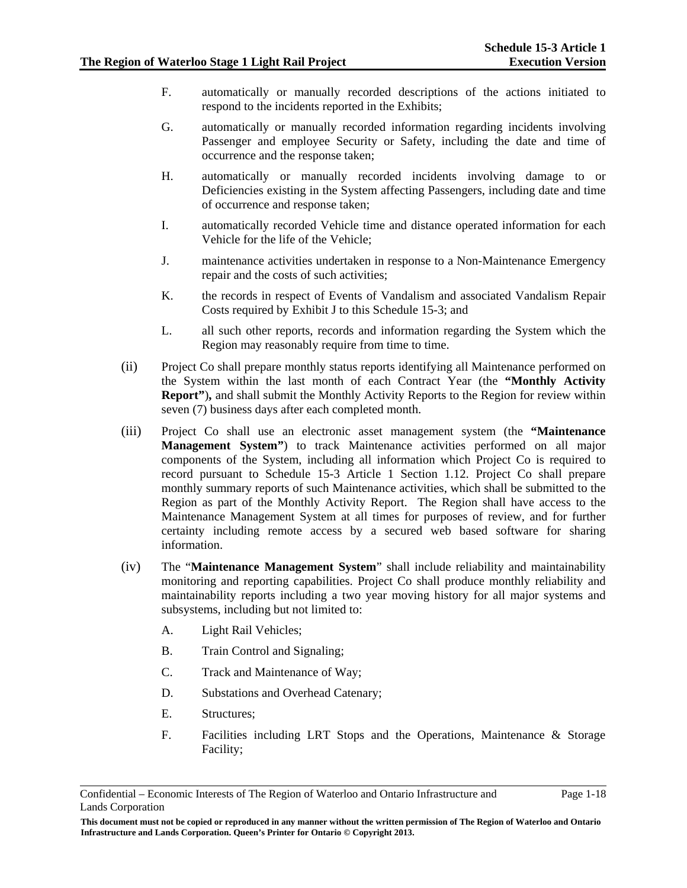F. automatically or manually recorded descriptions of the actions initiated to respond to the incidents reported in the Exhibits;

G. automatically or manually recorded information regarding incidents involving Passenger and employee Security or Safety, including the date and time of occurrence and the response taken;

H. automatically or manually recorded incidents involving damage to or Deficiencies existing in the System affecting Passengers, including date and time of occurrence and response taken;

I. automatically recorded Vehicle time and distance operated information for each Vehicle for the life of the Vehicle;

J. maintenance activities undertaken in response to a Non-Maintenance Emergency repair and the costs of such activities;

K. the records in respect of Events of Vandalism and associated Vandalism Repair Costs required by Exhibit J to this Schedule 15-3; and

L. all such other reports, records and information regarding the System which the Region may reasonably require from time to time.

(ii) Project Co shall prepare monthly status reports identifying all Maintenance performed on the System within the last month of each Contract Year (the **"Monthly Activity Report"**)**,** and shall submit the Monthly Activity Reports to the Region for review within seven (7) business days after each completed month.

(iii) Project Co shall use an electronic asset management system (the **"Maintenance Management System"**) to track Maintenance activities performed on all major components of the System, including all information which Project Co is required to record pursuant to Schedule 15-3 Article 1 Section 1.12. Project Co shall prepare monthly summary reports of such Maintenance activities, which shall be submitted to the Region as part of the Monthly Activity Report. The Region shall have access to the Maintenance Management System at all times for purposes of review, and for further certainty including remote access by a secured web based software for sharing information.

(iv) The "**Maintenance Management System**" shall include reliability and maintainability monitoring and reporting capabilities. Project Co shall produce monthly reliability and maintainability reports including a two year moving history for all major systems and subsystems, including but not limited to:

A. Light Rail Vehicles;

B. Train Control and Signaling;

C. Track and Maintenance of Way;

D. Substations and Overhead Catenary;

E. Structures;

F. Facilities including LRT Stops and the Operations, Maintenance & Storage Facility;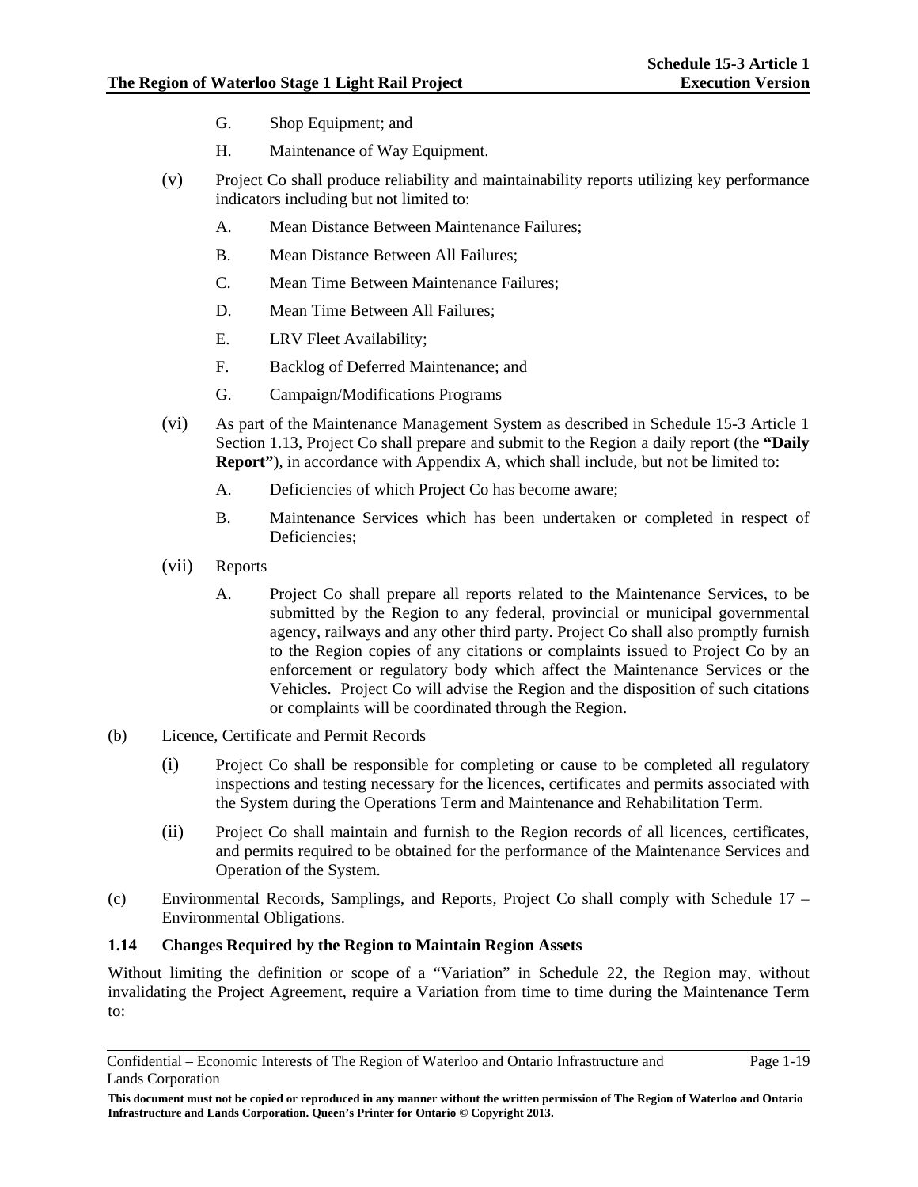G. Shop Equipment; and

H. Maintenance of Way Equipment.

(v) Project Co shall produce reliability and maintainability reports utilizing key performance indicators including but not limited to:

A. Mean Distance Between Maintenance Failures;

B. Mean Distance Between All Failures;

C. Mean Time Between Maintenance Failures;

D. Mean Time Between All Failures;

E. LRV Fleet Availability;

F. Backlog of Deferred Maintenance; and

G. Campaign/Modifications Programs

(vi) As part of the Maintenance Management System as described in Schedule 15-3 Article 1 Section 1.13, Project Co shall prepare and submit to the Region a daily report (the **"Daily Report"**), in accordance with Appendix A, which shall include, but not be limited to:

A. Deficiencies of which Project Co has become aware;

B. Maintenance Services which has been undertaken or completed in respect of Deficiencies;

(vii) Reports

A. Project Co shall prepare all reports related to the Maintenance Services, to be submitted by the Region to any federal, provincial or municipal governmental agency, railways and any other third party. Project Co shall also promptly furnish to the Region copies of any citations or complaints issued to Project Co by an enforcement or regulatory body which affect the Maintenance Services or the Vehicles. Project Co will advise the Region and the disposition of such citations or complaints will be coordinated through the Region.

(b) Licence, Certificate and Permit Records

(i) Project Co shall be responsible for completing or cause to be completed all regulatory inspections and testing necessary for the licences, certificates and permits associated with the System during the Operations Term and Maintenance and Rehabilitation Term.

(ii) Project Co shall maintain and furnish to the Region records of all licences, certificates, and permits required to be obtained for the performance of the Maintenance Services and Operation of the System.

(c) Environmental Records, Samplings, and Reports, Project Co shall comply with Schedule 17 – Environmental Obligations.

### 1.14 Changes Required by the Region to Maintain Region Assets

Without limiting the definition or scope of a "Variation" in Schedule 22, the Region may, without invalidating the Project Agreement, require a Variation from time to time during the Maintenance Term to: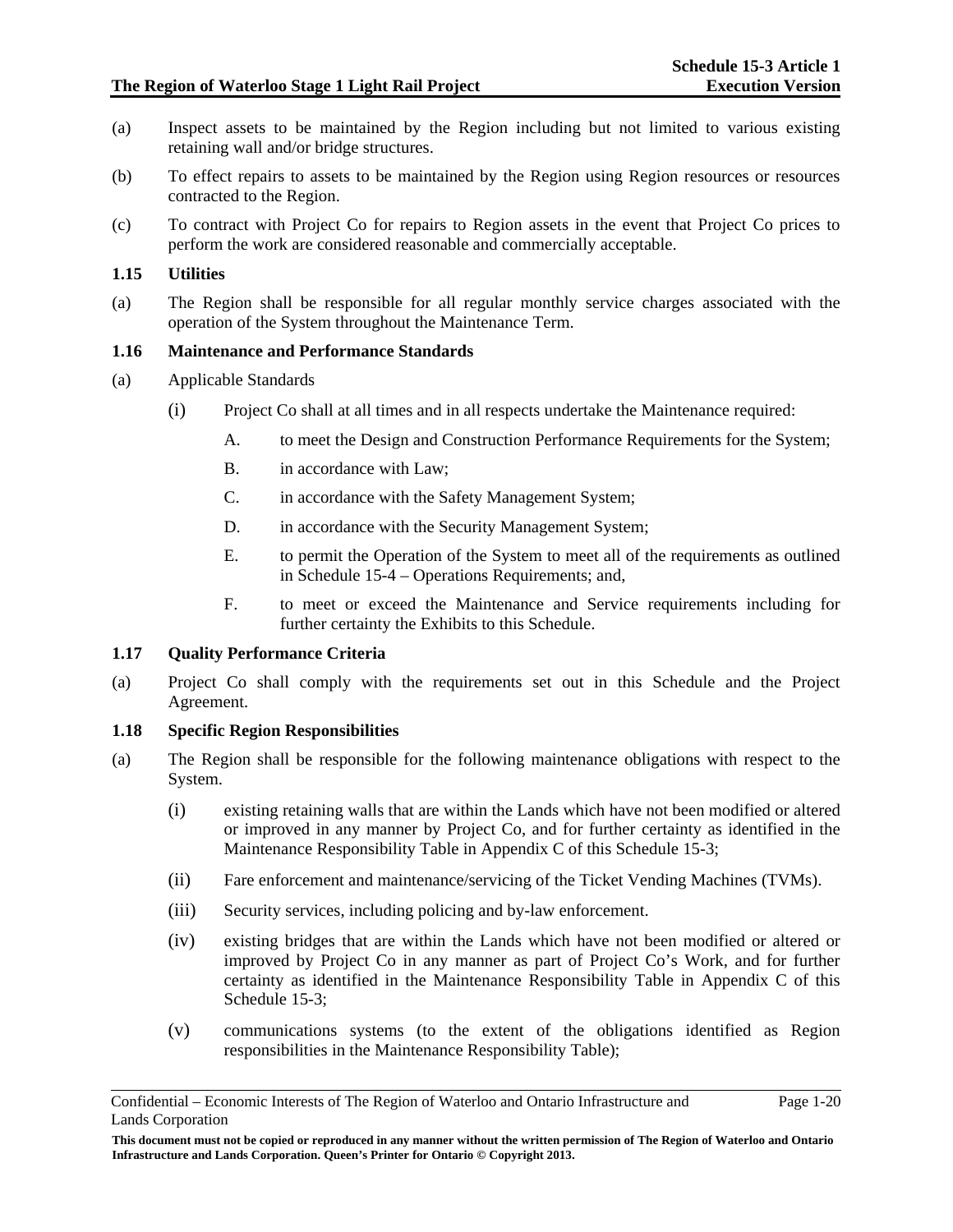(a) Inspect assets to be maintained by the Region including but not limited to various existing retaining wall and/or bridge structures.

(b) To effect repairs to assets to be maintained by the Region using Region resources or resources contracted to the Region.

(c) To contract with Project Co for repairs to Region assets in the event that Project Co prices to perform the work are considered reasonable and commercially acceptable.

### 1.15 Utilities

(a) The Region shall be responsible for all regular monthly service charges associated with the operation of the System throughout the Maintenance Term.

### 1.16 Maintenance and Performance Standards

(a) Applicable Standards

  (i) Project Co shall at all times and in all respects undertake the Maintenance required:

    A. to meet the Design and Construction Performance Requirements for the System;

    B. in accordance with Law;

    C. in accordance with the Safety Management System;

    D. in accordance with the Security Management System;

    E. to permit the Operation of the System to meet all of the requirements as outlined in Schedule 15-4 – Operations Requirements; and,

    F. to meet or exceed the Maintenance and Service requirements including for further certainty the Exhibits to this Schedule.

### 1.17 Quality Performance Criteria

(a) Project Co shall comply with the requirements set out in this Schedule and the Project Agreement.

### 1.18 Specific Region Responsibilities

(a) The Region shall be responsible for the following maintenance obligations with respect to the System.

  (i) existing retaining walls that are within the Lands which have not been modified or altered or improved in any manner by Project Co, and for further certainty as identified in the Maintenance Responsibility Table in Appendix C of this Schedule 15-3;

  (ii) Fare enforcement and maintenance/servicing of the Ticket Vending Machines (TVMs).

  (iii) Security services, including policing and by-law enforcement.

  (iv) existing bridges that are within the Lands which have not been modified or altered or improved by Project Co in any manner as part of Project Co's Work, and for further certainty as identified in the Maintenance Responsibility Table in Appendix C of this Schedule 15-3;

  (v) communications systems (to the extent of the obligations identified as Region responsibilities in the Maintenance Responsibility Table);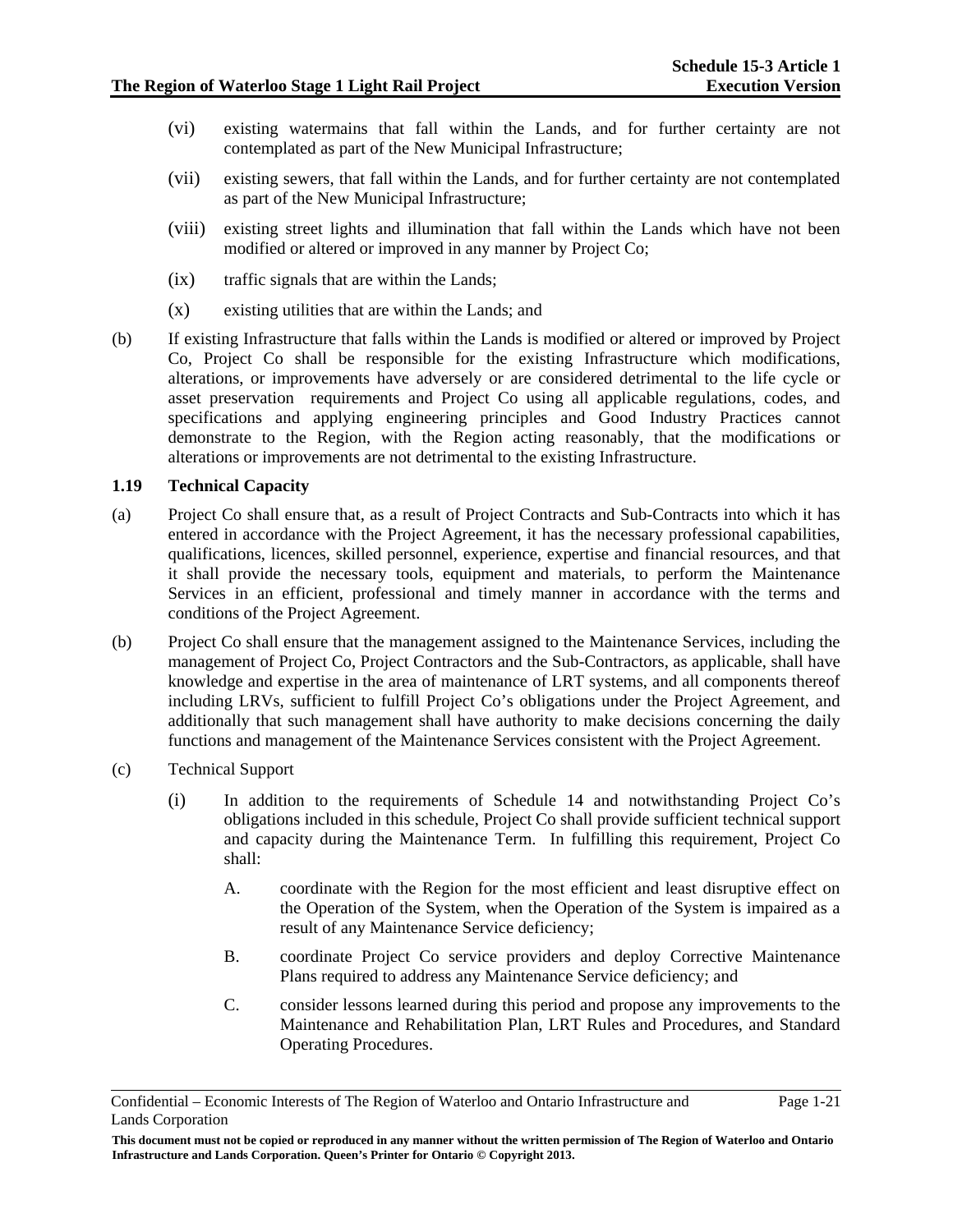(vi) existing watermains that fall within the Lands, and for further certainty are not contemplated as part of the New Municipal Infrastructure;

(vii) existing sewers, that fall within the Lands, and for further certainty are not contemplated as part of the New Municipal Infrastructure;

(viii) existing street lights and illumination that fall within the Lands which have not been modified or altered or improved in any manner by Project Co;

(ix) traffic signals that are within the Lands;

(x) existing utilities that are within the Lands; and

(b) If existing Infrastructure that falls within the Lands is modified or altered or improved by Project Co, Project Co shall be responsible for the existing Infrastructure which modifications, alterations, or improvements have adversely or are considered detrimental to the life cycle or asset preservation requirements and Project Co using all applicable regulations, codes, and specifications and applying engineering principles and Good Industry Practices cannot demonstrate to the Region, with the Region acting reasonably, that the modifications or alterations or improvements are not detrimental to the existing Infrastructure.

### 1.19 Technical Capacity

(a) Project Co shall ensure that, as a result of Project Contracts and Sub-Contracts into which it has entered in accordance with the Project Agreement, it has the necessary professional capabilities, qualifications, licences, skilled personnel, experience, expertise and financial resources, and that it shall provide the necessary tools, equipment and materials, to perform the Maintenance Services in an efficient, professional and timely manner in accordance with the terms and conditions of the Project Agreement.

(b) Project Co shall ensure that the management assigned to the Maintenance Services, including the management of Project Co, Project Contractors and the Sub-Contractors, as applicable, shall have knowledge and expertise in the area of maintenance of LRT systems, and all components thereof including LRVs, sufficient to fulfill Project Co's obligations under the Project Agreement, and additionally that such management shall have authority to make decisions concerning the daily functions and management of the Maintenance Services consistent with the Project Agreement.

(c) Technical Support

(i) In addition to the requirements of Schedule 14 and notwithstanding Project Co's obligations included in this schedule, Project Co shall provide sufficient technical support and capacity during the Maintenance Term. In fulfilling this requirement, Project Co shall:

A. coordinate with the Region for the most efficient and least disruptive effect on the Operation of the System, when the Operation of the System is impaired as a result of any Maintenance Service deficiency;

B. coordinate Project Co service providers and deploy Corrective Maintenance Plans required to address any Maintenance Service deficiency; and

C. consider lessons learned during this period and propose any improvements to the Maintenance and Rehabilitation Plan, LRT Rules and Procedures, and Standard Operating Procedures.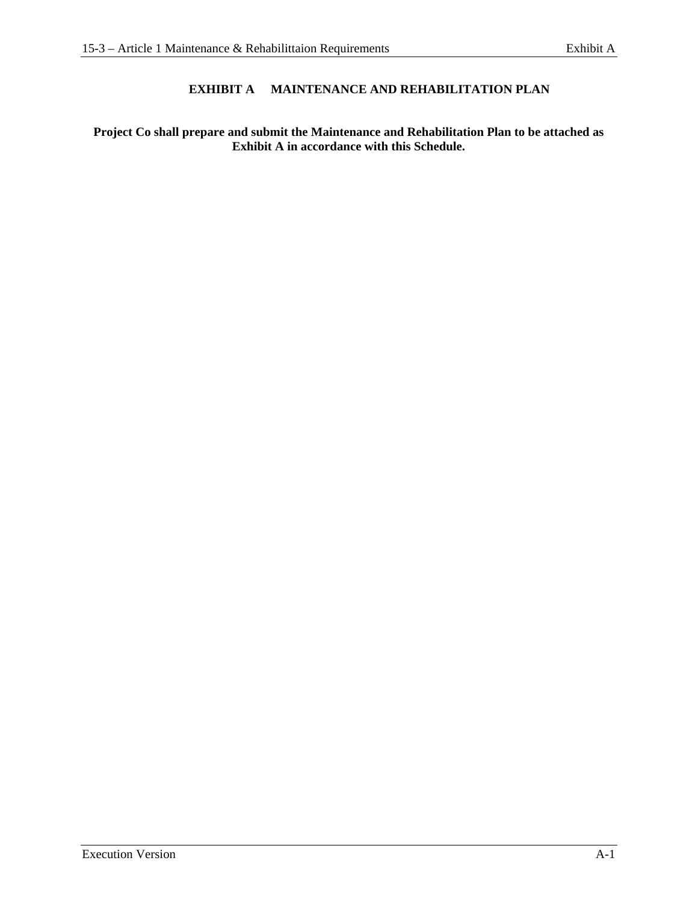# EXHIBIT A MAINTENANCE AND REHABILITATION PLAN

**Project Co shall prepare and submit the Maintenance and Rehabilitation Plan to be attached as Exhibit A in accordance with this Schedule.**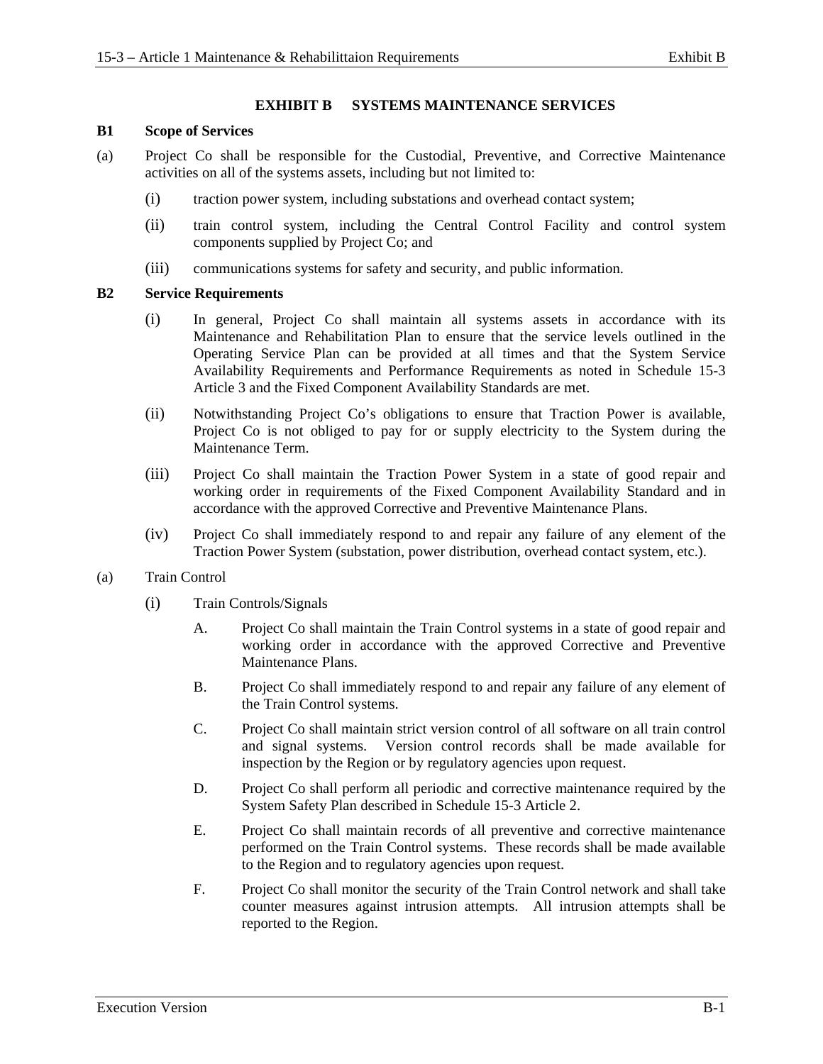# EXHIBIT B SYSTEMS MAINTENANCE SERVICES

## B1 Scope of Services

(a) Project Co shall be responsible for the Custodial, Preventive, and Corrective Maintenance activities on all of the systems assets, including but not limited to:

- (i) traction power system, including substations and overhead contact system;
- (ii) train control system, including the Central Control Facility and control system components supplied by Project Co; and
- (iii) communications systems for safety and security, and public information.

## B2 Service Requirements

- (i) In general, Project Co shall maintain all systems assets in accordance with its Maintenance and Rehabilitation Plan to ensure that the service levels outlined in the Operating Service Plan can be provided at all times and that the System Service Availability Requirements and Performance Requirements as noted in Schedule 15-3 Article 3 and the Fixed Component Availability Standards are met.
- (ii) Notwithstanding Project Co's obligations to ensure that Traction Power is available, Project Co is not obliged to pay for or supply electricity to the System during the Maintenance Term.
- (iii) Project Co shall maintain the Traction Power System in a state of good repair and working order in requirements of the Fixed Component Availability Standard and in accordance with the approved Corrective and Preventive Maintenance Plans.
- (iv) Project Co shall immediately respond to and repair any failure of any element of the Traction Power System (substation, power distribution, overhead contact system, etc.).

(a) Train Control

- (i) Train Controls/Signals
  - A. Project Co shall maintain the Train Control systems in a state of good repair and working order in accordance with the approved Corrective and Preventive Maintenance Plans.
  - B. Project Co shall immediately respond to and repair any failure of any element of the Train Control systems.
  - C. Project Co shall maintain strict version control of all software on all train control and signal systems. Version control records shall be made available for inspection by the Region or by regulatory agencies upon request.
  - D. Project Co shall perform all periodic and corrective maintenance required by the System Safety Plan described in Schedule 15-3 Article 2.
  - E. Project Co shall maintain records of all preventive and corrective maintenance performed on the Train Control systems. These records shall be made available to the Region and to regulatory agencies upon request.
  - F. Project Co shall monitor the security of the Train Control network and shall take counter measures against intrusion attempts. All intrusion attempts shall be reported to the Region.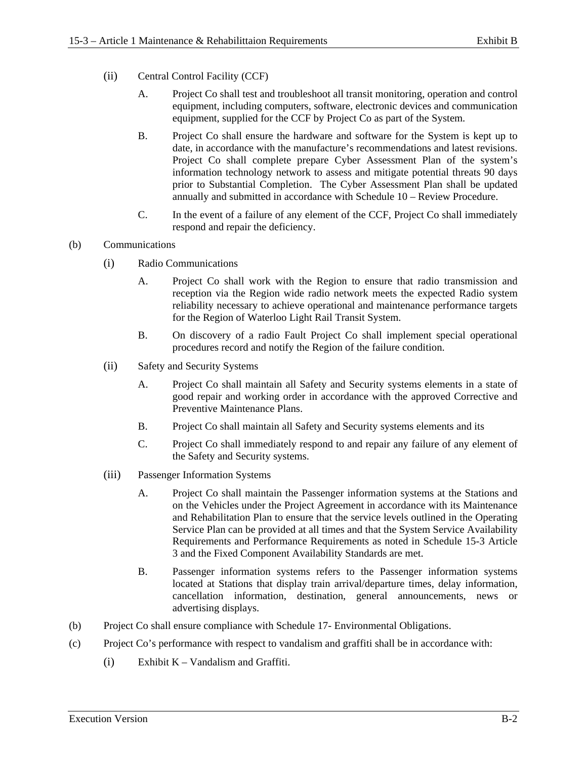(ii) Central Control Facility (CCF)

A. Project Co shall test and troubleshoot all transit monitoring, operation and control equipment, including computers, software, electronic devices and communication equipment, supplied for the CCF by Project Co as part of the System.

B. Project Co shall ensure the hardware and software for the System is kept up to date, in accordance with the manufacture's recommendations and latest revisions. Project Co shall complete prepare Cyber Assessment Plan of the system's information technology network to assess and mitigate potential threats 90 days prior to Substantial Completion. The Cyber Assessment Plan shall be updated annually and submitted in accordance with Schedule 10 – Review Procedure.

C. In the event of a failure of any element of the CCF, Project Co shall immediately respond and repair the deficiency.

(b) Communications

(i) Radio Communications

A. Project Co shall work with the Region to ensure that radio transmission and reception via the Region wide radio network meets the expected Radio system reliability necessary to achieve operational and maintenance performance targets for the Region of Waterloo Light Rail Transit System.

B. On discovery of a radio Fault Project Co shall implement special operational procedures record and notify the Region of the failure condition.

(ii) Safety and Security Systems

A. Project Co shall maintain all Safety and Security systems elements in a state of good repair and working order in accordance with the approved Corrective and Preventive Maintenance Plans.

B. Project Co shall maintain all Safety and Security systems elements and its

C. Project Co shall immediately respond to and repair any failure of any element of the Safety and Security systems.

(iii) Passenger Information Systems

A. Project Co shall maintain the Passenger information systems at the Stations and on the Vehicles under the Project Agreement in accordance with its Maintenance and Rehabilitation Plan to ensure that the service levels outlined in the Operating Service Plan can be provided at all times and that the System Service Availability Requirements and Performance Requirements as noted in Schedule 15-3 Article 3 and the Fixed Component Availability Standards are met.

B. Passenger information systems refers to the Passenger information systems located at Stations that display train arrival/departure times, delay information, cancellation information, destination, general announcements, news or advertising displays.

(b) Project Co shall ensure compliance with Schedule 17- Environmental Obligations.

(c) Project Co's performance with respect to vandalism and graffiti shall be in accordance with:

(i) Exhibit K – Vandalism and Graffiti.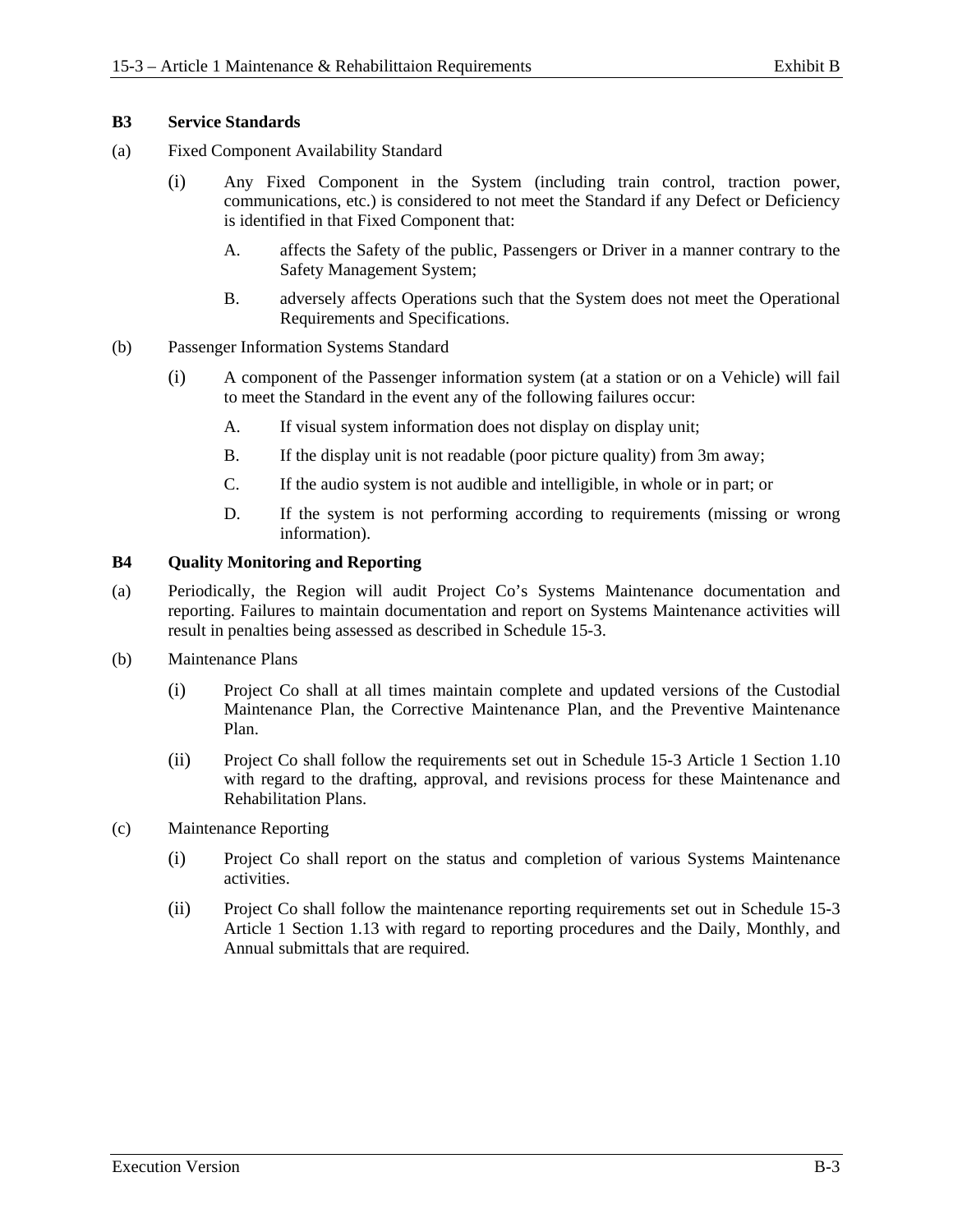## B3 Service Standards

(a) Fixed Component Availability Standard

(i) Any Fixed Component in the System (including train control, traction power, communications, etc.) is considered to not meet the Standard if any Defect or Deficiency is identified in that Fixed Component that:

A. affects the Safety of the public, Passengers or Driver in a manner contrary to the Safety Management System;

B. adversely affects Operations such that the System does not meet the Operational Requirements and Specifications.

(b) Passenger Information Systems Standard

(i) A component of the Passenger information system (at a station or on a Vehicle) will fail to meet the Standard in the event any of the following failures occur:

A. If visual system information does not display on display unit;

B. If the display unit is not readable (poor picture quality) from 3m away;

C. If the audio system is not audible and intelligible, in whole or in part; or

D. If the system is not performing according to requirements (missing or wrong information).

## B4 Quality Monitoring and Reporting

(a) Periodically, the Region will audit Project Co's Systems Maintenance documentation and reporting. Failures to maintain documentation and report on Systems Maintenance activities will result in penalties being assessed as described in Schedule 15-3.

(b) Maintenance Plans

(i) Project Co shall at all times maintain complete and updated versions of the Custodial Maintenance Plan, the Corrective Maintenance Plan, and the Preventive Maintenance Plan.

(ii) Project Co shall follow the requirements set out in Schedule 15-3 Article 1 Section 1.10 with regard to the drafting, approval, and revisions process for these Maintenance and Rehabilitation Plans.

(c) Maintenance Reporting

(i) Project Co shall report on the status and completion of various Systems Maintenance activities.

(ii) Project Co shall follow the maintenance reporting requirements set out in Schedule 15-3 Article 1 Section 1.13 with regard to reporting procedures and the Daily, Monthly, and Annual submittals that are required.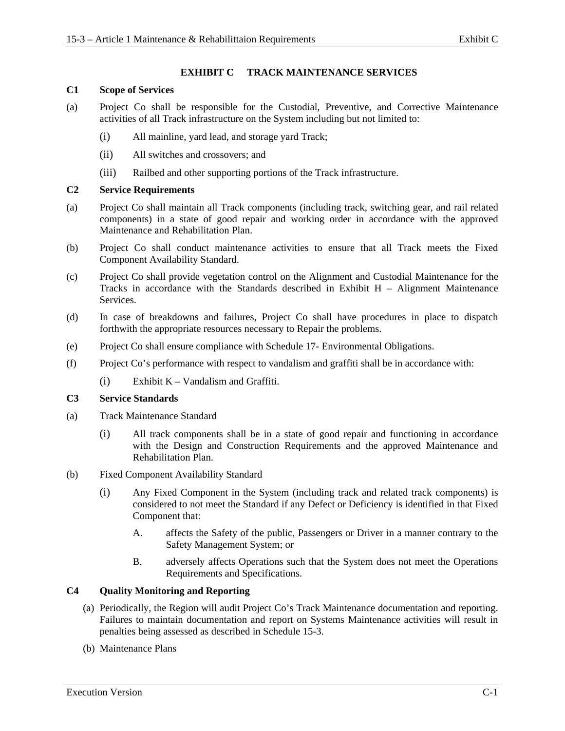# EXHIBIT C TRACK MAINTENANCE SERVICES

## C1 Scope of Services

(a) Project Co shall be responsible for the Custodial, Preventive, and Corrective Maintenance activities of all Track infrastructure on the System including but not limited to:

- (i) All mainline, yard lead, and storage yard Track;
- (ii) All switches and crossovers; and
- (iii) Railbed and other supporting portions of the Track infrastructure.

## C2 Service Requirements

(a) Project Co shall maintain all Track components (including track, switching gear, and rail related components) in a state of good repair and working order in accordance with the approved Maintenance and Rehabilitation Plan.

(b) Project Co shall conduct maintenance activities to ensure that all Track meets the Fixed Component Availability Standard.

(c) Project Co shall provide vegetation control on the Alignment and Custodial Maintenance for the Tracks in accordance with the Standards described in Exhibit H – Alignment Maintenance Services.

(d) In case of breakdowns and failures, Project Co shall have procedures in place to dispatch forthwith the appropriate resources necessary to Repair the problems.

(e) Project Co shall ensure compliance with Schedule 17- Environmental Obligations.

(f) Project Co's performance with respect to vandalism and graffiti shall be in accordance with:

- (i) Exhibit K – Vandalism and Graffiti.

## C3 Service Standards

(a) Track Maintenance Standard

- (i) All track components shall be in a state of good repair and functioning in accordance with the Design and Construction Requirements and the approved Maintenance and Rehabilitation Plan.

(b) Fixed Component Availability Standard

- (i) Any Fixed Component in the System (including track and related track components) is considered to not meet the Standard if any Defect or Deficiency is identified in that Fixed Component that:
  - A. affects the Safety of the public, Passengers or Driver in a manner contrary to the Safety Management System; or
  - B. adversely affects Operations such that the System does not meet the Operations Requirements and Specifications.

## C4 Quality Monitoring and Reporting

(a) Periodically, the Region will audit Project Co's Track Maintenance documentation and reporting. Failures to maintain documentation and report on Systems Maintenance activities will result in penalties being assessed as described in Schedule 15-3.

(b) Maintenance Plans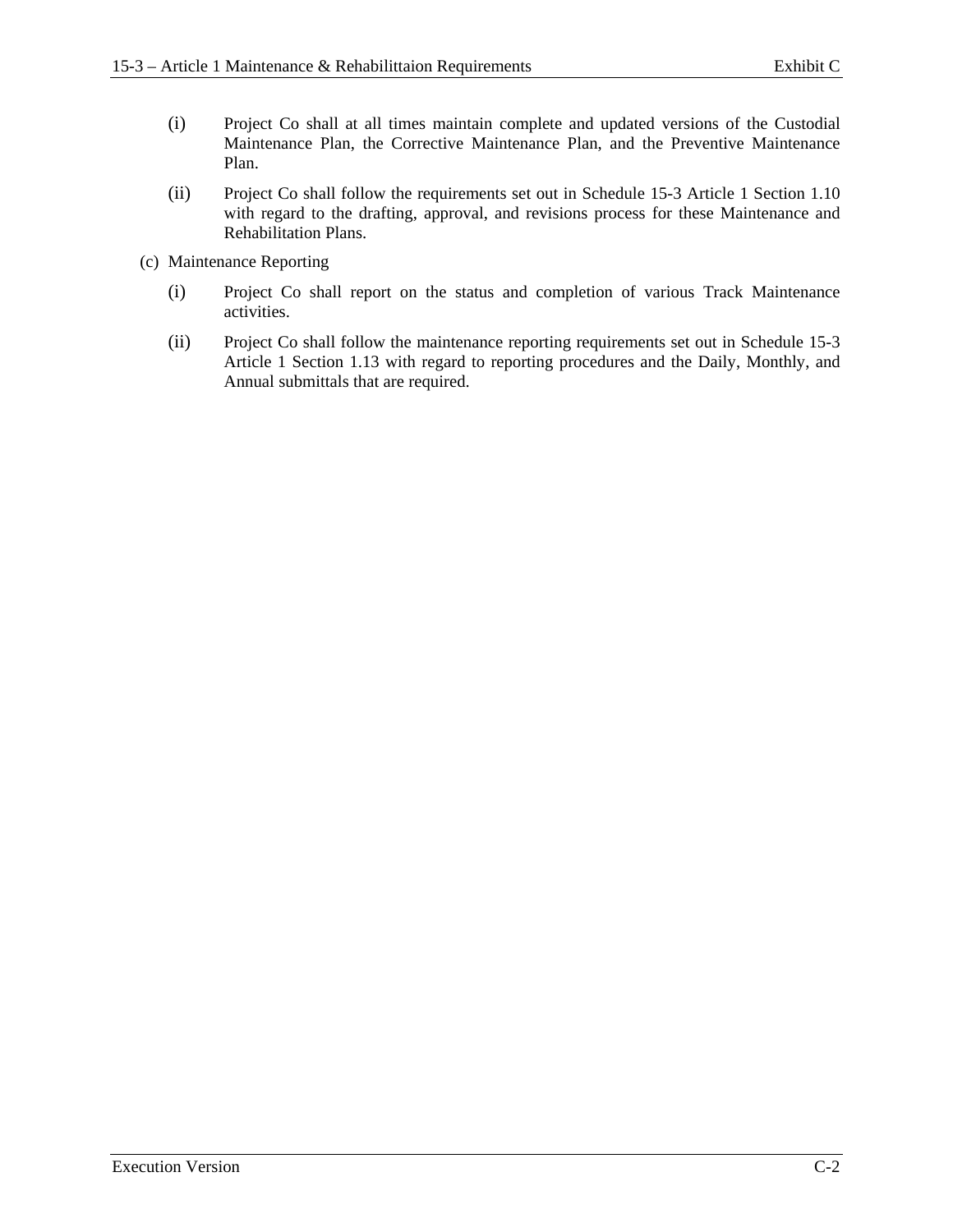(i) Project Co shall at all times maintain complete and updated versions of the Custodial Maintenance Plan, the Corrective Maintenance Plan, and the Preventive Maintenance Plan.

(ii) Project Co shall follow the requirements set out in Schedule 15-3 Article 1 Section 1.10 with regard to the drafting, approval, and revisions process for these Maintenance and Rehabilitation Plans.

(c) Maintenance Reporting

(i) Project Co shall report on the status and completion of various Track Maintenance activities.

(ii) Project Co shall follow the maintenance reporting requirements set out in Schedule 15-3 Article 1 Section 1.13 with regard to reporting procedures and the Daily, Monthly, and Annual submittals that are required.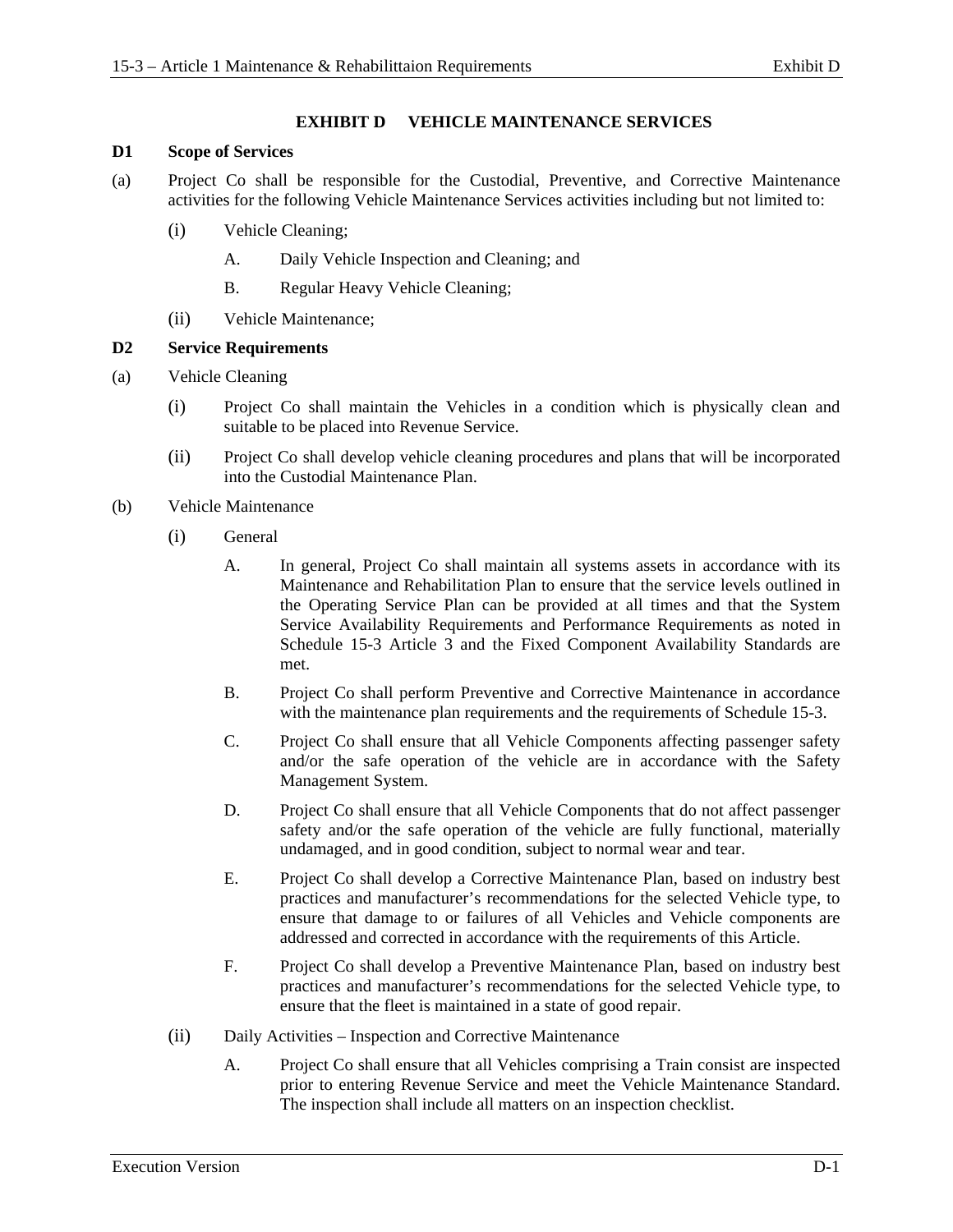# EXHIBIT D VEHICLE MAINTENANCE SERVICES

## D1 Scope of Services

(a) Project Co shall be responsible for the Custodial, Preventive, and Corrective Maintenance activities for the following Vehicle Maintenance Services activities including but not limited to:

- (i) Vehicle Cleaning;
  - A. Daily Vehicle Inspection and Cleaning; and
  - B. Regular Heavy Vehicle Cleaning;
- (ii) Vehicle Maintenance;

## D2 Service Requirements

(a) Vehicle Cleaning

- (i) Project Co shall maintain the Vehicles in a condition which is physically clean and suitable to be placed into Revenue Service.
- (ii) Project Co shall develop vehicle cleaning procedures and plans that will be incorporated into the Custodial Maintenance Plan.

(b) Vehicle Maintenance

- (i) General
  - A. In general, Project Co shall maintain all systems assets in accordance with its Maintenance and Rehabilitation Plan to ensure that the service levels outlined in the Operating Service Plan can be provided at all times and that the System Service Availability Requirements and Performance Requirements as noted in Schedule 15-3 Article 3 and the Fixed Component Availability Standards are met.
  - B. Project Co shall perform Preventive and Corrective Maintenance in accordance with the maintenance plan requirements and the requirements of Schedule 15-3.
  - C. Project Co shall ensure that all Vehicle Components affecting passenger safety and/or the safe operation of the vehicle are in accordance with the Safety Management System.
  - D. Project Co shall ensure that all Vehicle Components that do not affect passenger safety and/or the safe operation of the vehicle are fully functional, materially undamaged, and in good condition, subject to normal wear and tear.
  - E. Project Co shall develop a Corrective Maintenance Plan, based on industry best practices and manufacturer's recommendations for the selected Vehicle type, to ensure that damage to or failures of all Vehicles and Vehicle components are addressed and corrected in accordance with the requirements of this Article.
  - F. Project Co shall develop a Preventive Maintenance Plan, based on industry best practices and manufacturer's recommendations for the selected Vehicle type, to ensure that the fleet is maintained in a state of good repair.
- (ii) Daily Activities – Inspection and Corrective Maintenance
  - A. Project Co shall ensure that all Vehicles comprising a Train consist are inspected prior to entering Revenue Service and meet the Vehicle Maintenance Standard. The inspection shall include all matters on an inspection checklist.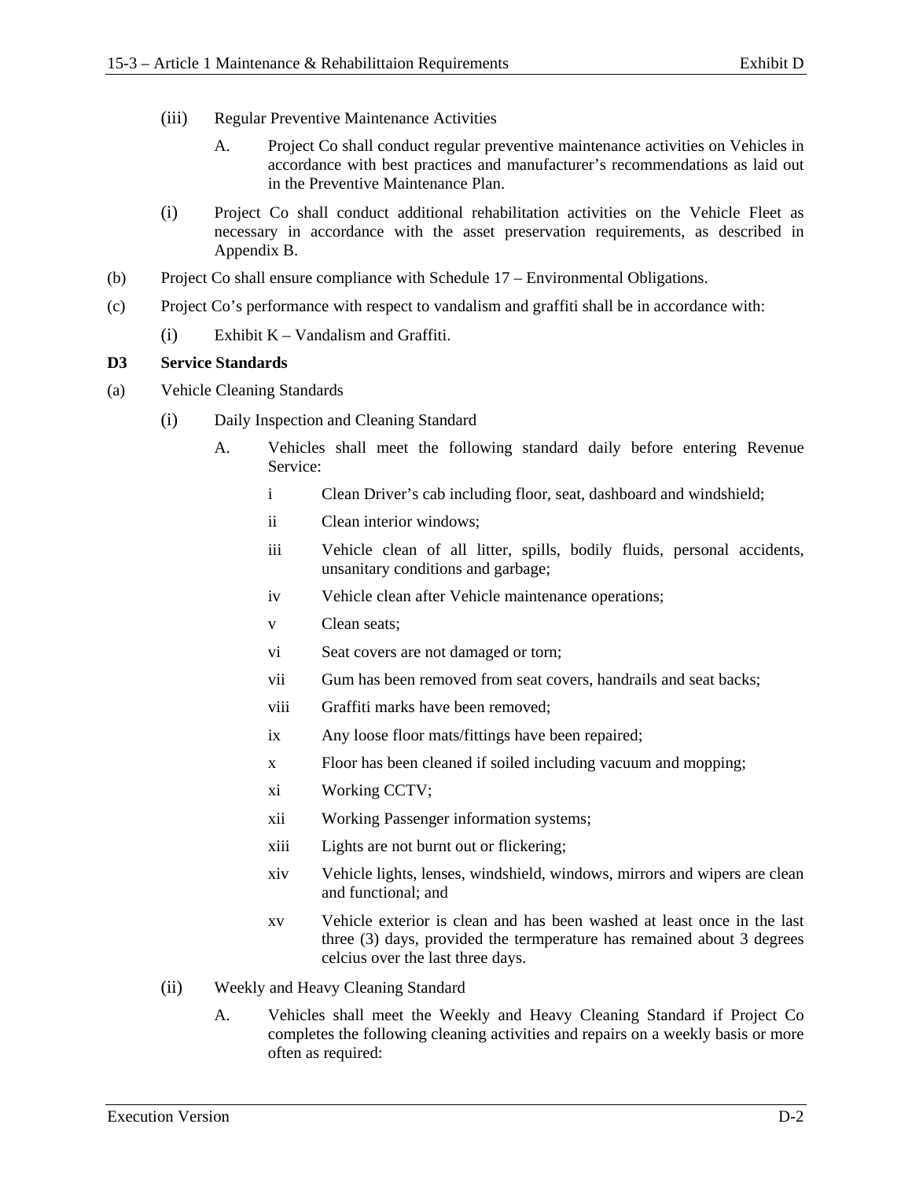(iii) Regular Preventive Maintenance Activities

A. Project Co shall conduct regular preventive maintenance activities on Vehicles in accordance with best practices and manufacturer's recommendations as laid out in the Preventive Maintenance Plan.

(i) Project Co shall conduct additional rehabilitation activities on the Vehicle Fleet as necessary in accordance with the asset preservation requirements, as described in Appendix B.

(b) Project Co shall ensure compliance with Schedule 17 – Environmental Obligations.

(c) Project Co's performance with respect to vandalism and graffiti shall be in accordance with:

(i) Exhibit K – Vandalism and Graffiti.

**D3 Service Standards**

(a) Vehicle Cleaning Standards

(i) Daily Inspection and Cleaning Standard

A. Vehicles shall meet the following standard daily before entering Revenue Service:

i Clean Driver's cab including floor, seat, dashboard and windshield;

ii Clean interior windows;

iii Vehicle clean of all litter, spills, bodily fluids, personal accidents, unsanitary conditions and garbage;

iv Vehicle clean after Vehicle maintenance operations;

v Clean seats;

vi Seat covers are not damaged or torn;

vii Gum has been removed from seat covers, handrails and seat backs;

viii Graffiti marks have been removed;

ix Any loose floor mats/fittings have been repaired;

x Floor has been cleaned if soiled including vacuum and mopping;

xi Working CCTV;

xii Working Passenger information systems;

xiii Lights are not burnt out or flickering;

xiv Vehicle lights, lenses, windshield, windows, mirrors and wipers are clean and functional; and

xv Vehicle exterior is clean and has been washed at least once in the last three (3) days, provided the termperature has remained about 3 degrees celcius over the last three days.

(ii) Weekly and Heavy Cleaning Standard

A. Vehicles shall meet the Weekly and Heavy Cleaning Standard if Project Co completes the following cleaning activities and repairs on a weekly basis or more often as required: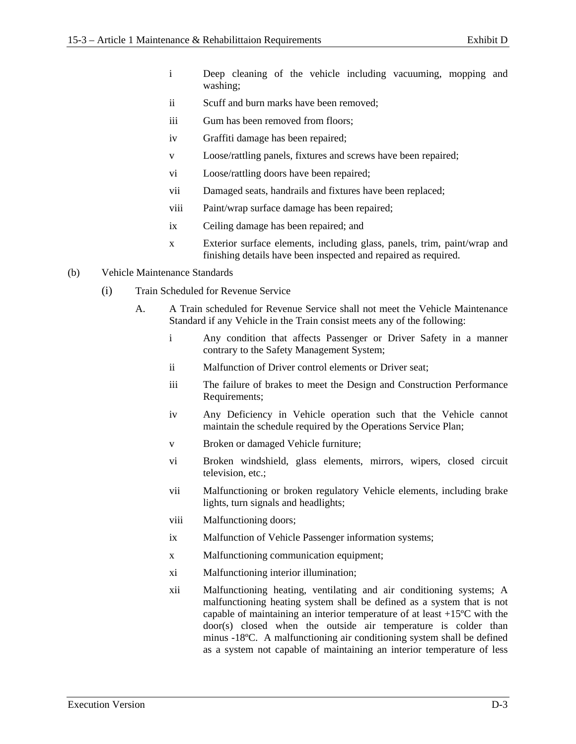i Deep cleaning of the vehicle including vacuuming, mopping and washing;

ii Scuff and burn marks have been removed;

iii Gum has been removed from floors;

iv Graffiti damage has been repaired;

v Loose/rattling panels, fixtures and screws have been repaired;

vi Loose/rattling doors have been repaired;

vii Damaged seats, handrails and fixtures have been replaced;

viii Paint/wrap surface damage has been repaired;

ix Ceiling damage has been repaired; and

x Exterior surface elements, including glass, panels, trim, paint/wrap and finishing details have been inspected and repaired as required.

(b) Vehicle Maintenance Standards

(i) Train Scheduled for Revenue Service

A. A Train scheduled for Revenue Service shall not meet the Vehicle Maintenance Standard if any Vehicle in the Train consist meets any of the following:

i Any condition that affects Passenger or Driver Safety in a manner contrary to the Safety Management System;

ii Malfunction of Driver control elements or Driver seat;

iii The failure of brakes to meet the Design and Construction Performance Requirements;

iv Any Deficiency in Vehicle operation such that the Vehicle cannot maintain the schedule required by the Operations Service Plan;

v Broken or damaged Vehicle furniture;

vi Broken windshield, glass elements, mirrors, wipers, closed circuit television, etc.;

vii Malfunctioning or broken regulatory Vehicle elements, including brake lights, turn signals and headlights;

viii Malfunctioning doors;

ix Malfunction of Vehicle Passenger information systems;

x Malfunctioning communication equipment;

xi Malfunctioning interior illumination;

xii Malfunctioning heating, ventilating and air conditioning systems; A malfunctioning heating system shall be defined as a system that is not capable of maintaining an interior temperature of at least +15ºC with the door(s) closed when the outside air temperature is colder than minus -18ºC. A malfunctioning air conditioning system shall be defined as a system not capable of maintaining an interior temperature of less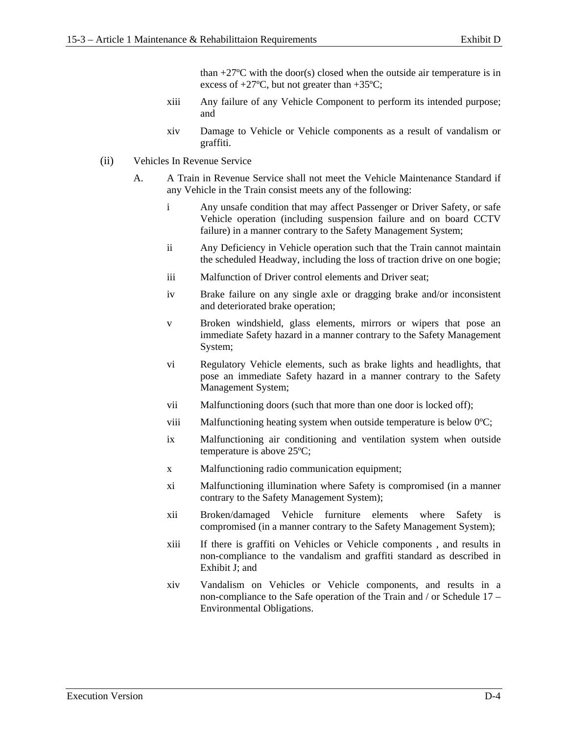than +27ºC with the door(s) closed when the outside air temperature is in excess of +27ºC, but not greater than +35ºC;

xiii Any failure of any Vehicle Component to perform its intended purpose; and

xiv Damage to Vehicle or Vehicle components as a result of vandalism or graffiti.

(ii) Vehicles In Revenue Service

A. A Train in Revenue Service shall not meet the Vehicle Maintenance Standard if any Vehicle in the Train consist meets any of the following:

i Any unsafe condition that may affect Passenger or Driver Safety, or safe Vehicle operation (including suspension failure and on board CCTV failure) in a manner contrary to the Safety Management System;

ii Any Deficiency in Vehicle operation such that the Train cannot maintain the scheduled Headway, including the loss of traction drive on one bogie;

iii Malfunction of Driver control elements and Driver seat;

iv Brake failure on any single axle or dragging brake and/or inconsistent and deteriorated brake operation;

v Broken windshield, glass elements, mirrors or wipers that pose an immediate Safety hazard in a manner contrary to the Safety Management System;

vi Regulatory Vehicle elements, such as brake lights and headlights, that pose an immediate Safety hazard in a manner contrary to the Safety Management System;

vii Malfunctioning doors (such that more than one door is locked off);

viii Malfunctioning heating system when outside temperature is below 0ºC;

ix Malfunctioning air conditioning and ventilation system when outside temperature is above 25ºC;

x Malfunctioning radio communication equipment;

xi Malfunctioning illumination where Safety is compromised (in a manner contrary to the Safety Management System);

xii Broken/damaged Vehicle furniture elements where Safety is compromised (in a manner contrary to the Safety Management System);

xiii If there is graffiti on Vehicles or Vehicle components , and results in non-compliance to the vandalism and graffiti standard as described in Exhibit J; and

xiv Vandalism on Vehicles or Vehicle components, and results in a non-compliance to the Safe operation of the Train and / or Schedule 17 – Environmental Obligations.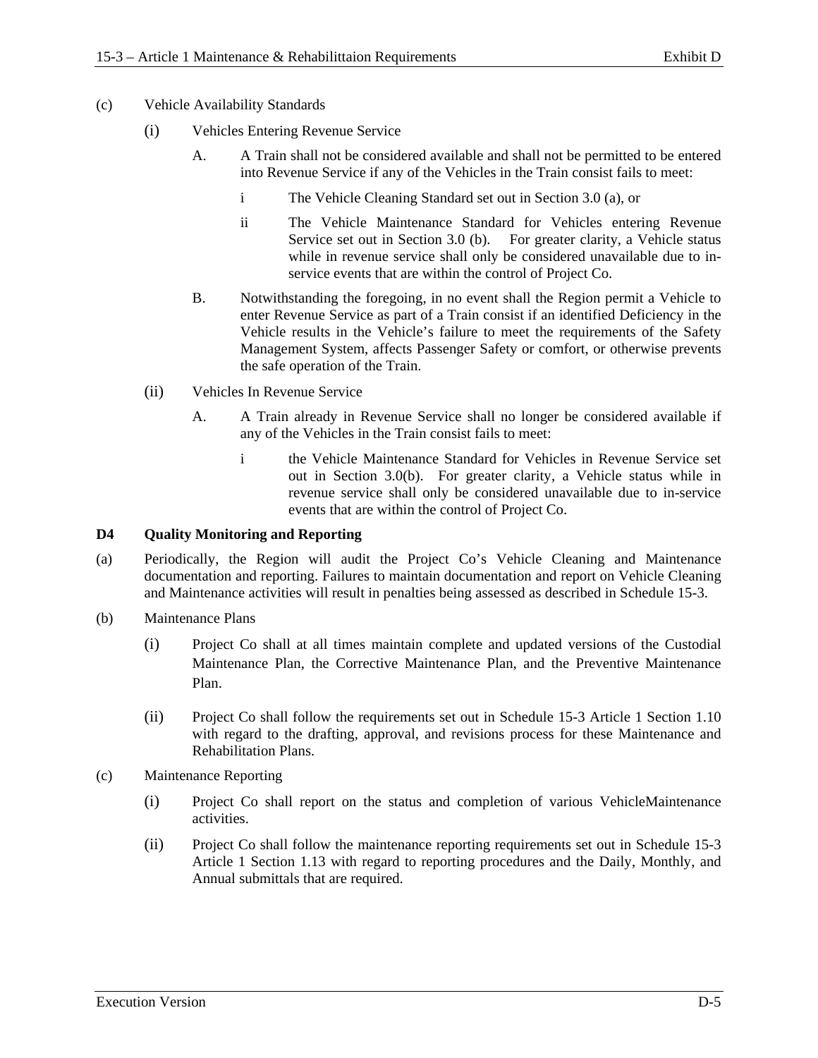(c) Vehicle Availability Standards

(i) Vehicles Entering Revenue Service

A. A Train shall not be considered available and shall not be permitted to be entered into Revenue Service if any of the Vehicles in the Train consist fails to meet:

i The Vehicle Cleaning Standard set out in Section 3.0 (a), or

ii The Vehicle Maintenance Standard for Vehicles entering Revenue Service set out in Section 3.0 (b). For greater clarity, a Vehicle status while in revenue service shall only be considered unavailable due to in-service events that are within the control of Project Co.

B. Notwithstanding the foregoing, in no event shall the Region permit a Vehicle to enter Revenue Service as part of a Train consist if an identified Deficiency in the Vehicle results in the Vehicle's failure to meet the requirements of the Safety Management System, affects Passenger Safety or comfort, or otherwise prevents the safe operation of the Train.

(ii) Vehicles In Revenue Service

A. A Train already in Revenue Service shall no longer be considered available if any of the Vehicles in the Train consist fails to meet:

i the Vehicle Maintenance Standard for Vehicles in Revenue Service set out in Section 3.0(b). For greater clarity, a Vehicle status while in revenue service shall only be considered unavailable due to in-service events that are within the control of Project Co.

## D4 Quality Monitoring and Reporting

(a) Periodically, the Region will audit the Project Co's Vehicle Cleaning and Maintenance documentation and reporting. Failures to maintain documentation and report on Vehicle Cleaning and Maintenance activities will result in penalties being assessed as described in Schedule 15-3.

(b) Maintenance Plans

(i) Project Co shall at all times maintain complete and updated versions of the Custodial Maintenance Plan, the Corrective Maintenance Plan, and the Preventive Maintenance Plan.

(ii) Project Co shall follow the requirements set out in Schedule 15-3 Article 1 Section 1.10 with regard to the drafting, approval, and revisions process for these Maintenance and Rehabilitation Plans.

(c) Maintenance Reporting

(i) Project Co shall report on the status and completion of various VehicleMaintenance activities.

(ii) Project Co shall follow the maintenance reporting requirements set out in Schedule 15-3 Article 1 Section 1.13 with regard to reporting procedures and the Daily, Monthly, and Annual submittals that are required.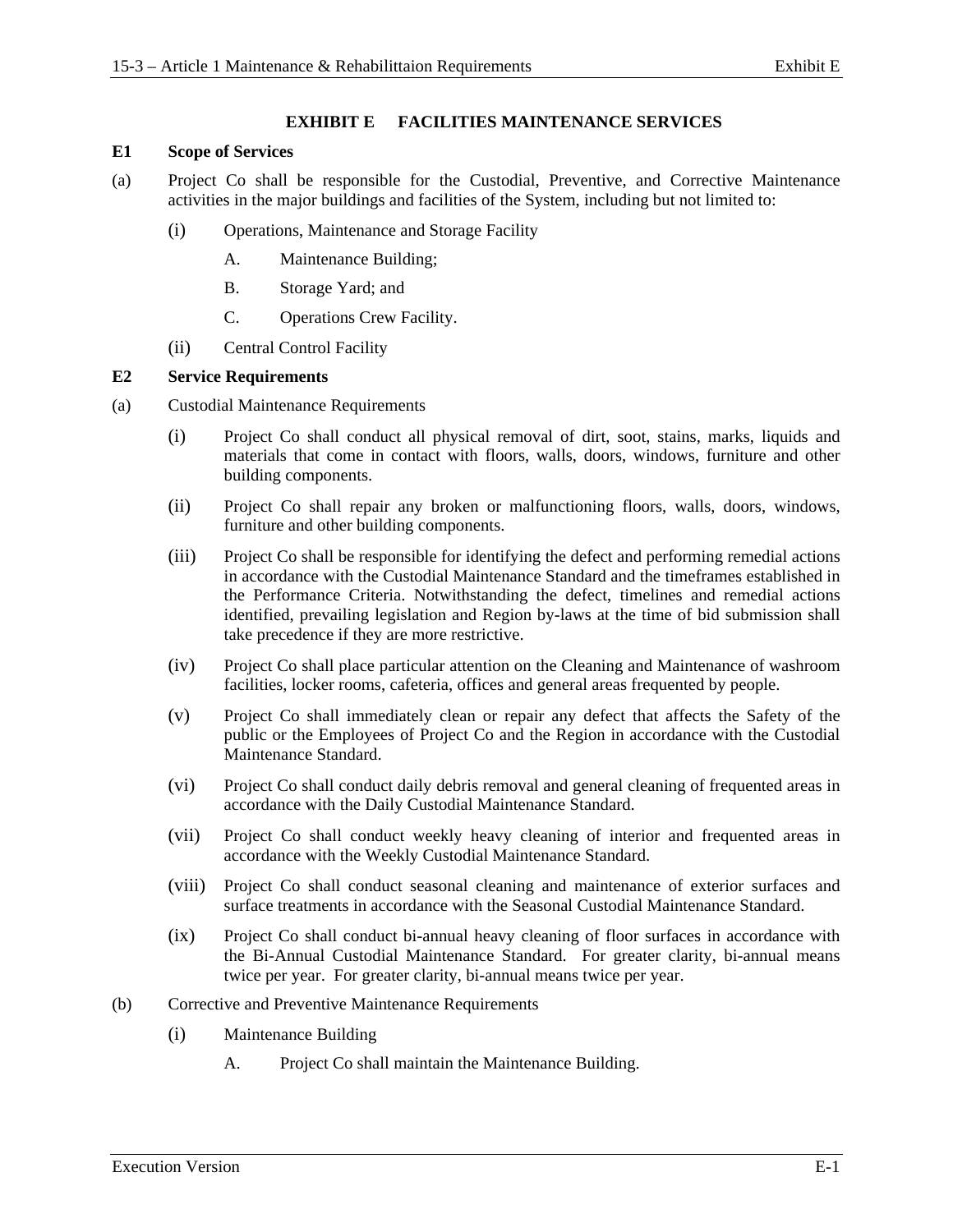# EXHIBIT E FACILITIES MAINTENANCE SERVICES

**E1 Scope of Services**

(a) Project Co shall be responsible for the Custodial, Preventive, and Corrective Maintenance activities in the major buildings and facilities of the System, including but not limited to:

(i) Operations, Maintenance and Storage Facility

A. Maintenance Building;

B. Storage Yard; and

C. Operations Crew Facility.

(ii) Central Control Facility

**E2 Service Requirements**

(a) Custodial Maintenance Requirements

(i) Project Co shall conduct all physical removal of dirt, soot, stains, marks, liquids and materials that come in contact with floors, walls, doors, windows, furniture and other building components.

(ii) Project Co shall repair any broken or malfunctioning floors, walls, doors, windows, furniture and other building components.

(iii) Project Co shall be responsible for identifying the defect and performing remedial actions in accordance with the Custodial Maintenance Standard and the timeframes established in the Performance Criteria. Notwithstanding the defect, timelines and remedial actions identified, prevailing legislation and Region by-laws at the time of bid submission shall take precedence if they are more restrictive.

(iv) Project Co shall place particular attention on the Cleaning and Maintenance of washroom facilities, locker rooms, cafeteria, offices and general areas frequented by people.

(v) Project Co shall immediately clean or repair any defect that affects the Safety of the public or the Employees of Project Co and the Region in accordance with the Custodial Maintenance Standard.

(vi) Project Co shall conduct daily debris removal and general cleaning of frequented areas in accordance with the Daily Custodial Maintenance Standard.

(vii) Project Co shall conduct weekly heavy cleaning of interior and frequented areas in accordance with the Weekly Custodial Maintenance Standard.

(viii) Project Co shall conduct seasonal cleaning and maintenance of exterior surfaces and surface treatments in accordance with the Seasonal Custodial Maintenance Standard.

(ix) Project Co shall conduct bi-annual heavy cleaning of floor surfaces in accordance with the Bi-Annual Custodial Maintenance Standard. For greater clarity, bi-annual means twice per year. For greater clarity, bi-annual means twice per year.

(b) Corrective and Preventive Maintenance Requirements

(i) Maintenance Building

A. Project Co shall maintain the Maintenance Building.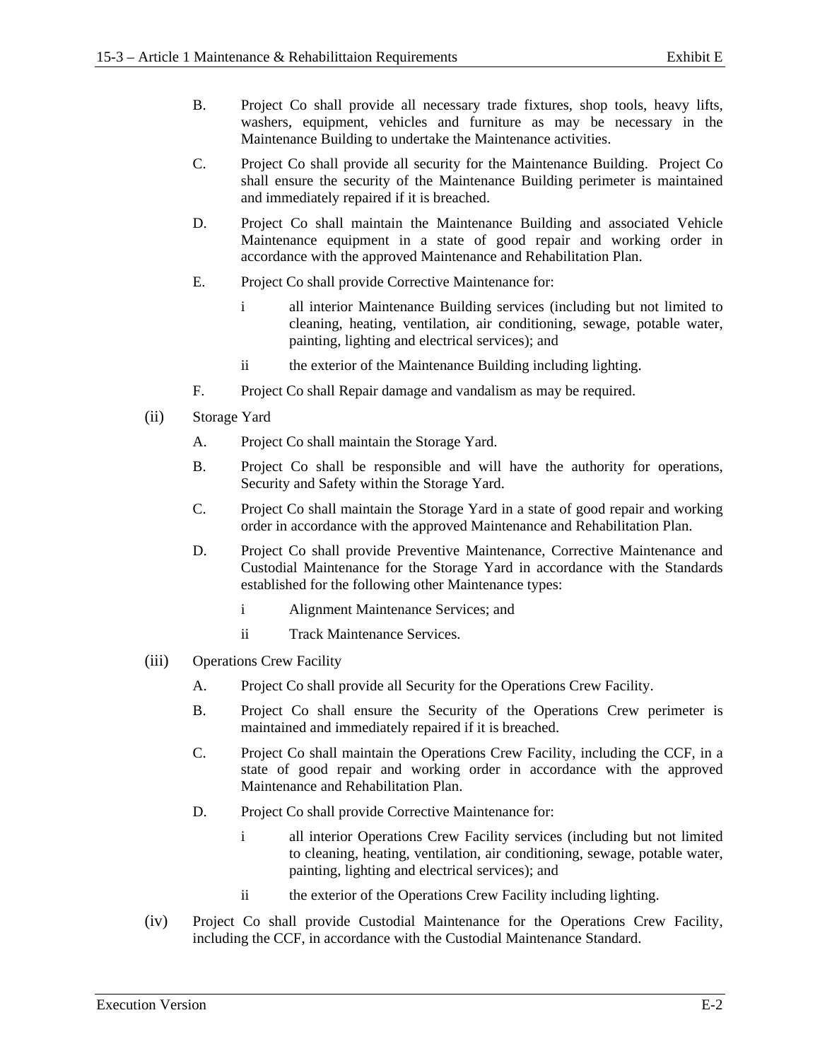B. Project Co shall provide all necessary trade fixtures, shop tools, heavy lifts, washers, equipment, vehicles and furniture as may be necessary in the Maintenance Building to undertake the Maintenance activities.

C. Project Co shall provide all security for the Maintenance Building. Project Co shall ensure the security of the Maintenance Building perimeter is maintained and immediately repaired if it is breached.

D. Project Co shall maintain the Maintenance Building and associated Vehicle Maintenance equipment in a state of good repair and working order in accordance with the approved Maintenance and Rehabilitation Plan.

E. Project Co shall provide Corrective Maintenance for:

i all interior Maintenance Building services (including but not limited to cleaning, heating, ventilation, air conditioning, sewage, potable water, painting, lighting and electrical services); and

ii the exterior of the Maintenance Building including lighting.

F. Project Co shall Repair damage and vandalism as may be required.

(ii) Storage Yard

A. Project Co shall maintain the Storage Yard.

B. Project Co shall be responsible and will have the authority for operations, Security and Safety within the Storage Yard.

C. Project Co shall maintain the Storage Yard in a state of good repair and working order in accordance with the approved Maintenance and Rehabilitation Plan.

D. Project Co shall provide Preventive Maintenance, Corrective Maintenance and Custodial Maintenance for the Storage Yard in accordance with the Standards established for the following other Maintenance types:

i Alignment Maintenance Services; and

ii Track Maintenance Services.

(iii) Operations Crew Facility

A. Project Co shall provide all Security for the Operations Crew Facility.

B. Project Co shall ensure the Security of the Operations Crew perimeter is maintained and immediately repaired if it is breached.

C. Project Co shall maintain the Operations Crew Facility, including the CCF, in a state of good repair and working order in accordance with the approved Maintenance and Rehabilitation Plan.

D. Project Co shall provide Corrective Maintenance for:

i all interior Operations Crew Facility services (including but not limited to cleaning, heating, ventilation, air conditioning, sewage, potable water, painting, lighting and electrical services); and

ii the exterior of the Operations Crew Facility including lighting.

(iv) Project Co shall provide Custodial Maintenance for the Operations Crew Facility, including the CCF, in accordance with the Custodial Maintenance Standard.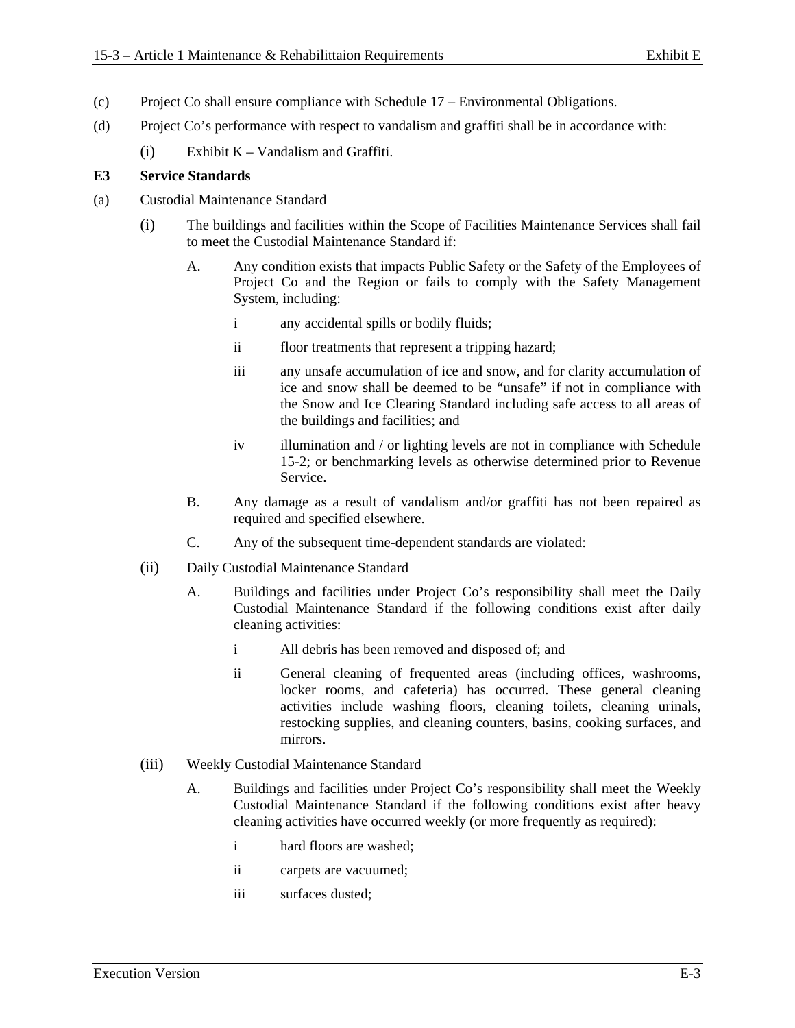(c) Project Co shall ensure compliance with Schedule 17 – Environmental Obligations.

(d) Project Co's performance with respect to vandalism and graffiti shall be in accordance with:

  (i) Exhibit K – Vandalism and Graffiti.

**E3 Service Standards**

(a) Custodial Maintenance Standard

  (i) The buildings and facilities within the Scope of Facilities Maintenance Services shall fail to meet the Custodial Maintenance Standard if:

    A. Any condition exists that impacts Public Safety or the Safety of the Employees of Project Co and the Region or fails to comply with the Safety Management System, including:

      i any accidental spills or bodily fluids;

      ii floor treatments that represent a tripping hazard;

      iii any unsafe accumulation of ice and snow, and for clarity accumulation of ice and snow shall be deemed to be "unsafe" if not in compliance with the Snow and Ice Clearing Standard including safe access to all areas of the buildings and facilities; and

      iv illumination and / or lighting levels are not in compliance with Schedule 15-2; or benchmarking levels as otherwise determined prior to Revenue Service.

    B. Any damage as a result of vandalism and/or graffiti has not been repaired as required and specified elsewhere.

    C. Any of the subsequent time-dependent standards are violated:

  (ii) Daily Custodial Maintenance Standard

    A. Buildings and facilities under Project Co's responsibility shall meet the Daily Custodial Maintenance Standard if the following conditions exist after daily cleaning activities:

      i All debris has been removed and disposed of; and

      ii General cleaning of frequented areas (including offices, washrooms, locker rooms, and cafeteria) has occurred. These general cleaning activities include washing floors, cleaning toilets, cleaning urinals, restocking supplies, and cleaning counters, basins, cooking surfaces, and mirrors.

  (iii) Weekly Custodial Maintenance Standard

    A. Buildings and facilities under Project Co's responsibility shall meet the Weekly Custodial Maintenance Standard if the following conditions exist after heavy cleaning activities have occurred weekly (or more frequently as required):

      i hard floors are washed;

      ii carpets are vacuumed;

      iii surfaces dusted;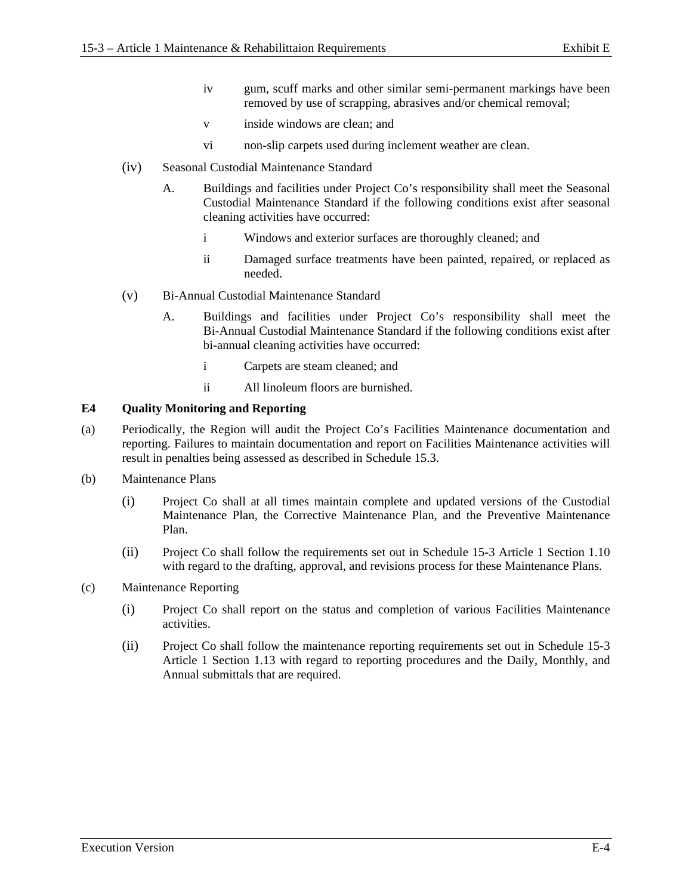iv gum, scuff marks and other similar semi-permanent markings have been removed by use of scrapping, abrasives and/or chemical removal;

v inside windows are clean; and

vi non-slip carpets used during inclement weather are clean.

(iv) Seasonal Custodial Maintenance Standard

A. Buildings and facilities under Project Co's responsibility shall meet the Seasonal Custodial Maintenance Standard if the following conditions exist after seasonal cleaning activities have occurred:

i Windows and exterior surfaces are thoroughly cleaned; and

ii Damaged surface treatments have been painted, repaired, or replaced as needed.

(v) Bi-Annual Custodial Maintenance Standard

A. Buildings and facilities under Project Co's responsibility shall meet the Bi-Annual Custodial Maintenance Standard if the following conditions exist after bi-annual cleaning activities have occurred:

i Carpets are steam cleaned; and

ii All linoleum floors are burnished.

**E4 Quality Monitoring and Reporting**

(a) Periodically, the Region will audit the Project Co's Facilities Maintenance documentation and reporting. Failures to maintain documentation and report on Facilities Maintenance activities will result in penalties being assessed as described in Schedule 15.3.

(b) Maintenance Plans

(i) Project Co shall at all times maintain complete and updated versions of the Custodial Maintenance Plan, the Corrective Maintenance Plan, and the Preventive Maintenance Plan.

(ii) Project Co shall follow the requirements set out in Schedule 15-3 Article 1 Section 1.10 with regard to the drafting, approval, and revisions process for these Maintenance Plans.

(c) Maintenance Reporting

(i) Project Co shall report on the status and completion of various Facilities Maintenance activities.

(ii) Project Co shall follow the maintenance reporting requirements set out in Schedule 15-3 Article 1 Section 1.13 with regard to reporting procedures and the Daily, Monthly, and Annual submittals that are required.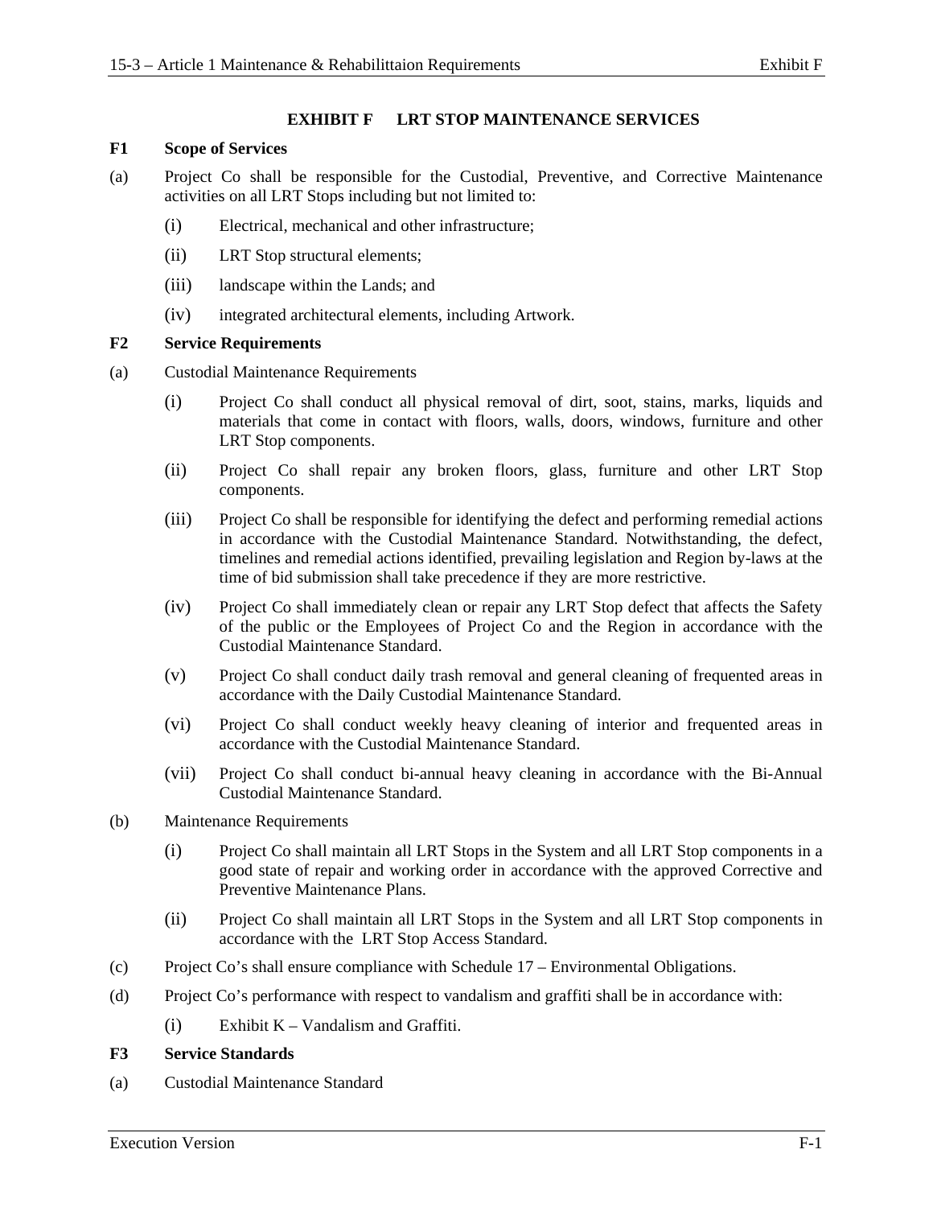# EXHIBIT F LRT STOP MAINTENANCE SERVICES

## F1 Scope of Services

(a) Project Co shall be responsible for the Custodial, Preventive, and Corrective Maintenance activities on all LRT Stops including but not limited to:

- (i) Electrical, mechanical and other infrastructure;
- (ii) LRT Stop structural elements;
- (iii) landscape within the Lands; and
- (iv) integrated architectural elements, including Artwork.

## F2 Service Requirements

(a) Custodial Maintenance Requirements

- (i) Project Co shall conduct all physical removal of dirt, soot, stains, marks, liquids and materials that come in contact with floors, walls, doors, windows, furniture and other LRT Stop components.
- (ii) Project Co shall repair any broken floors, glass, furniture and other LRT Stop components.
- (iii) Project Co shall be responsible for identifying the defect and performing remedial actions in accordance with the Custodial Maintenance Standard. Notwithstanding, the defect, timelines and remedial actions identified, prevailing legislation and Region by-laws at the time of bid submission shall take precedence if they are more restrictive.
- (iv) Project Co shall immediately clean or repair any LRT Stop defect that affects the Safety of the public or the Employees of Project Co and the Region in accordance with the Custodial Maintenance Standard.
- (v) Project Co shall conduct daily trash removal and general cleaning of frequented areas in accordance with the Daily Custodial Maintenance Standard.
- (vi) Project Co shall conduct weekly heavy cleaning of interior and frequented areas in accordance with the Custodial Maintenance Standard.
- (vii) Project Co shall conduct bi-annual heavy cleaning in accordance with the Bi-Annual Custodial Maintenance Standard.

(b) Maintenance Requirements

- (i) Project Co shall maintain all LRT Stops in the System and all LRT Stop components in a good state of repair and working order in accordance with the approved Corrective and Preventive Maintenance Plans.
- (ii) Project Co shall maintain all LRT Stops in the System and all LRT Stop components in accordance with the LRT Stop Access Standard.

(c) Project Co's shall ensure compliance with Schedule 17 – Environmental Obligations.

(d) Project Co's performance with respect to vandalism and graffiti shall be in accordance with:

- (i) Exhibit K – Vandalism and Graffiti.

## F3 Service Standards

(a) Custodial Maintenance Standard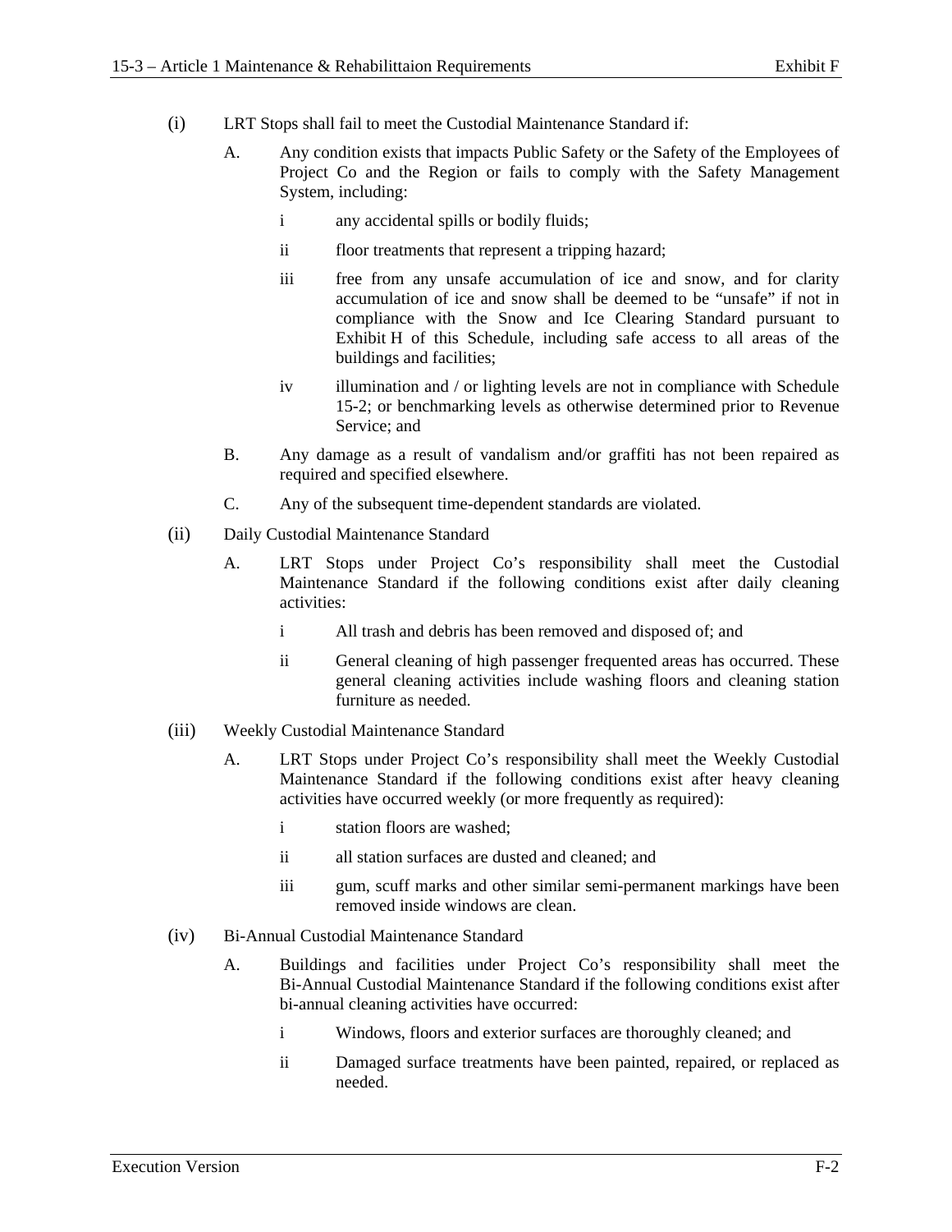(i) LRT Stops shall fail to meet the Custodial Maintenance Standard if:

  A. Any condition exists that impacts Public Safety or the Safety of the Employees of Project Co and the Region or fails to comply with the Safety Management System, including:

    i any accidental spills or bodily fluids;

    ii floor treatments that represent a tripping hazard;

    iii free from any unsafe accumulation of ice and snow, and for clarity accumulation of ice and snow shall be deemed to be "unsafe" if not in compliance with the Snow and Ice Clearing Standard pursuant to Exhibit H of this Schedule, including safe access to all areas of the buildings and facilities;

    iv illumination and / or lighting levels are not in compliance with Schedule 15-2; or benchmarking levels as otherwise determined prior to Revenue Service; and

  B. Any damage as a result of vandalism and/or graffiti has not been repaired as required and specified elsewhere.

  C. Any of the subsequent time-dependent standards are violated.

(ii) Daily Custodial Maintenance Standard

  A. LRT Stops under Project Co's responsibility shall meet the Custodial Maintenance Standard if the following conditions exist after daily cleaning activities:

    i All trash and debris has been removed and disposed of; and

    ii General cleaning of high passenger frequented areas has occurred. These general cleaning activities include washing floors and cleaning station furniture as needed.

(iii) Weekly Custodial Maintenance Standard

  A. LRT Stops under Project Co's responsibility shall meet the Weekly Custodial Maintenance Standard if the following conditions exist after heavy cleaning activities have occurred weekly (or more frequently as required):

    i station floors are washed;

    ii all station surfaces are dusted and cleaned; and

    iii gum, scuff marks and other similar semi-permanent markings have been removed inside windows are clean.

(iv) Bi-Annual Custodial Maintenance Standard

  A. Buildings and facilities under Project Co's responsibility shall meet the Bi-Annual Custodial Maintenance Standard if the following conditions exist after bi-annual cleaning activities have occurred:

    i Windows, floors and exterior surfaces are thoroughly cleaned; and

    ii Damaged surface treatments have been painted, repaired, or replaced as needed.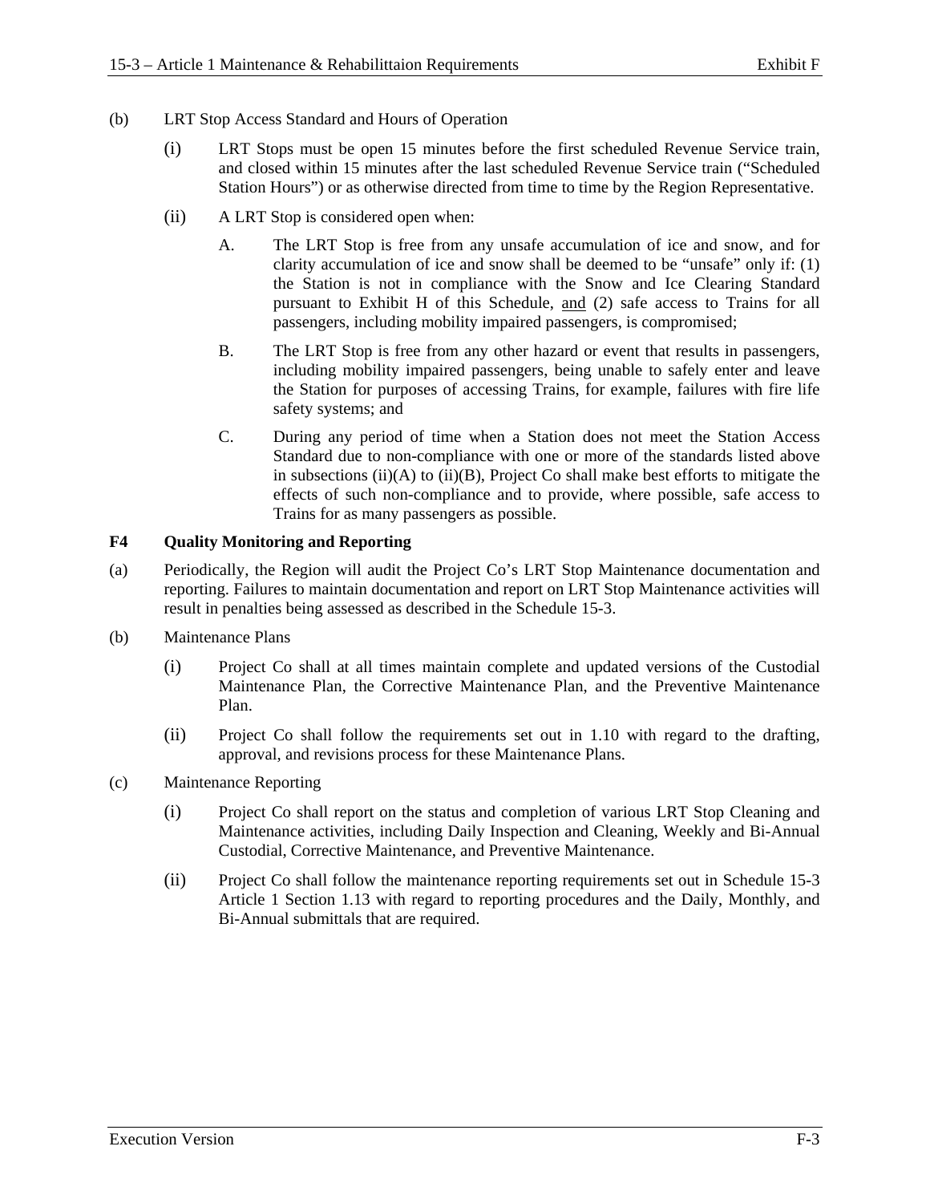(b) LRT Stop Access Standard and Hours of Operation

(i) LRT Stops must be open 15 minutes before the first scheduled Revenue Service train, and closed within 15 minutes after the last scheduled Revenue Service train ("Scheduled Station Hours") or as otherwise directed from time to time by the Region Representative.

(ii) A LRT Stop is considered open when:

A. The LRT Stop is free from any unsafe accumulation of ice and snow, and for clarity accumulation of ice and snow shall be deemed to be "unsafe" only if: (1) the Station is not in compliance with the Snow and Ice Clearing Standard pursuant to Exhibit H of this Schedule, and (2) safe access to Trains for all passengers, including mobility impaired passengers, is compromised;

B. The LRT Stop is free from any other hazard or event that results in passengers, including mobility impaired passengers, being unable to safely enter and leave the Station for purposes of accessing Trains, for example, failures with fire life safety systems; and

C. During any period of time when a Station does not meet the Station Access Standard due to non-compliance with one or more of the standards listed above in subsections (ii)(A) to (ii)(B), Project Co shall make best efforts to mitigate the effects of such non-compliance and to provide, where possible, safe access to Trains for as many passengers as possible.

## F4 Quality Monitoring and Reporting

(a) Periodically, the Region will audit the Project Co's LRT Stop Maintenance documentation and reporting. Failures to maintain documentation and report on LRT Stop Maintenance activities will result in penalties being assessed as described in the Schedule 15-3.

(b) Maintenance Plans

(i) Project Co shall at all times maintain complete and updated versions of the Custodial Maintenance Plan, the Corrective Maintenance Plan, and the Preventive Maintenance Plan.

(ii) Project Co shall follow the requirements set out in 1.10 with regard to the drafting, approval, and revisions process for these Maintenance Plans.

(c) Maintenance Reporting

(i) Project Co shall report on the status and completion of various LRT Stop Cleaning and Maintenance activities, including Daily Inspection and Cleaning, Weekly and Bi-Annual Custodial, Corrective Maintenance, and Preventive Maintenance.

(ii) Project Co shall follow the maintenance reporting requirements set out in Schedule 15-3 Article 1 Section 1.13 with regard to reporting procedures and the Daily, Monthly, and Bi-Annual submittals that are required.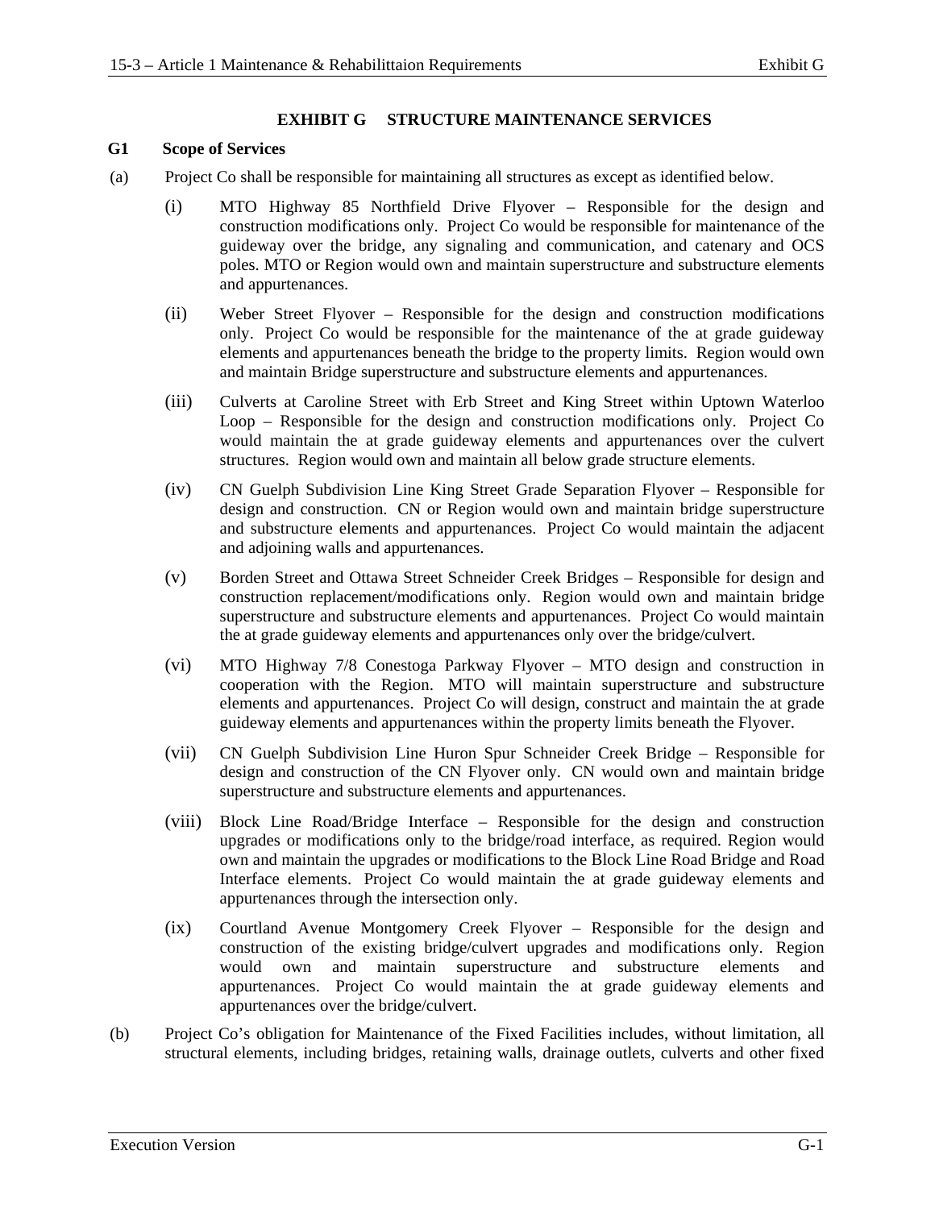# EXHIBIT G STRUCTURE MAINTENANCE SERVICES

## G1 Scope of Services

(a) Project Co shall be responsible for maintaining all structures as except as identified below.

(i) MTO Highway 85 Northfield Drive Flyover – Responsible for the design and construction modifications only. Project Co would be responsible for maintenance of the guideway over the bridge, any signaling and communication, and catenary and OCS poles. MTO or Region would own and maintain superstructure and substructure elements and appurtenances.

(ii) Weber Street Flyover – Responsible for the design and construction modifications only. Project Co would be responsible for the maintenance of the at grade guideway elements and appurtenances beneath the bridge to the property limits. Region would own and maintain Bridge superstructure and substructure elements and appurtenances.

(iii) Culverts at Caroline Street with Erb Street and King Street within Uptown Waterloo Loop – Responsible for the design and construction modifications only. Project Co would maintain the at grade guideway elements and appurtenances over the culvert structures. Region would own and maintain all below grade structure elements.

(iv) CN Guelph Subdivision Line King Street Grade Separation Flyover – Responsible for design and construction. CN or Region would own and maintain bridge superstructure and substructure elements and appurtenances. Project Co would maintain the adjacent and adjoining walls and appurtenances.

(v) Borden Street and Ottawa Street Schneider Creek Bridges – Responsible for design and construction replacement/modifications only. Region would own and maintain bridge superstructure and substructure elements and appurtenances. Project Co would maintain the at grade guideway elements and appurtenances only over the bridge/culvert.

(vi) MTO Highway 7/8 Conestoga Parkway Flyover – MTO design and construction in cooperation with the Region. MTO will maintain superstructure and substructure elements and appurtenances. Project Co will design, construct and maintain the at grade guideway elements and appurtenances within the property limits beneath the Flyover.

(vii) CN Guelph Subdivision Line Huron Spur Schneider Creek Bridge – Responsible for design and construction of the CN Flyover only. CN would own and maintain bridge superstructure and substructure elements and appurtenances.

(viii) Block Line Road/Bridge Interface – Responsible for the design and construction upgrades or modifications only to the bridge/road interface, as required. Region would own and maintain the upgrades or modifications to the Block Line Road Bridge and Road Interface elements. Project Co would maintain the at grade guideway elements and appurtenances through the intersection only.

(ix) Courtland Avenue Montgomery Creek Flyover – Responsible for the design and construction of the existing bridge/culvert upgrades and modifications only. Region would own and maintain superstructure and substructure elements and appurtenances. Project Co would maintain the at grade guideway elements and appurtenances over the bridge/culvert.

(b) Project Co's obligation for Maintenance of the Fixed Facilities includes, without limitation, all structural elements, including bridges, retaining walls, drainage outlets, culverts and other fixed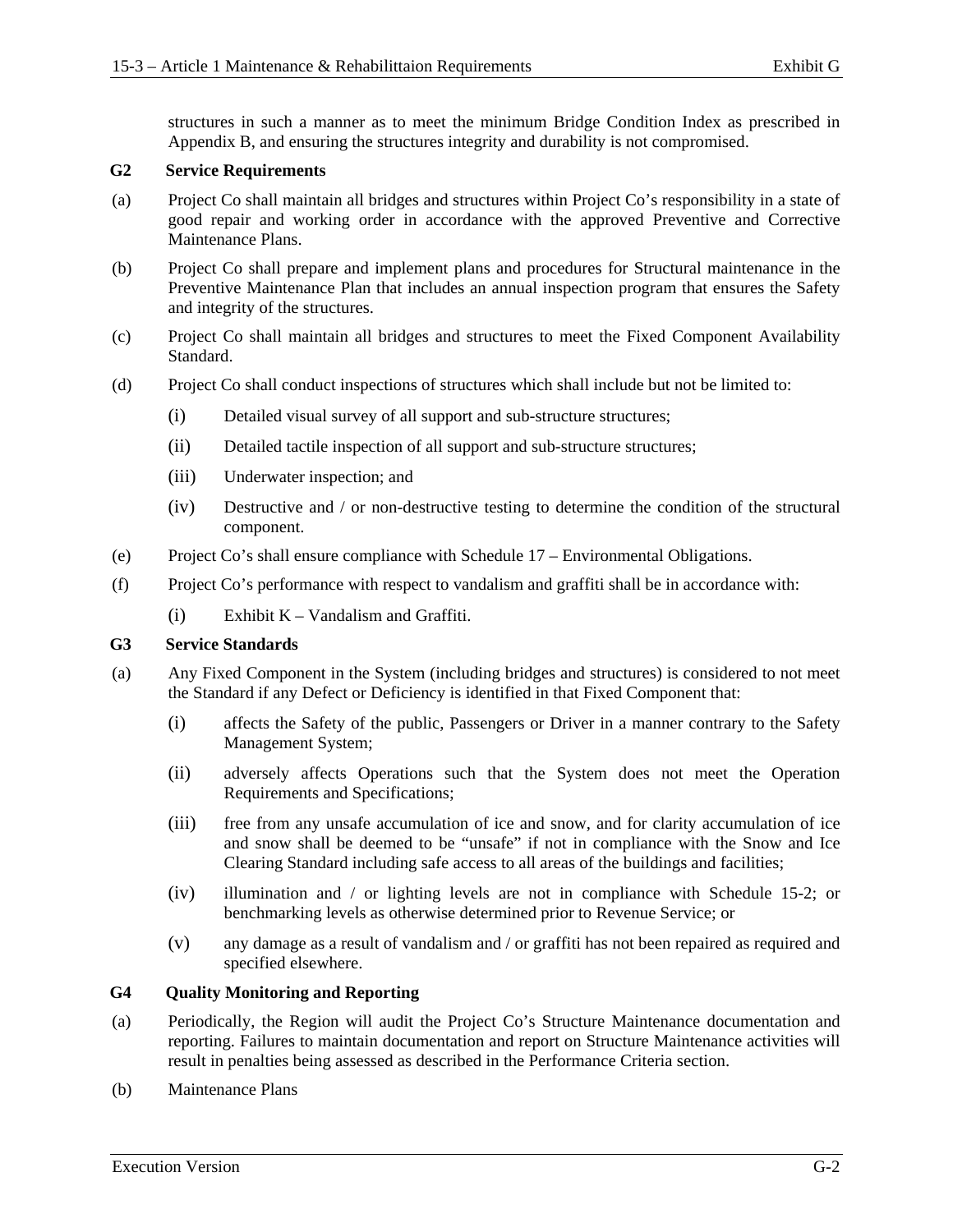structures in such a manner as to meet the minimum Bridge Condition Index as prescribed in Appendix B, and ensuring the structures integrity and durability is not compromised.

### G2 Service Requirements

(a) Project Co shall maintain all bridges and structures within Project Co's responsibility in a state of good repair and working order in accordance with the approved Preventive and Corrective Maintenance Plans.

(b) Project Co shall prepare and implement plans and procedures for Structural maintenance in the Preventive Maintenance Plan that includes an annual inspection program that ensures the Safety and integrity of the structures.

(c) Project Co shall maintain all bridges and structures to meet the Fixed Component Availability Standard.

(d) Project Co shall conduct inspections of structures which shall include but not be limited to:

- (i) Detailed visual survey of all support and sub-structure structures;
- (ii) Detailed tactile inspection of all support and sub-structure structures;
- (iii) Underwater inspection; and
- (iv) Destructive and / or non-destructive testing to determine the condition of the structural component.

(e) Project Co's shall ensure compliance with Schedule 17 – Environmental Obligations.

(f) Project Co's performance with respect to vandalism and graffiti shall be in accordance with:

- (i) Exhibit K – Vandalism and Graffiti.

### G3 Service Standards

(a) Any Fixed Component in the System (including bridges and structures) is considered to not meet the Standard if any Defect or Deficiency is identified in that Fixed Component that:

- (i) affects the Safety of the public, Passengers or Driver in a manner contrary to the Safety Management System;
- (ii) adversely affects Operations such that the System does not meet the Operation Requirements and Specifications;
- (iii) free from any unsafe accumulation of ice and snow, and for clarity accumulation of ice and snow shall be deemed to be "unsafe" if not in compliance with the Snow and Ice Clearing Standard including safe access to all areas of the buildings and facilities;
- (iv) illumination and / or lighting levels are not in compliance with Schedule 15-2; or benchmarking levels as otherwise determined prior to Revenue Service; or
- (v) any damage as a result of vandalism and / or graffiti has not been repaired as required and specified elsewhere.

### G4 Quality Monitoring and Reporting

(a) Periodically, the Region will audit the Project Co's Structure Maintenance documentation and reporting. Failures to maintain documentation and report on Structure Maintenance activities will result in penalties being assessed as described in the Performance Criteria section.

(b) Maintenance Plans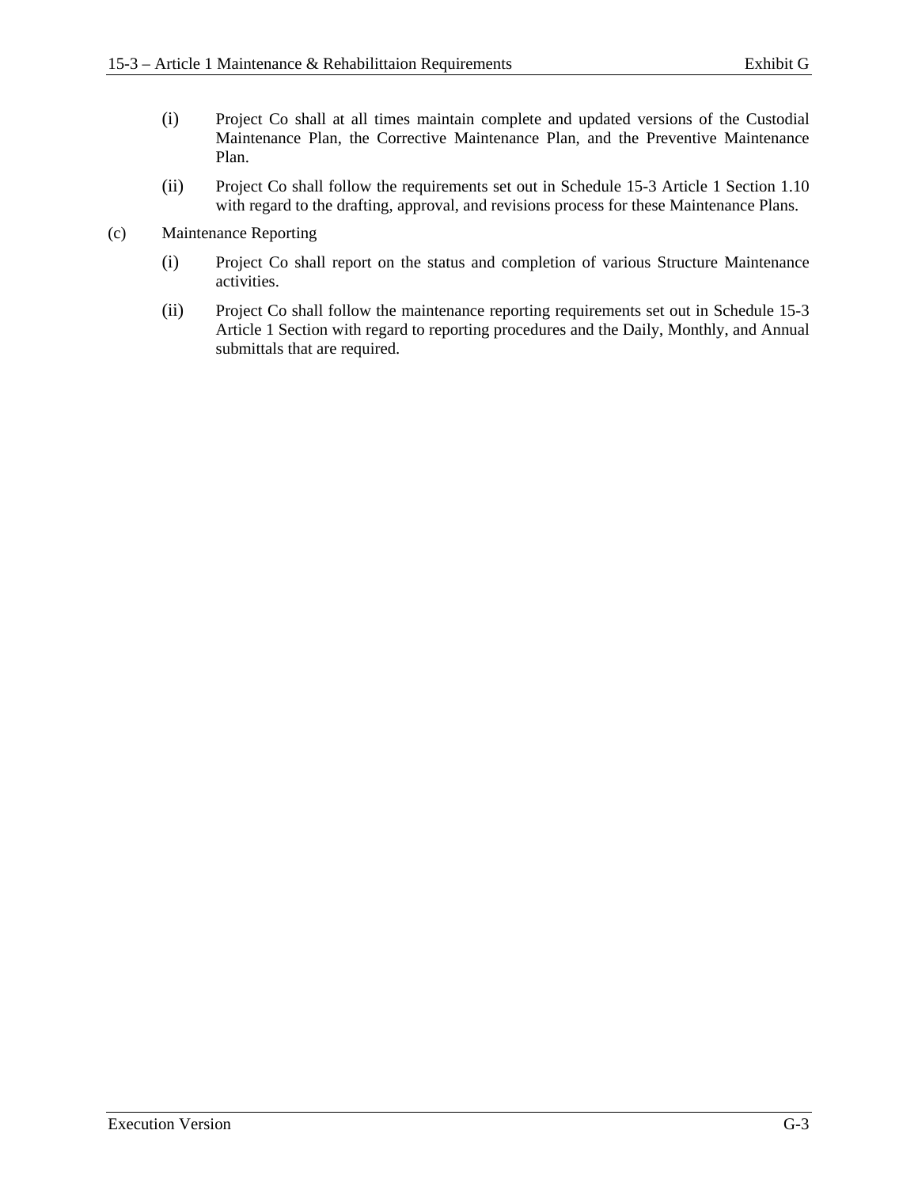(i) Project Co shall at all times maintain complete and updated versions of the Custodial Maintenance Plan, the Corrective Maintenance Plan, and the Preventive Maintenance Plan.

(ii) Project Co shall follow the requirements set out in Schedule 15-3 Article 1 Section 1.10 with regard to the drafting, approval, and revisions process for these Maintenance Plans.

(c) Maintenance Reporting

(i) Project Co shall report on the status and completion of various Structure Maintenance activities.

(ii) Project Co shall follow the maintenance reporting requirements set out in Schedule 15-3 Article 1 Section with regard to reporting procedures and the Daily, Monthly, and Annual submittals that are required.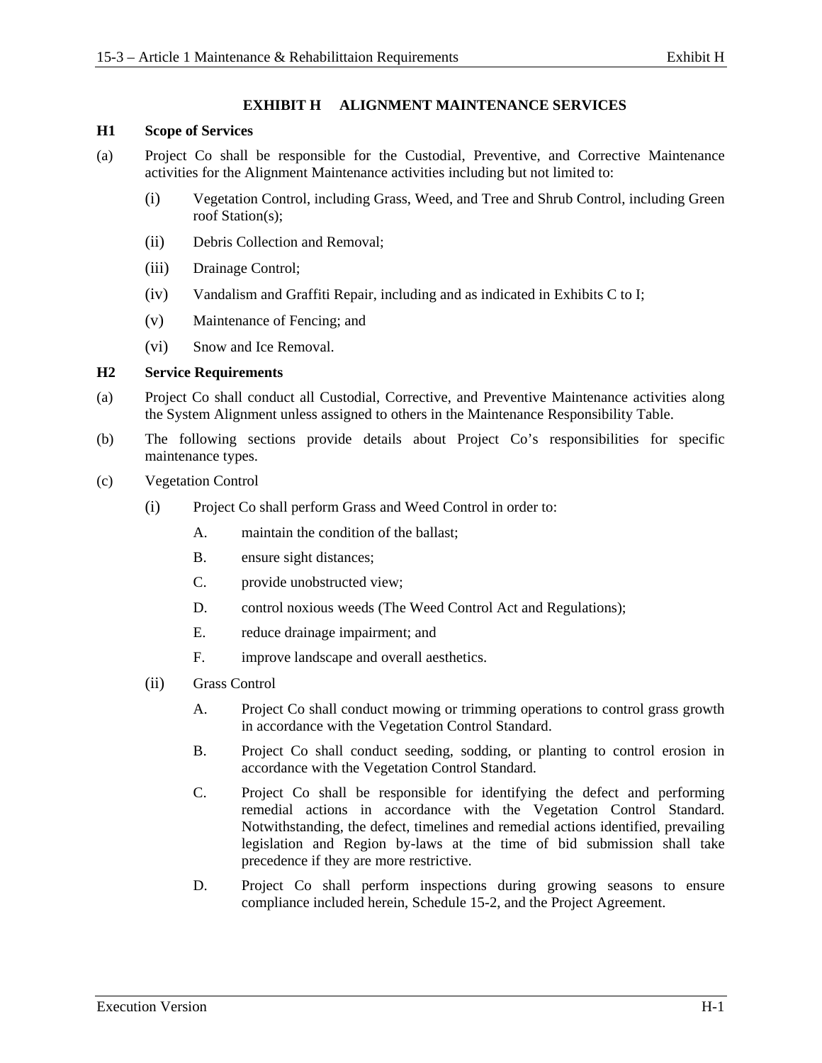## EXHIBIT H ALIGNMENT MAINTENANCE SERVICES

### H1 Scope of Services

(a) Project Co shall be responsible for the Custodial, Preventive, and Corrective Maintenance activities for the Alignment Maintenance activities including but not limited to:

(i) Vegetation Control, including Grass, Weed, and Tree and Shrub Control, including Green roof Station(s);

(ii) Debris Collection and Removal;

(iii) Drainage Control;

(iv) Vandalism and Graffiti Repair, including and as indicated in Exhibits C to I;

(v) Maintenance of Fencing; and

(vi) Snow and Ice Removal.

### H2 Service Requirements

(a) Project Co shall conduct all Custodial, Corrective, and Preventive Maintenance activities along the System Alignment unless assigned to others in the Maintenance Responsibility Table.

(b) The following sections provide details about Project Co's responsibilities for specific maintenance types.

(c) Vegetation Control

(i) Project Co shall perform Grass and Weed Control in order to:

A. maintain the condition of the ballast;

B. ensure sight distances;

C. provide unobstructed view;

D. control noxious weeds (The Weed Control Act and Regulations);

E. reduce drainage impairment; and

F. improve landscape and overall aesthetics.

(ii) Grass Control

A. Project Co shall conduct mowing or trimming operations to control grass growth in accordance with the Vegetation Control Standard.

B. Project Co shall conduct seeding, sodding, or planting to control erosion in accordance with the Vegetation Control Standard.

C. Project Co shall be responsible for identifying the defect and performing remedial actions in accordance with the Vegetation Control Standard. Notwithstanding, the defect, timelines and remedial actions identified, prevailing legislation and Region by-laws at the time of bid submission shall take precedence if they are more restrictive.

D. Project Co shall perform inspections during growing seasons to ensure compliance included herein, Schedule 15-2, and the Project Agreement.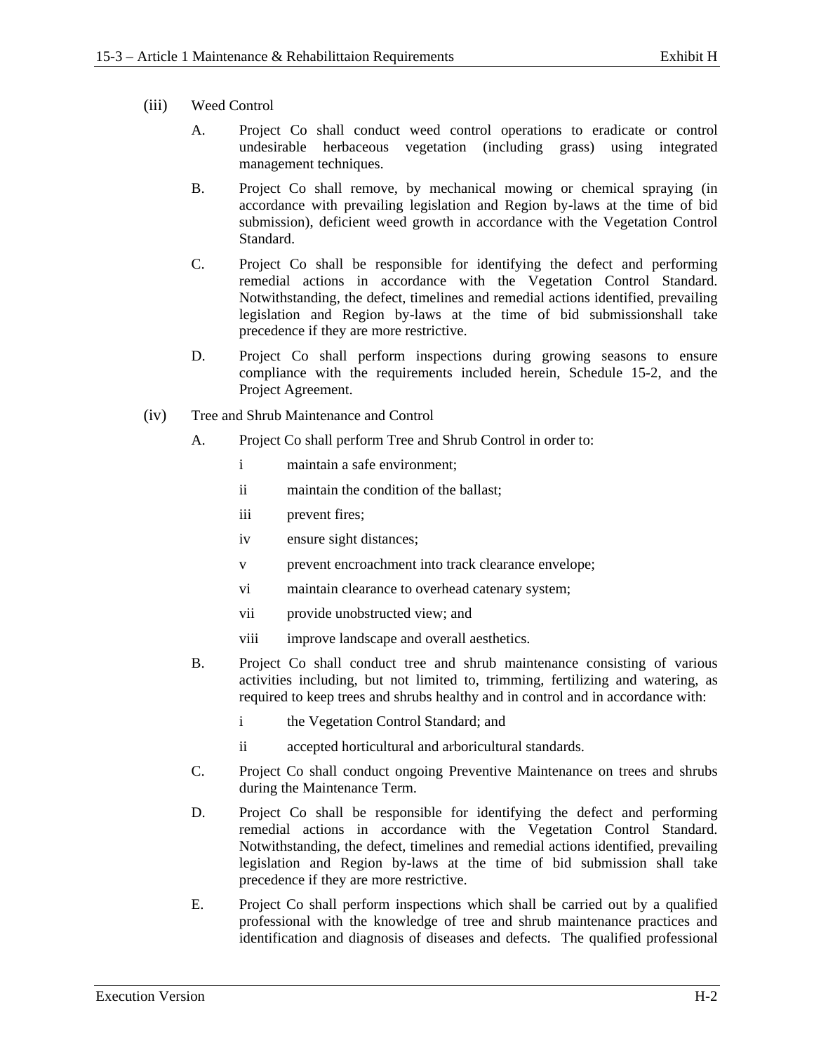(iii) Weed Control

A. Project Co shall conduct weed control operations to eradicate or control undesirable herbaceous vegetation (including grass) using integrated management techniques.

B. Project Co shall remove, by mechanical mowing or chemical spraying (in accordance with prevailing legislation and Region by-laws at the time of bid submission), deficient weed growth in accordance with the Vegetation Control Standard.

C. Project Co shall be responsible for identifying the defect and performing remedial actions in accordance with the Vegetation Control Standard. Notwithstanding, the defect, timelines and remedial actions identified, prevailing legislation and Region by-laws at the time of bid submissionshall take precedence if they are more restrictive.

D. Project Co shall perform inspections during growing seasons to ensure compliance with the requirements included herein, Schedule 15-2, and the Project Agreement.

(iv) Tree and Shrub Maintenance and Control

A. Project Co shall perform Tree and Shrub Control in order to:

i maintain a safe environment;

ii maintain the condition of the ballast;

iii prevent fires;

iv ensure sight distances;

v prevent encroachment into track clearance envelope;

vi maintain clearance to overhead catenary system;

vii provide unobstructed view; and

viii improve landscape and overall aesthetics.

B. Project Co shall conduct tree and shrub maintenance consisting of various activities including, but not limited to, trimming, fertilizing and watering, as required to keep trees and shrubs healthy and in control and in accordance with:

i the Vegetation Control Standard; and

ii accepted horticultural and arboricultural standards.

C. Project Co shall conduct ongoing Preventive Maintenance on trees and shrubs during the Maintenance Term.

D. Project Co shall be responsible for identifying the defect and performing remedial actions in accordance with the Vegetation Control Standard. Notwithstanding, the defect, timelines and remedial actions identified, prevailing legislation and Region by-laws at the time of bid submission shall take precedence if they are more restrictive.

E. Project Co shall perform inspections which shall be carried out by a qualified professional with the knowledge of tree and shrub maintenance practices and identification and diagnosis of diseases and defects. The qualified professional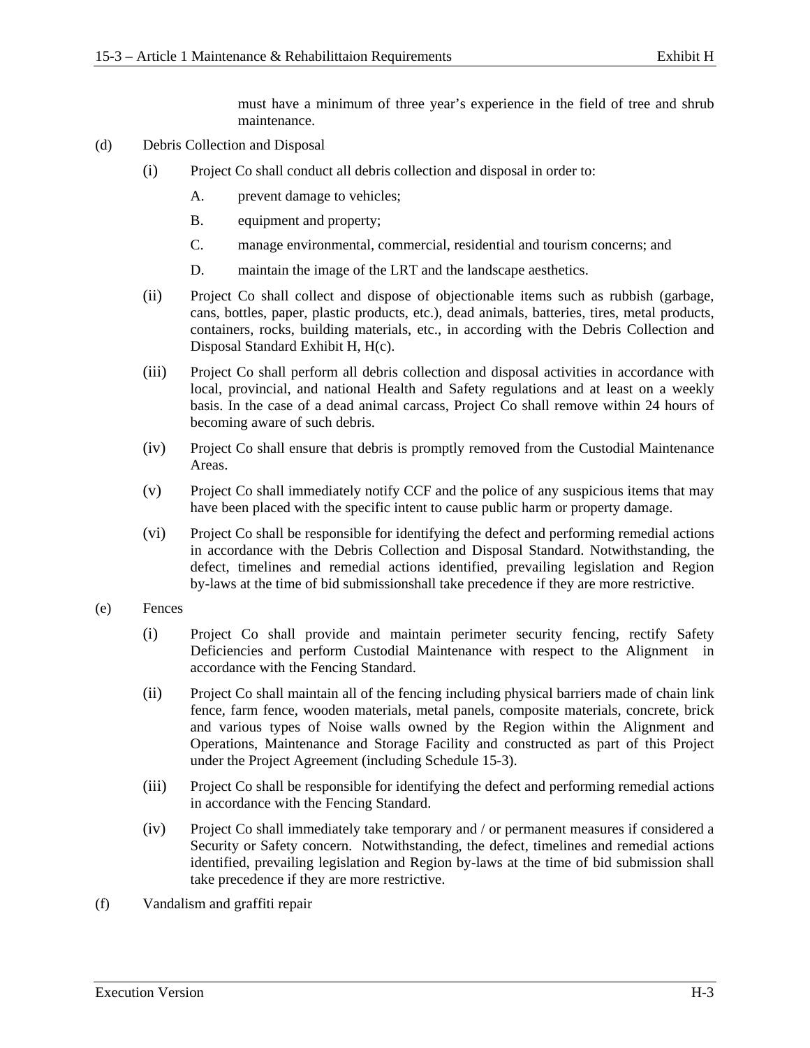must have a minimum of three year's experience in the field of tree and shrub maintenance.

(d) Debris Collection and Disposal

(i) Project Co shall conduct all debris collection and disposal in order to:

A. prevent damage to vehicles;

B. equipment and property;

C. manage environmental, commercial, residential and tourism concerns; and

D. maintain the image of the LRT and the landscape aesthetics.

(ii) Project Co shall collect and dispose of objectionable items such as rubbish (garbage, cans, bottles, paper, plastic products, etc.), dead animals, batteries, tires, metal products, containers, rocks, building materials, etc., in according with the Debris Collection and Disposal Standard Exhibit H, H(c).

(iii) Project Co shall perform all debris collection and disposal activities in accordance with local, provincial, and national Health and Safety regulations and at least on a weekly basis. In the case of a dead animal carcass, Project Co shall remove within 24 hours of becoming aware of such debris.

(iv) Project Co shall ensure that debris is promptly removed from the Custodial Maintenance Areas.

(v) Project Co shall immediately notify CCF and the police of any suspicious items that may have been placed with the specific intent to cause public harm or property damage.

(vi) Project Co shall be responsible for identifying the defect and performing remedial actions in accordance with the Debris Collection and Disposal Standard. Notwithstanding, the defect, timelines and remedial actions identified, prevailing legislation and Region by-laws at the time of bid submissionshall take precedence if they are more restrictive.

(e) Fences

(i) Project Co shall provide and maintain perimeter security fencing, rectify Safety Deficiencies and perform Custodial Maintenance with respect to the Alignment in accordance with the Fencing Standard.

(ii) Project Co shall maintain all of the fencing including physical barriers made of chain link fence, farm fence, wooden materials, metal panels, composite materials, concrete, brick and various types of Noise walls owned by the Region within the Alignment and Operations, Maintenance and Storage Facility and constructed as part of this Project under the Project Agreement (including Schedule 15-3).

(iii) Project Co shall be responsible for identifying the defect and performing remedial actions in accordance with the Fencing Standard.

(iv) Project Co shall immediately take temporary and / or permanent measures if considered a Security or Safety concern. Notwithstanding, the defect, timelines and remedial actions identified, prevailing legislation and Region by-laws at the time of bid submission shall take precedence if they are more restrictive.

(f) Vandalism and graffiti repair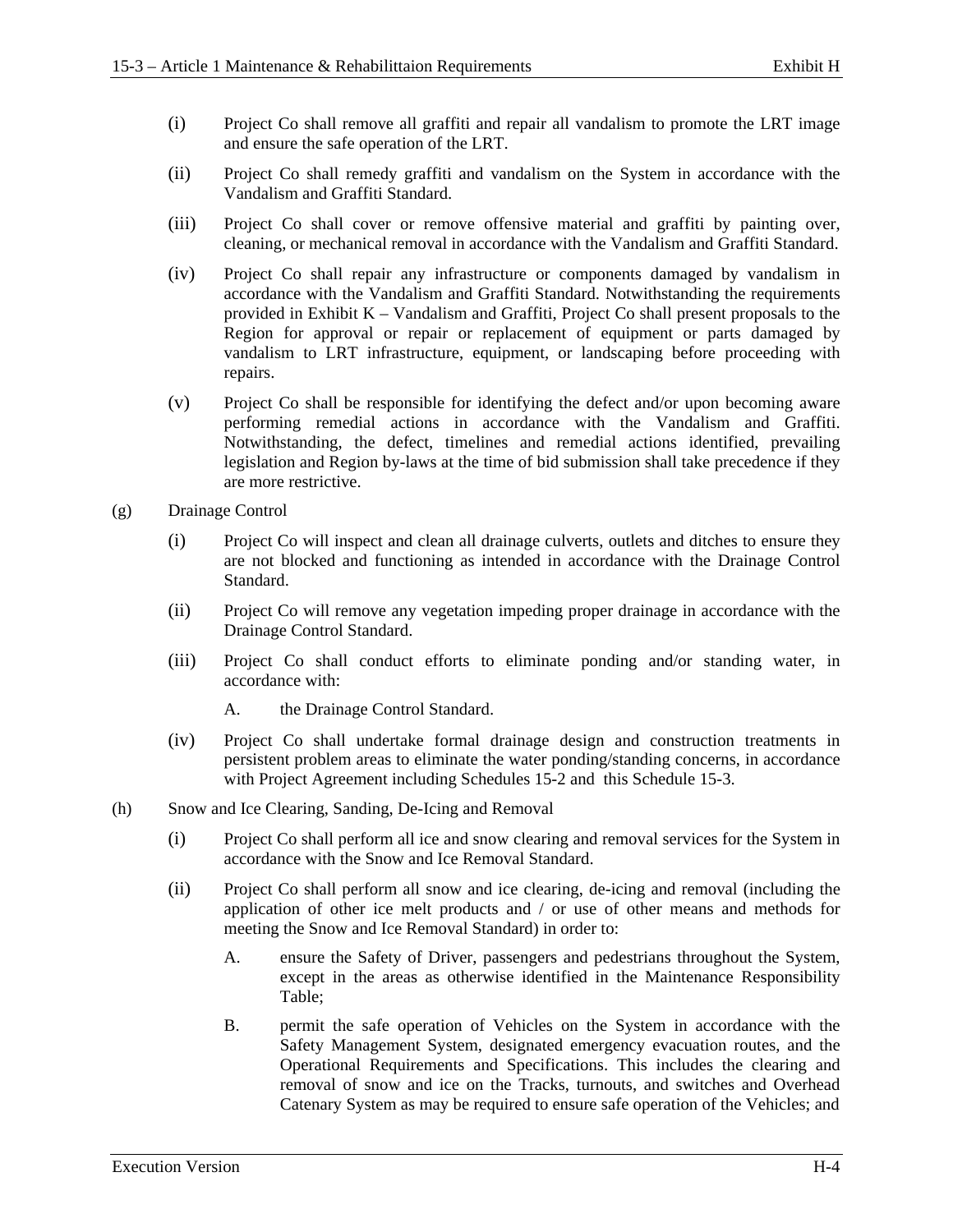(i) Project Co shall remove all graffiti and repair all vandalism to promote the LRT image and ensure the safe operation of the LRT.

(ii) Project Co shall remedy graffiti and vandalism on the System in accordance with the Vandalism and Graffiti Standard.

(iii) Project Co shall cover or remove offensive material and graffiti by painting over, cleaning, or mechanical removal in accordance with the Vandalism and Graffiti Standard.

(iv) Project Co shall repair any infrastructure or components damaged by vandalism in accordance with the Vandalism and Graffiti Standard. Notwithstanding the requirements provided in Exhibit K – Vandalism and Graffiti, Project Co shall present proposals to the Region for approval or repair or replacement of equipment or parts damaged by vandalism to LRT infrastructure, equipment, or landscaping before proceeding with repairs.

(v) Project Co shall be responsible for identifying the defect and/or upon becoming aware performing remedial actions in accordance with the Vandalism and Graffiti. Notwithstanding, the defect, timelines and remedial actions identified, prevailing legislation and Region by-laws at the time of bid submission shall take precedence if they are more restrictive.

(g) Drainage Control

(i) Project Co will inspect and clean all drainage culverts, outlets and ditches to ensure they are not blocked and functioning as intended in accordance with the Drainage Control Standard.

(ii) Project Co will remove any vegetation impeding proper drainage in accordance with the Drainage Control Standard.

(iii) Project Co shall conduct efforts to eliminate ponding and/or standing water, in accordance with:

A. the Drainage Control Standard.

(iv) Project Co shall undertake formal drainage design and construction treatments in persistent problem areas to eliminate the water ponding/standing concerns, in accordance with Project Agreement including Schedules 15-2 and this Schedule 15-3.

(h) Snow and Ice Clearing, Sanding, De-Icing and Removal

(i) Project Co shall perform all ice and snow clearing and removal services for the System in accordance with the Snow and Ice Removal Standard.

(ii) Project Co shall perform all snow and ice clearing, de-icing and removal (including the application of other ice melt products and / or use of other means and methods for meeting the Snow and Ice Removal Standard) in order to:

A. ensure the Safety of Driver, passengers and pedestrians throughout the System, except in the areas as otherwise identified in the Maintenance Responsibility Table;

B. permit the safe operation of Vehicles on the System in accordance with the Safety Management System, designated emergency evacuation routes, and the Operational Requirements and Specifications. This includes the clearing and removal of snow and ice on the Tracks, turnouts, and switches and Overhead Catenary System as may be required to ensure safe operation of the Vehicles; and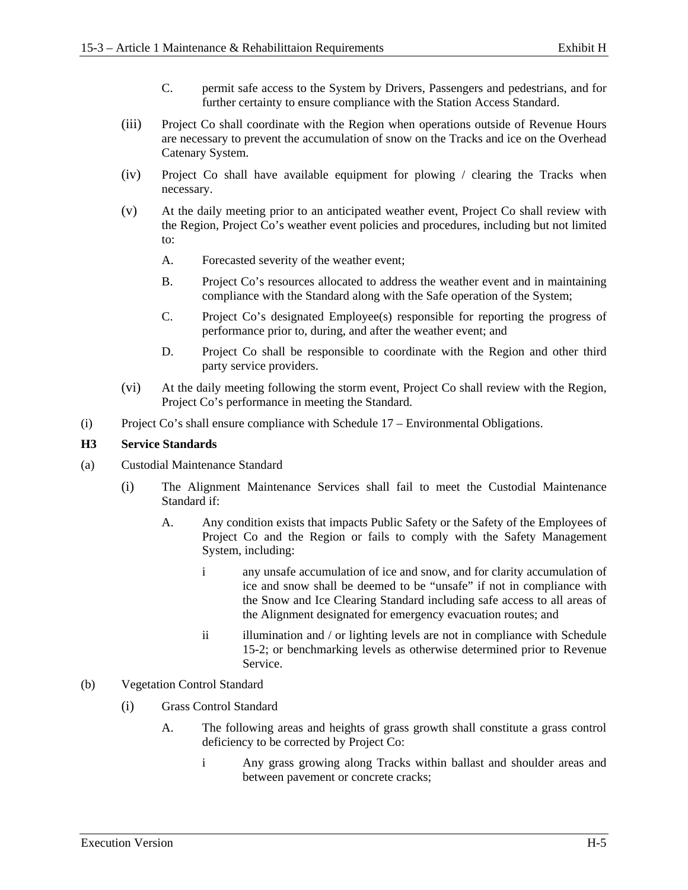C. permit safe access to the System by Drivers, Passengers and pedestrians, and for further certainty to ensure compliance with the Station Access Standard.

(iii) Project Co shall coordinate with the Region when operations outside of Revenue Hours are necessary to prevent the accumulation of snow on the Tracks and ice on the Overhead Catenary System.

(iv) Project Co shall have available equipment for plowing / clearing the Tracks when necessary.

(v) At the daily meeting prior to an anticipated weather event, Project Co shall review with the Region, Project Co's weather event policies and procedures, including but not limited to:

A. Forecasted severity of the weather event;

B. Project Co's resources allocated to address the weather event and in maintaining compliance with the Standard along with the Safe operation of the System;

C. Project Co's designated Employee(s) responsible for reporting the progress of performance prior to, during, and after the weather event; and

D. Project Co shall be responsible to coordinate with the Region and other third party service providers.

(vi) At the daily meeting following the storm event, Project Co shall review with the Region, Project Co's performance in meeting the Standard.

(i) Project Co's shall ensure compliance with Schedule 17 – Environmental Obligations.

**H3 Service Standards**

(a) Custodial Maintenance Standard

(i) The Alignment Maintenance Services shall fail to meet the Custodial Maintenance Standard if:

A. Any condition exists that impacts Public Safety or the Safety of the Employees of Project Co and the Region or fails to comply with the Safety Management System, including:

i any unsafe accumulation of ice and snow, and for clarity accumulation of ice and snow shall be deemed to be "unsafe" if not in compliance with the Snow and Ice Clearing Standard including safe access to all areas of the Alignment designated for emergency evacuation routes; and

ii illumination and / or lighting levels are not in compliance with Schedule 15-2; or benchmarking levels as otherwise determined prior to Revenue Service.

(b) Vegetation Control Standard

(i) Grass Control Standard

A. The following areas and heights of grass growth shall constitute a grass control deficiency to be corrected by Project Co:

i Any grass growing along Tracks within ballast and shoulder areas and between pavement or concrete cracks;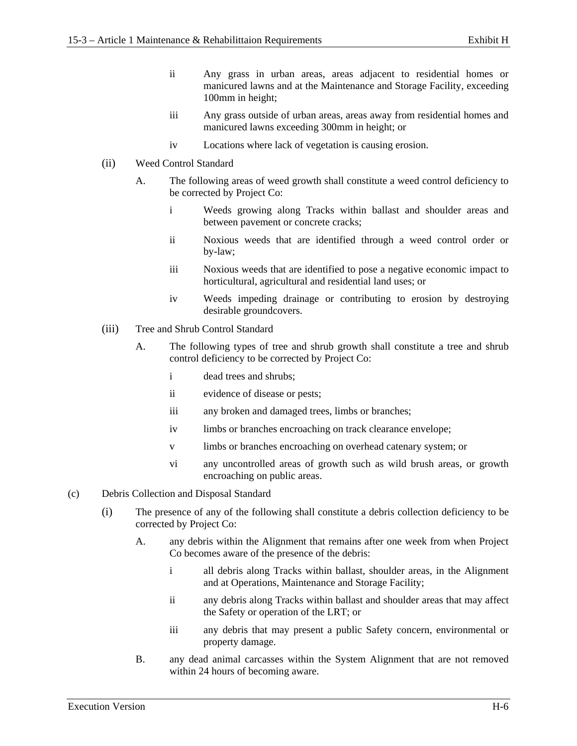ii Any grass in urban areas, areas adjacent to residential homes or manicured lawns and at the Maintenance and Storage Facility, exceeding 100mm in height;

iii Any grass outside of urban areas, areas away from residential homes and manicured lawns exceeding 300mm in height; or

iv Locations where lack of vegetation is causing erosion.

(ii) Weed Control Standard

A. The following areas of weed growth shall constitute a weed control deficiency to be corrected by Project Co:

i Weeds growing along Tracks within ballast and shoulder areas and between pavement or concrete cracks;

ii Noxious weeds that are identified through a weed control order or by-law;

iii Noxious weeds that are identified to pose a negative economic impact to horticultural, agricultural and residential land uses; or

iv Weeds impeding drainage or contributing to erosion by destroying desirable groundcovers.

(iii) Tree and Shrub Control Standard

A. The following types of tree and shrub growth shall constitute a tree and shrub control deficiency to be corrected by Project Co:

i dead trees and shrubs;

ii evidence of disease or pests;

iii any broken and damaged trees, limbs or branches;

iv limbs or branches encroaching on track clearance envelope;

v limbs or branches encroaching on overhead catenary system; or

vi any uncontrolled areas of growth such as wild brush areas, or growth encroaching on public areas.

(c) Debris Collection and Disposal Standard

(i) The presence of any of the following shall constitute a debris collection deficiency to be corrected by Project Co:

A. any debris within the Alignment that remains after one week from when Project Co becomes aware of the presence of the debris:

i all debris along Tracks within ballast, shoulder areas, in the Alignment and at Operations, Maintenance and Storage Facility;

ii any debris along Tracks within ballast and shoulder areas that may affect the Safety or operation of the LRT; or

iii any debris that may present a public Safety concern, environmental or property damage.

B. any dead animal carcasses within the System Alignment that are not removed within 24 hours of becoming aware.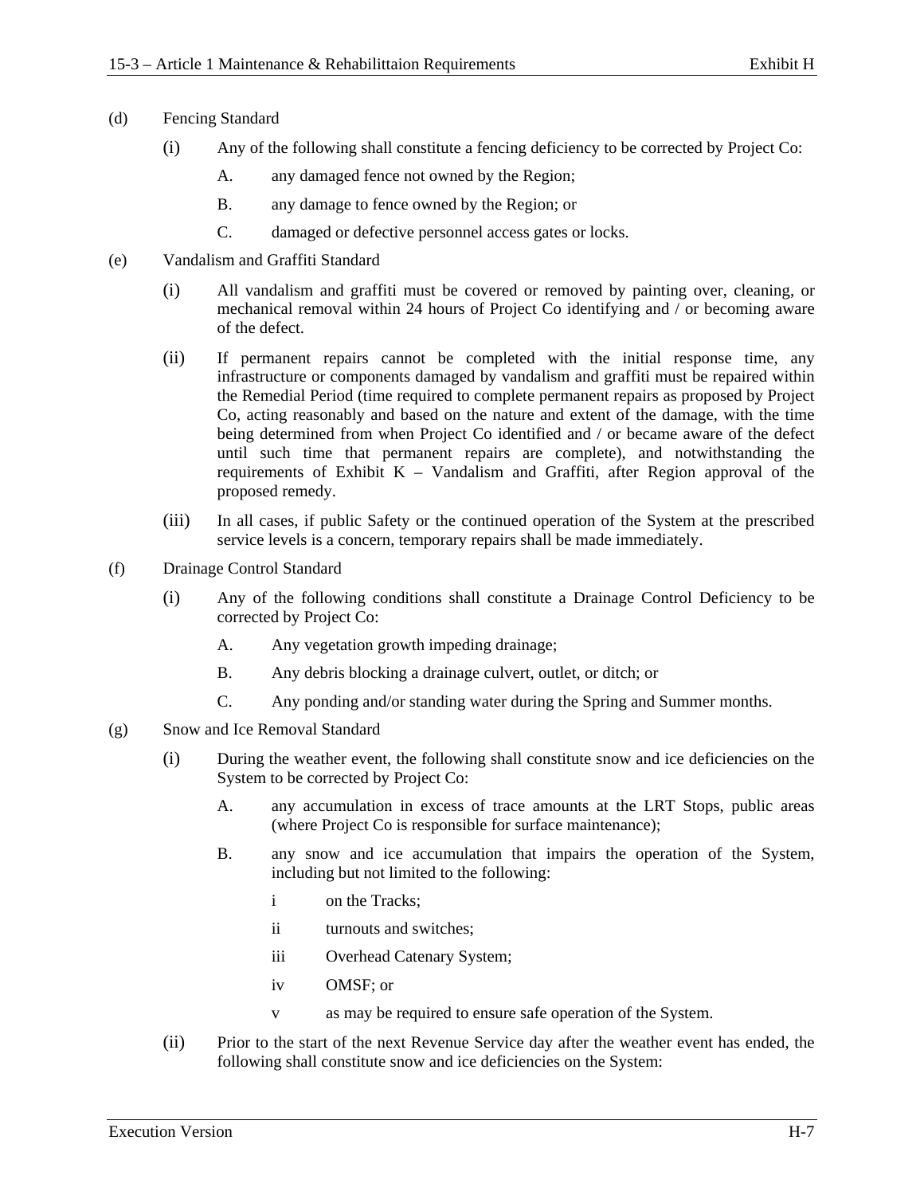(d) Fencing Standard

(i) Any of the following shall constitute a fencing deficiency to be corrected by Project Co:

A. any damaged fence not owned by the Region;

B. any damage to fence owned by the Region; or

C. damaged or defective personnel access gates or locks.

(e) Vandalism and Graffiti Standard

(i) All vandalism and graffiti must be covered or removed by painting over, cleaning, or mechanical removal within 24 hours of Project Co identifying and / or becoming aware of the defect.

(ii) If permanent repairs cannot be completed with the initial response time, any infrastructure or components damaged by vandalism and graffiti must be repaired within the Remedial Period (time required to complete permanent repairs as proposed by Project Co, acting reasonably and based on the nature and extent of the damage, with the time being determined from when Project Co identified and / or became aware of the defect until such time that permanent repairs are complete), and notwithstanding the requirements of Exhibit K – Vandalism and Graffiti, after Region approval of the proposed remedy.

(iii) In all cases, if public Safety or the continued operation of the System at the prescribed service levels is a concern, temporary repairs shall be made immediately.

(f) Drainage Control Standard

(i) Any of the following conditions shall constitute a Drainage Control Deficiency to be corrected by Project Co:

A. Any vegetation growth impeding drainage;

B. Any debris blocking a drainage culvert, outlet, or ditch; or

C. Any ponding and/or standing water during the Spring and Summer months.

(g) Snow and Ice Removal Standard

(i) During the weather event, the following shall constitute snow and ice deficiencies on the System to be corrected by Project Co:

A. any accumulation in excess of trace amounts at the LRT Stops, public areas (where Project Co is responsible for surface maintenance);

B. any snow and ice accumulation that impairs the operation of the System, including but not limited to the following:

i on the Tracks;

ii turnouts and switches;

iii Overhead Catenary System;

iv OMSF; or

v as may be required to ensure safe operation of the System.

(ii) Prior to the start of the next Revenue Service day after the weather event has ended, the following shall constitute snow and ice deficiencies on the System: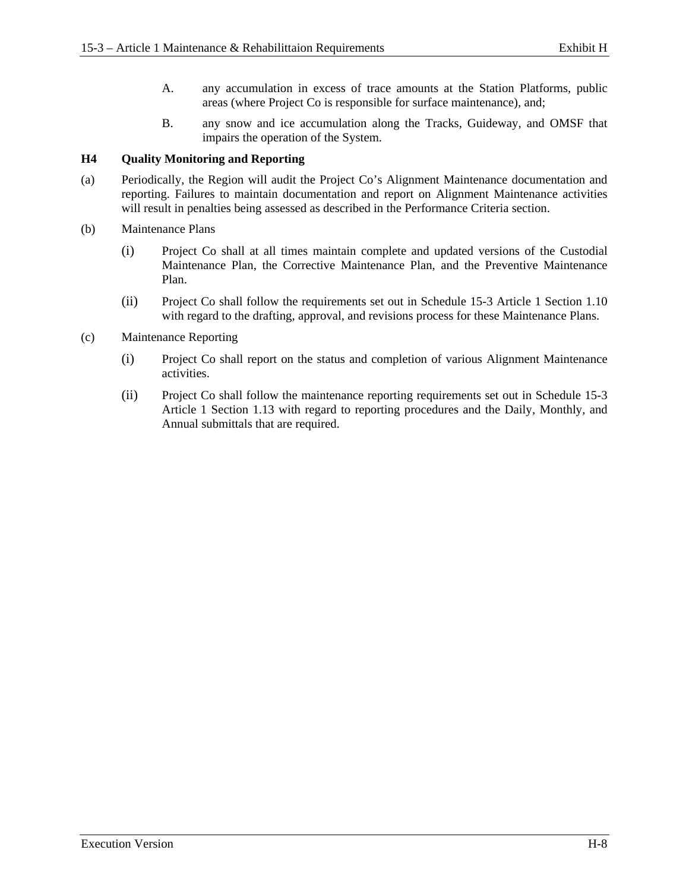A. any accumulation in excess of trace amounts at the Station Platforms, public areas (where Project Co is responsible for surface maintenance), and;

B. any snow and ice accumulation along the Tracks, Guideway, and OMSF that impairs the operation of the System.

## H4 Quality Monitoring and Reporting

(a) Periodically, the Region will audit the Project Co's Alignment Maintenance documentation and reporting. Failures to maintain documentation and report on Alignment Maintenance activities will result in penalties being assessed as described in the Performance Criteria section.

(b) Maintenance Plans

(i) Project Co shall at all times maintain complete and updated versions of the Custodial Maintenance Plan, the Corrective Maintenance Plan, and the Preventive Maintenance Plan.

(ii) Project Co shall follow the requirements set out in Schedule 15-3 Article 1 Section 1.10 with regard to the drafting, approval, and revisions process for these Maintenance Plans.

(c) Maintenance Reporting

(i) Project Co shall report on the status and completion of various Alignment Maintenance activities.

(ii) Project Co shall follow the maintenance reporting requirements set out in Schedule 15-3 Article 1 Section 1.13 with regard to reporting procedures and the Daily, Monthly, and Annual submittals that are required.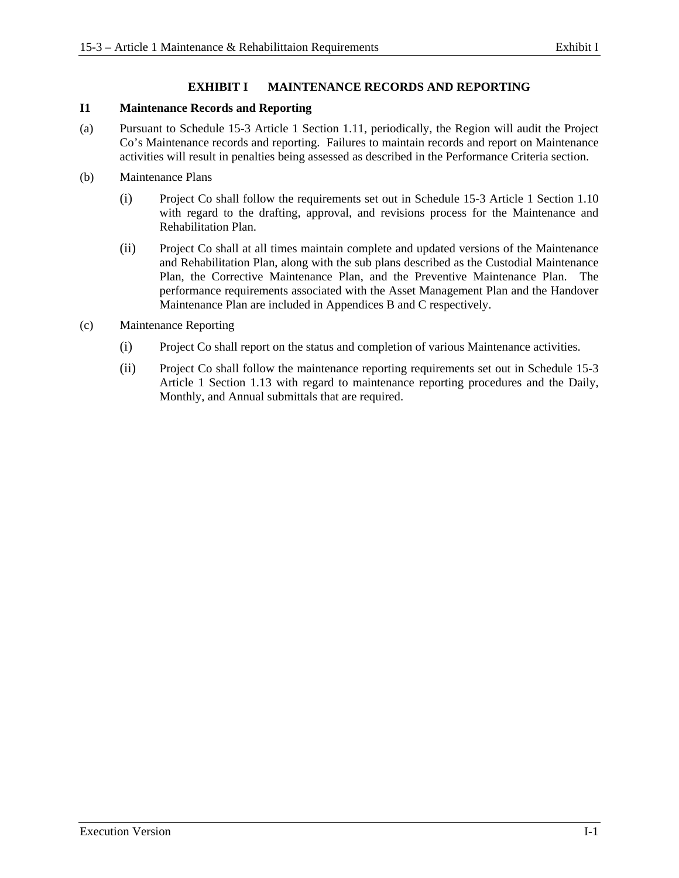# EXHIBIT I MAINTENANCE RECORDS AND REPORTING

## I1 Maintenance Records and Reporting

(a) Pursuant to Schedule 15-3 Article 1 Section 1.11, periodically, the Region will audit the Project Co's Maintenance records and reporting. Failures to maintain records and report on Maintenance activities will result in penalties being assessed as described in the Performance Criteria section.

(b) Maintenance Plans

(i) Project Co shall follow the requirements set out in Schedule 15-3 Article 1 Section 1.10 with regard to the drafting, approval, and revisions process for the Maintenance and Rehabilitation Plan.

(ii) Project Co shall at all times maintain complete and updated versions of the Maintenance and Rehabilitation Plan, along with the sub plans described as the Custodial Maintenance Plan, the Corrective Maintenance Plan, and the Preventive Maintenance Plan. The performance requirements associated with the Asset Management Plan and the Handover Maintenance Plan are included in Appendices B and C respectively.

(c) Maintenance Reporting

(i) Project Co shall report on the status and completion of various Maintenance activities.

(ii) Project Co shall follow the maintenance reporting requirements set out in Schedule 15-3 Article 1 Section 1.13 with regard to maintenance reporting procedures and the Daily, Monthly, and Annual submittals that are required.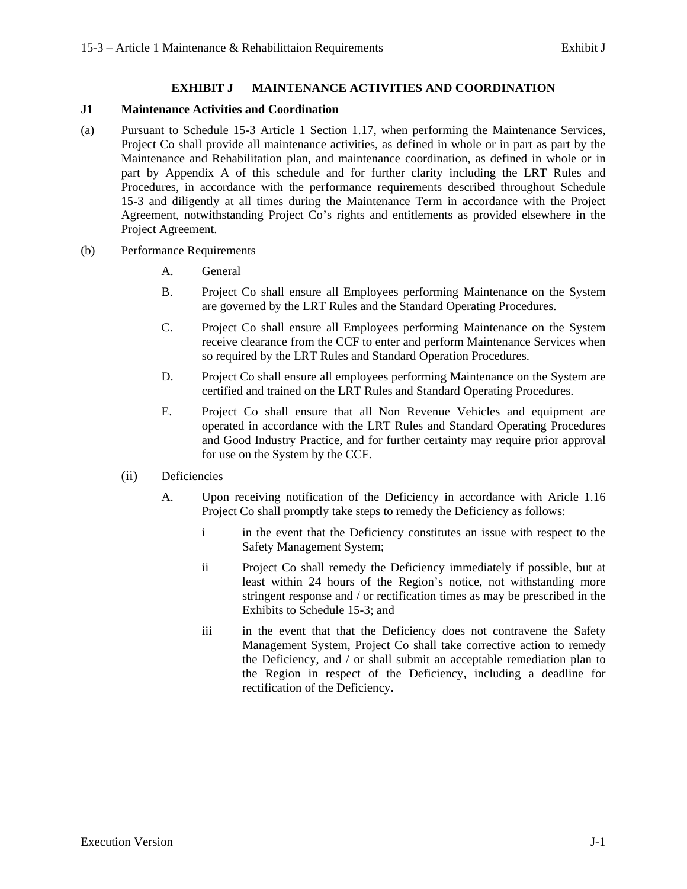# EXHIBIT J MAINTENANCE ACTIVITIES AND COORDINATION

## J1 Maintenance Activities and Coordination

(a) Pursuant to Schedule 15-3 Article 1 Section 1.17, when performing the Maintenance Services, Project Co shall provide all maintenance activities, as defined in whole or in part as part by the Maintenance and Rehabilitation plan, and maintenance coordination, as defined in whole or in part by Appendix A of this schedule and for further clarity including the LRT Rules and Procedures, in accordance with the performance requirements described throughout Schedule 15-3 and diligently at all times during the Maintenance Term in accordance with the Project Agreement, notwithstanding Project Co's rights and entitlements as provided elsewhere in the Project Agreement.

(b) Performance Requirements

A. General

B. Project Co shall ensure all Employees performing Maintenance on the System are governed by the LRT Rules and the Standard Operating Procedures.

C. Project Co shall ensure all Employees performing Maintenance on the System receive clearance from the CCF to enter and perform Maintenance Services when so required by the LRT Rules and Standard Operation Procedures.

D. Project Co shall ensure all employees performing Maintenance on the System are certified and trained on the LRT Rules and Standard Operating Procedures.

E. Project Co shall ensure that all Non Revenue Vehicles and equipment are operated in accordance with the LRT Rules and Standard Operating Procedures and Good Industry Practice, and for further certainty may require prior approval for use on the System by the CCF.

(ii) Deficiencies

A. Upon receiving notification of the Deficiency in accordance with Aricle 1.16 Project Co shall promptly take steps to remedy the Deficiency as follows:

i in the event that the Deficiency constitutes an issue with respect to the Safety Management System;

ii Project Co shall remedy the Deficiency immediately if possible, but at least within 24 hours of the Region's notice, not withstanding more stringent response and / or rectification times as may be prescribed in the Exhibits to Schedule 15-3; and

iii in the event that that the Deficiency does not contravene the Safety Management System, Project Co shall take corrective action to remedy the Deficiency, and / or shall submit an acceptable remediation plan to the Region in respect of the Deficiency, including a deadline for rectification of the Deficiency.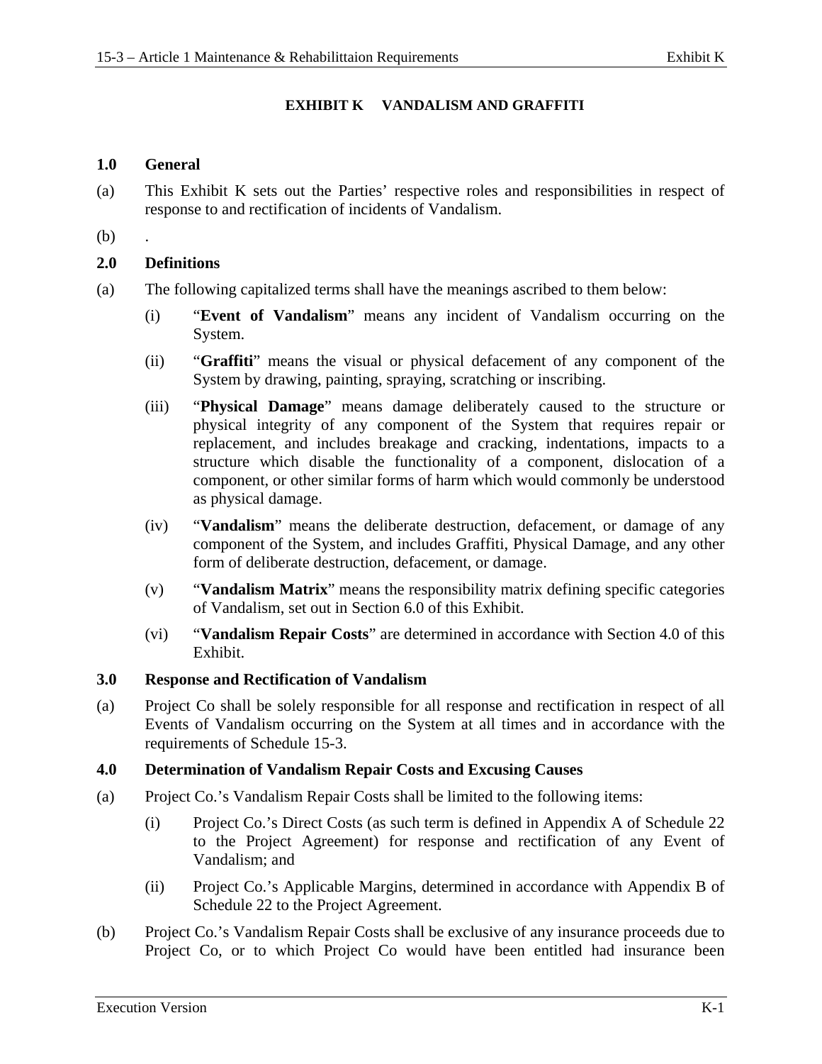# EXHIBIT K VANDALISM AND GRAFFITI

## 1.0 General

(a) This Exhibit K sets out the Parties' respective roles and responsibilities in respect of response to and rectification of incidents of Vandalism.

(b) .

## 2.0 Definitions

(a) The following capitalized terms shall have the meanings ascribed to them below:

(i) "**Event of Vandalism**" means any incident of Vandalism occurring on the System.

(ii) "**Graffiti**" means the visual or physical defacement of any component of the System by drawing, painting, spraying, scratching or inscribing.

(iii) "**Physical Damage**" means damage deliberately caused to the structure or physical integrity of any component of the System that requires repair or replacement, and includes breakage and cracking, indentations, impacts to a structure which disable the functionality of a component, dislocation of a component, or other similar forms of harm which would commonly be understood as physical damage.

(iv) "**Vandalism**" means the deliberate destruction, defacement, or damage of any component of the System, and includes Graffiti, Physical Damage, and any other form of deliberate destruction, defacement, or damage.

(v) "**Vandalism Matrix**" means the responsibility matrix defining specific categories of Vandalism, set out in Section 6.0 of this Exhibit.

(vi) "**Vandalism Repair Costs**" are determined in accordance with Section 4.0 of this Exhibit.

## 3.0 Response and Rectification of Vandalism

(a) Project Co shall be solely responsible for all response and rectification in respect of all Events of Vandalism occurring on the System at all times and in accordance with the requirements of Schedule 15-3.

## 4.0 Determination of Vandalism Repair Costs and Excusing Causes

(a) Project Co.'s Vandalism Repair Costs shall be limited to the following items:

(i) Project Co.'s Direct Costs (as such term is defined in Appendix A of Schedule 22 to the Project Agreement) for response and rectification of any Event of Vandalism; and

(ii) Project Co.'s Applicable Margins, determined in accordance with Appendix B of Schedule 22 to the Project Agreement.

(b) Project Co.'s Vandalism Repair Costs shall be exclusive of any insurance proceeds due to Project Co, or to which Project Co would have been entitled had insurance been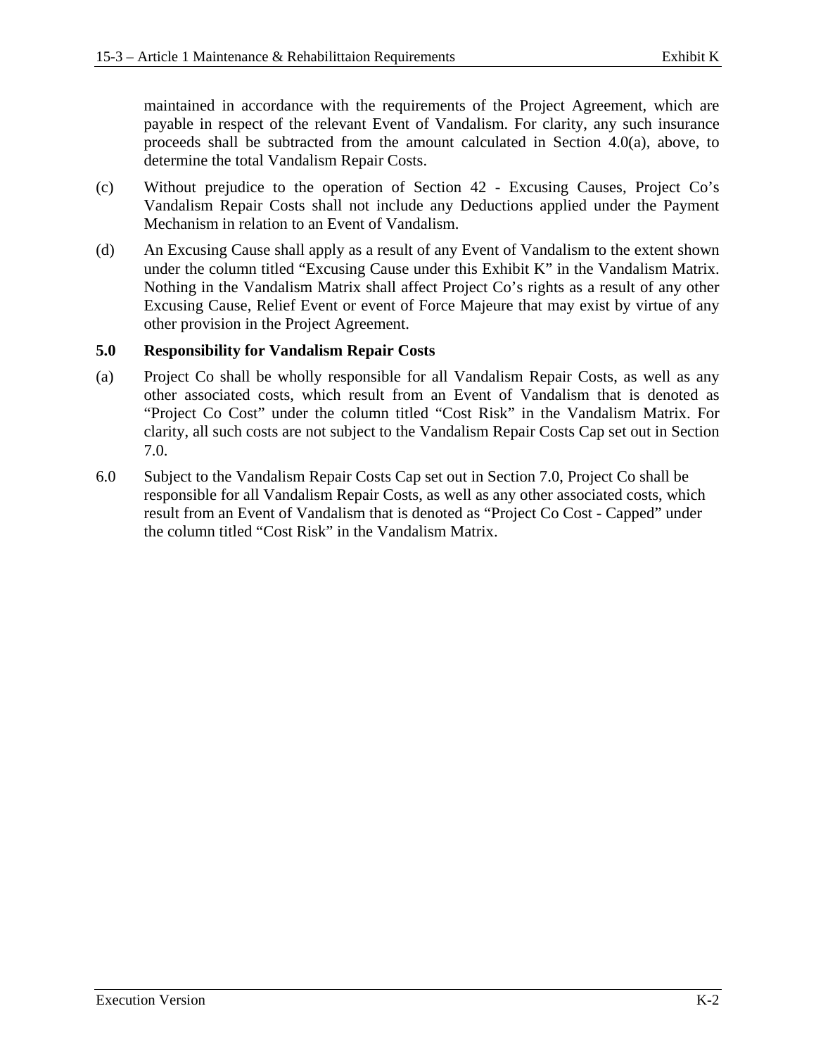maintained in accordance with the requirements of the Project Agreement, which are payable in respect of the relevant Event of Vandalism. For clarity, any such insurance proceeds shall be subtracted from the amount calculated in Section 4.0(a), above, to determine the total Vandalism Repair Costs.

(c) Without prejudice to the operation of Section 42 - Excusing Causes, Project Co's Vandalism Repair Costs shall not include any Deductions applied under the Payment Mechanism in relation to an Event of Vandalism.

(d) An Excusing Cause shall apply as a result of any Event of Vandalism to the extent shown under the column titled "Excusing Cause under this Exhibit K" in the Vandalism Matrix. Nothing in the Vandalism Matrix shall affect Project Co's rights as a result of any other Excusing Cause, Relief Event or event of Force Majeure that may exist by virtue of any other provision in the Project Agreement.

**5.0 Responsibility for Vandalism Repair Costs**

(a) Project Co shall be wholly responsible for all Vandalism Repair Costs, as well as any other associated costs, which result from an Event of Vandalism that is denoted as "Project Co Cost" under the column titled "Cost Risk" in the Vandalism Matrix. For clarity, all such costs are not subject to the Vandalism Repair Costs Cap set out in Section 7.0.

6.0 Subject to the Vandalism Repair Costs Cap set out in Section 7.0, Project Co shall be responsible for all Vandalism Repair Costs, as well as any other associated costs, which result from an Event of Vandalism that is denoted as "Project Co Cost - Capped" under the column titled "Cost Risk" in the Vandalism Matrix.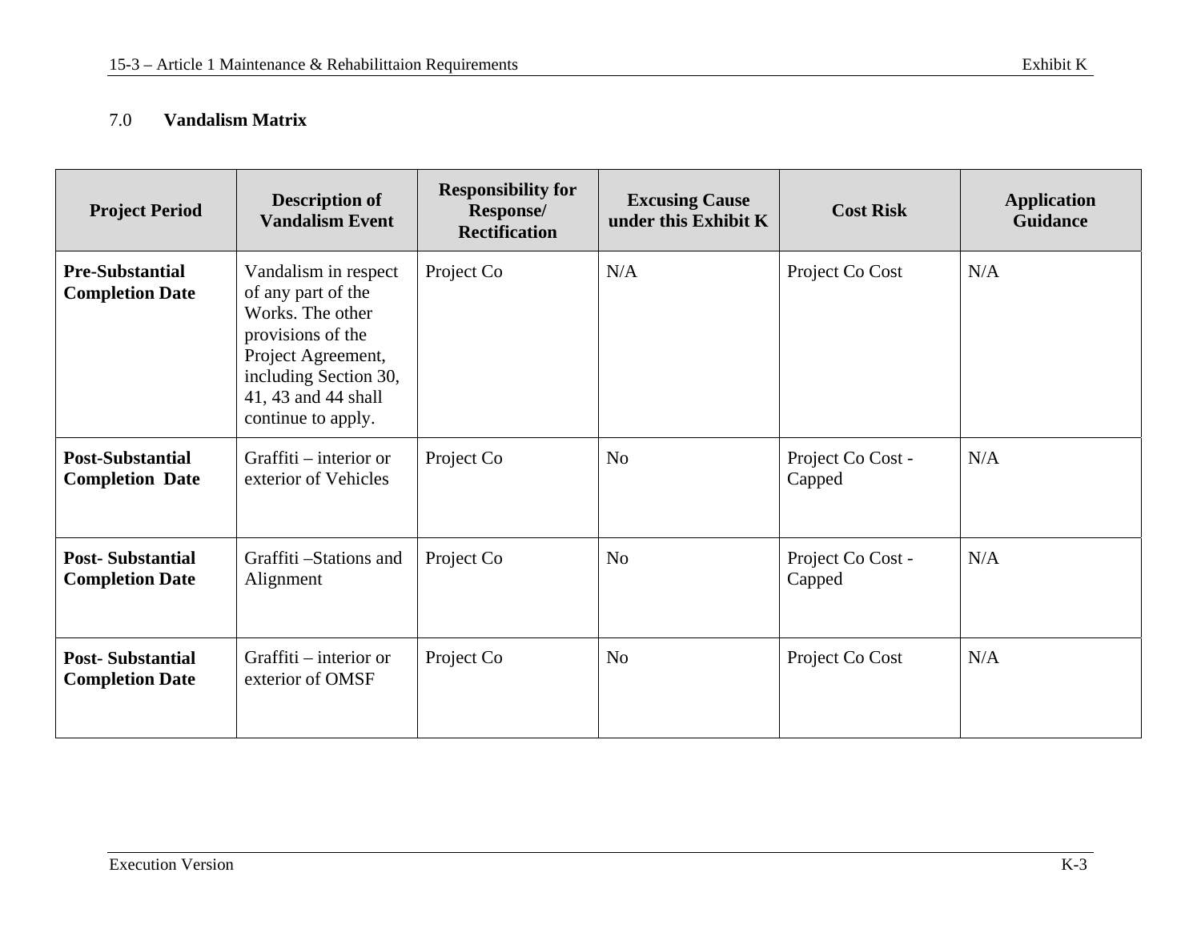## 7.0 **Vandalism Matrix**

| Project Period | Description of Vandalism Event | Responsibility for Response/ Rectification | Excusing Cause under this Exhibit K | Cost Risk | Application Guidance |
|---|---|---|---|---|---|
| **Pre-Substantial Completion Date** | Vandalism in respect of any part of the Works. The other provisions of the Project Agreement, including Section 30, 41, 43 and 44 shall continue to apply. | Project Co | N/A | Project Co Cost | N/A |
| **Post-Substantial Completion Date** | Graffiti – interior or exterior of Vehicles | Project Co | No | Project Co Cost - Capped | N/A |
| **Post- Substantial Completion Date** | Graffiti –Stations and Alignment | Project Co | No | Project Co Cost - Capped | N/A |
| **Post- Substantial Completion Date** | Graffiti – interior or exterior of OMSF | Project Co | No | Project Co Cost | N/A |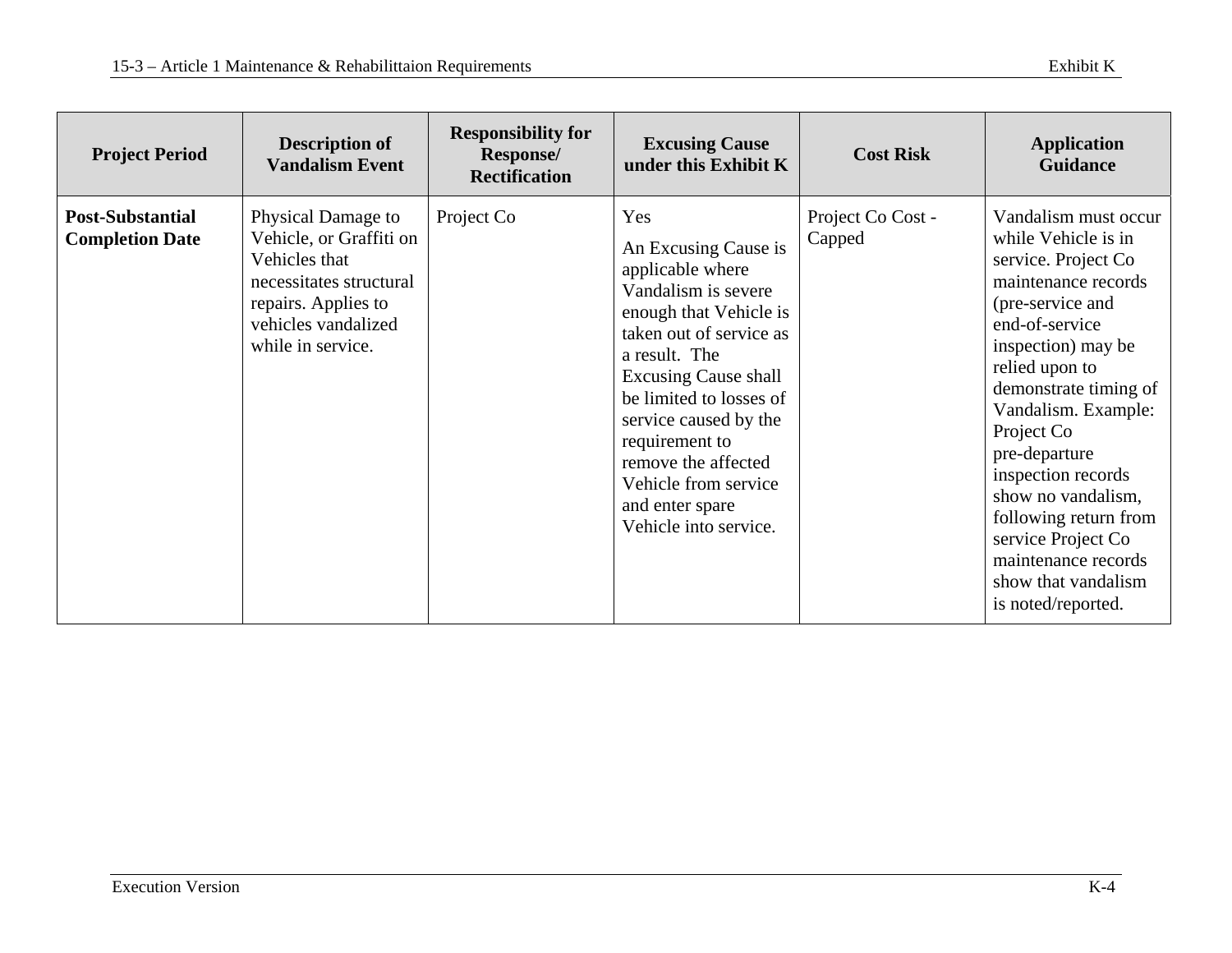| Project Period | Description of Vandalism Event | Responsibility for Response/ Rectification | Excusing Cause under this Exhibit K | Cost Risk | Application Guidance |
|---|---|---|---|---|---|
| **Post-Substantial Completion Date** | Physical Damage to Vehicle, or Graffiti on Vehicles that necessitates structural repairs. Applies to vehicles vandalized while in service. | Project Co | Yes<br><br>An Excusing Cause is applicable where Vandalism is severe enough that Vehicle is taken out of service as a result. The Excusing Cause shall be limited to losses of service caused by the requirement to remove the affected Vehicle from service and enter spare Vehicle into service. | Project Co Cost - Capped | Vandalism must occur while Vehicle is in service. Project Co maintenance records (pre-service and end-of-service inspection) may be relied upon to demonstrate timing of Vandalism. Example: Project Co pre-departure inspection records show no vandalism, following return from service Project Co maintenance records show that vandalism is noted/reported. |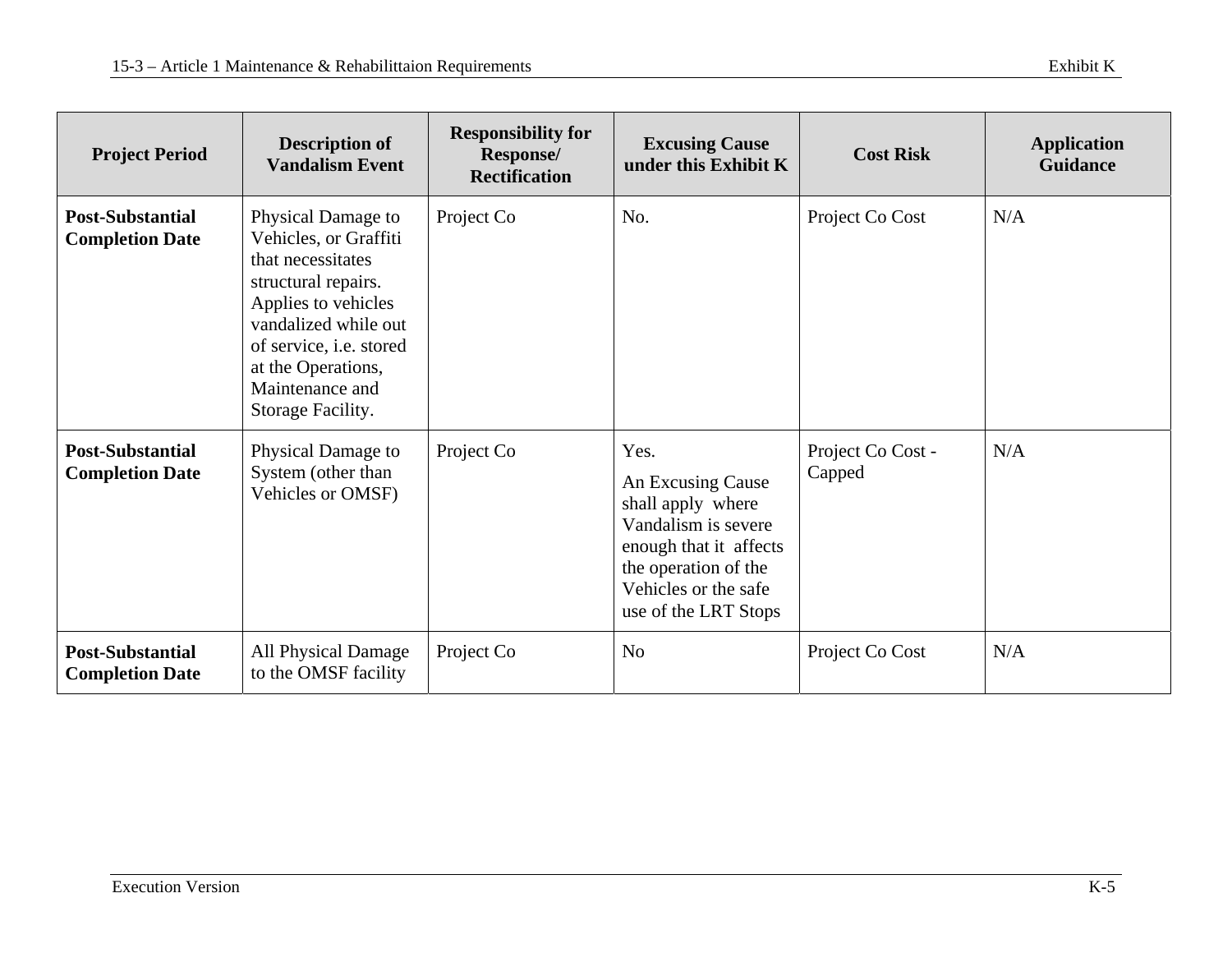| Project Period | Description of Vandalism Event | Responsibility for Response/ Rectification | Excusing Cause under this Exhibit K | Cost Risk | Application Guidance |
|---|---|---|---|---|---|
| **Post-Substantial Completion Date** | Physical Damage to Vehicles, or Graffiti that necessitates structural repairs. Applies to vehicles vandalized while out of service, i.e. stored at the Operations, Maintenance and Storage Facility. | Project Co | No. | Project Co Cost | N/A |
| **Post-Substantial Completion Date** | Physical Damage to System (other than Vehicles or OMSF) | Project Co | Yes.<br><br>An Excusing Cause shall apply where Vandalism is severe enough that it affects the operation of the Vehicles or the safe use of the LRT Stops | Project Co Cost - Capped | N/A |
| **Post-Substantial Completion Date** | All Physical Damage to the OMSF facility | Project Co | No | Project Co Cost | N/A |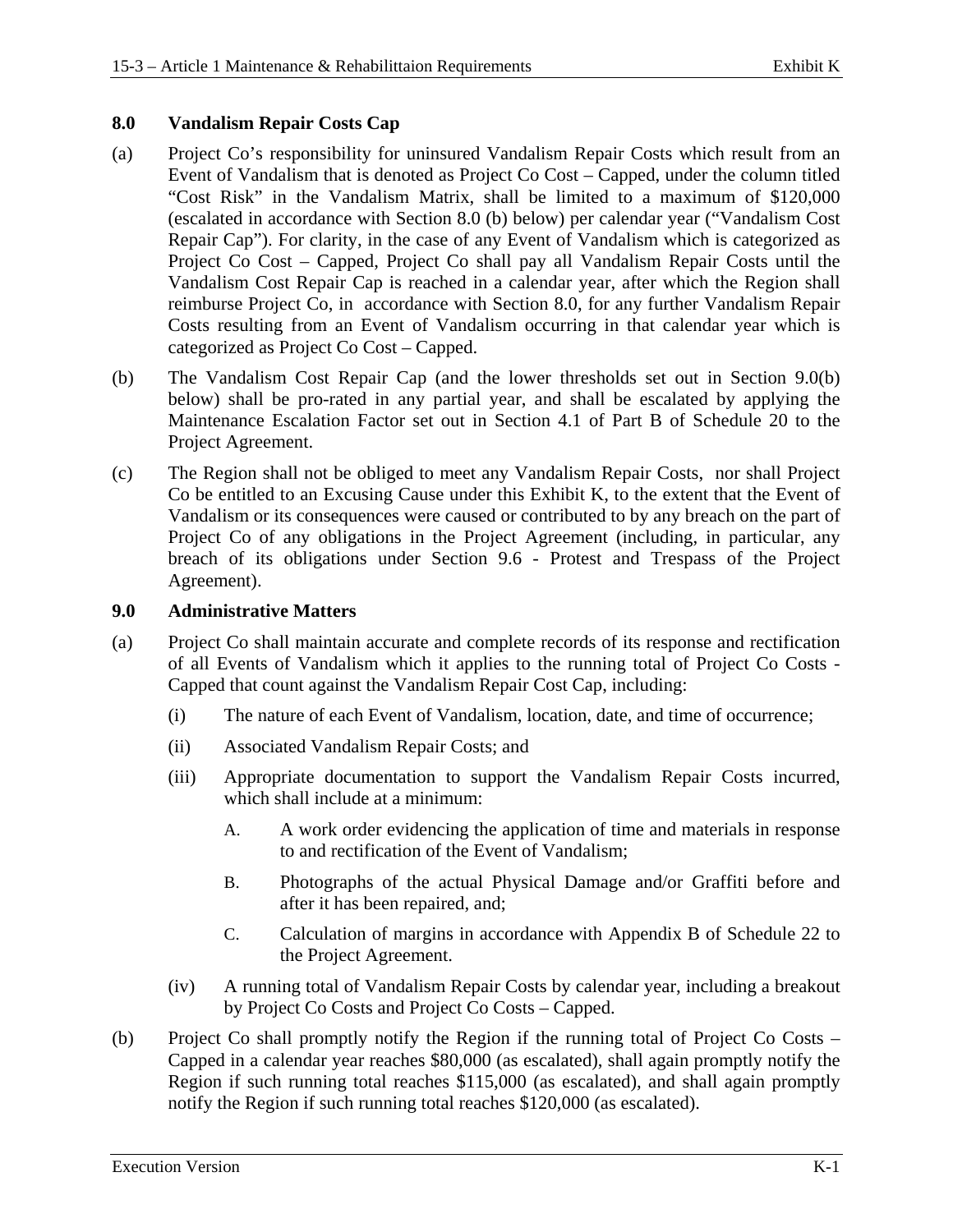## 8.0 Vandalism Repair Costs Cap

(a) Project Co's responsibility for uninsured Vandalism Repair Costs which result from an Event of Vandalism that is denoted as Project Co Cost – Capped, under the column titled "Cost Risk" in the Vandalism Matrix, shall be limited to a maximum of $120,000 (escalated in accordance with Section 8.0 (b) below) per calendar year ("Vandalism Cost Repair Cap"). For clarity, in the case of any Event of Vandalism which is categorized as Project Co Cost – Capped, Project Co shall pay all Vandalism Repair Costs until the Vandalism Cost Repair Cap is reached in a calendar year, after which the Region shall reimburse Project Co, in accordance with Section 8.0, for any further Vandalism Repair Costs resulting from an Event of Vandalism occurring in that calendar year which is categorized as Project Co Cost – Capped.

(b) The Vandalism Cost Repair Cap (and the lower thresholds set out in Section 9.0(b) below) shall be pro-rated in any partial year, and shall be escalated by applying the Maintenance Escalation Factor set out in Section 4.1 of Part B of Schedule 20 to the Project Agreement.

(c) The Region shall not be obliged to meet any Vandalism Repair Costs, nor shall Project Co be entitled to an Excusing Cause under this Exhibit K, to the extent that the Event of Vandalism or its consequences were caused or contributed to by any breach on the part of Project Co of any obligations in the Project Agreement (including, in particular, any breach of its obligations under Section 9.6 - Protest and Trespass of the Project Agreement).

## 9.0 Administrative Matters

(a) Project Co shall maintain accurate and complete records of its response and rectification of all Events of Vandalism which it applies to the running total of Project Co Costs - Capped that count against the Vandalism Repair Cost Cap, including:

   (i) The nature of each Event of Vandalism, location, date, and time of occurrence;

   (ii) Associated Vandalism Repair Costs; and

   (iii) Appropriate documentation to support the Vandalism Repair Costs incurred, which shall include at a minimum:

      A. A work order evidencing the application of time and materials in response to and rectification of the Event of Vandalism;

      B. Photographs of the actual Physical Damage and/or Graffiti before and after it has been repaired, and;

      C. Calculation of margins in accordance with Appendix B of Schedule 22 to the Project Agreement.

   (iv) A running total of Vandalism Repair Costs by calendar year, including a breakout by Project Co Costs and Project Co Costs – Capped.

(b) Project Co shall promptly notify the Region if the running total of Project Co Costs – Capped in a calendar year reaches $80,000 (as escalated), shall again promptly notify the Region if such running total reaches $115,000 (as escalated), and shall again promptly notify the Region if such running total reaches $120,000 (as escalated).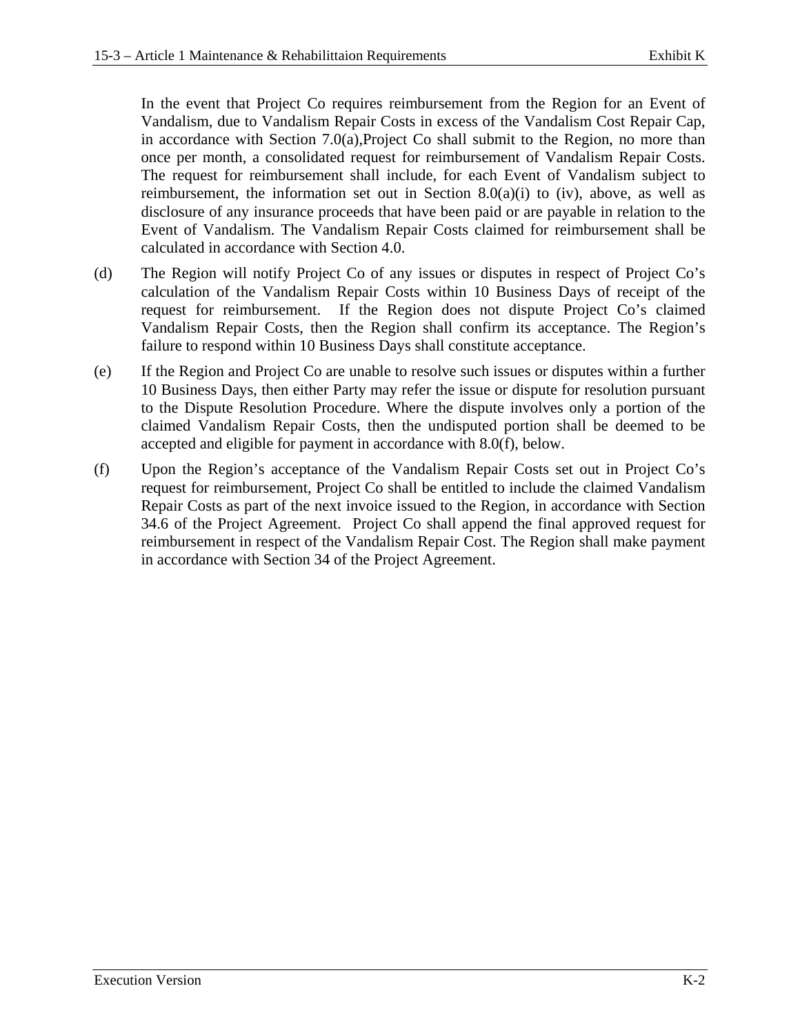In the event that Project Co requires reimbursement from the Region for an Event of Vandalism, due to Vandalism Repair Costs in excess of the Vandalism Cost Repair Cap, in accordance with Section 7.0(a),Project Co shall submit to the Region, no more than once per month, a consolidated request for reimbursement of Vandalism Repair Costs. The request for reimbursement shall include, for each Event of Vandalism subject to reimbursement, the information set out in Section 8.0(a)(i) to (iv), above, as well as disclosure of any insurance proceeds that have been paid or are payable in relation to the Event of Vandalism. The Vandalism Repair Costs claimed for reimbursement shall be calculated in accordance with Section 4.0.

(d) The Region will notify Project Co of any issues or disputes in respect of Project Co's calculation of the Vandalism Repair Costs within 10 Business Days of receipt of the request for reimbursement. If the Region does not dispute Project Co's claimed Vandalism Repair Costs, then the Region shall confirm its acceptance. The Region's failure to respond within 10 Business Days shall constitute acceptance.

(e) If the Region and Project Co are unable to resolve such issues or disputes within a further 10 Business Days, then either Party may refer the issue or dispute for resolution pursuant to the Dispute Resolution Procedure. Where the dispute involves only a portion of the claimed Vandalism Repair Costs, then the undisputed portion shall be deemed to be accepted and eligible for payment in accordance with 8.0(f), below.

(f) Upon the Region's acceptance of the Vandalism Repair Costs set out in Project Co's request for reimbursement, Project Co shall be entitled to include the claimed Vandalism Repair Costs as part of the next invoice issued to the Region, in accordance with Section 34.6 of the Project Agreement. Project Co shall append the final approved request for reimbursement in respect of the Vandalism Repair Cost. The Region shall make payment in accordance with Section 34 of the Project Agreement.